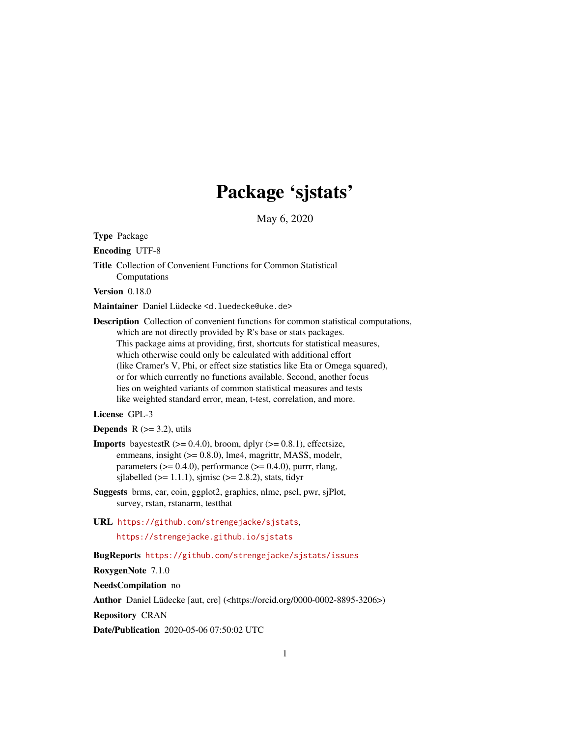# Package 'sjstats'

May 6, 2020

**Type** Package

**Encoding** UTF-8

**Title** Collection of Convenient Functions for Common Statistical Computations

**Version** 0.18.0

**Maintainer** Daniel Lüdecke <d.luedecke@uke.de>

**Description** Collection of convenient functions for common statistical computations, which are not directly provided by R's base or stats packages. This package aims at providing, first, shortcuts for statistical measures, which otherwise could only be calculated with additional effort (like Cramer's V, Phi, or effect size statistics like Eta or Omega squared), or for which currently no functions available. Second, another focus lies on weighted variants of common statistical measures and tests like weighted standard error, mean, t-test, correlation, and more.

**License** GPL-3

**Depends** R (>= 3.2), utils

**Imports** bayestestR (>= 0.4.0), broom, dplyr (>= 0.8.1), effectsize, emmeans, insight (>= 0.8.0), lme4, magrittr, MASS, modelr, parameters (>= 0.4.0), performance (>= 0.4.0), purrr, rlang, sjlabelled (>= 1.1.1), sjmisc (>= 2.8.2), stats, tidyr

**Suggests** brms, car, coin, ggplot2, graphics, nlme, pscl, pwr, sjPlot, survey, rstan, rstanarm, testthat

**URL** https://github.com/strengejacke/sjstats,
https://strengejacke.github.io/sjstats

**BugReports** https://github.com/strengejacke/sjstats/issues

**RoxygenNote** 7.1.0

**NeedsCompilation** no

**Author** Daniel Lüdecke [aut, cre] (<https://orcid.org/0000-0002-8895-3206>)

**Repository** CRAN

**Date/Publication** 2020-05-06 07:50:02 UTC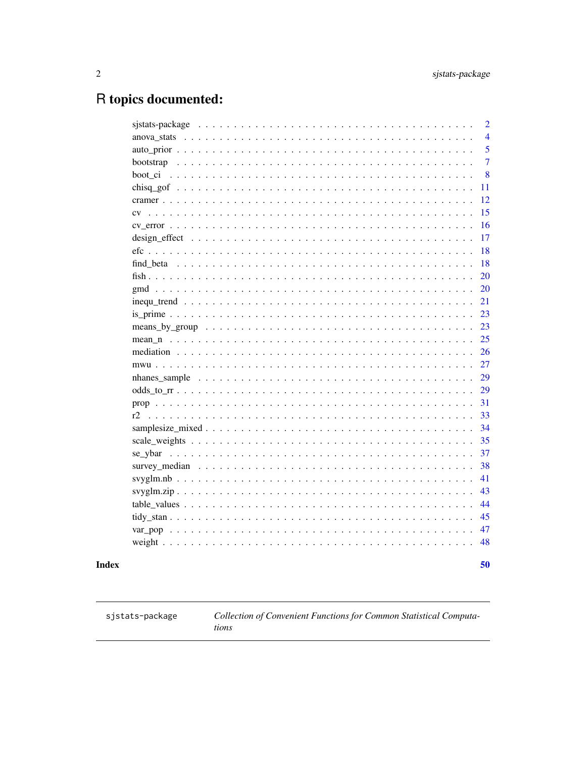# R topics documented:

| | |
|---|---|
| sjstats-package | 2 |
| anova_stats | 4 |
| auto_prior | 5 |
| bootstrap | 7 |
| boot_ci | 8 |
| chisq_gof | 11 |
| cramer | 12 |
| cv | 15 |
| cv_error | 16 |
| design_effect | 17 |
| efc | 18 |
| find_beta | 18 |
| fish | 20 |
| gmd | 20 |
| inequ_trend | 21 |
| is_prime | 23 |
| means_by_group | 23 |
| mean_n | 25 |
| mediation | 26 |
| mwu | 27 |
| nhanes_sample | 29 |
| odds_to_rr | 29 |
| prop | 31 |
| r2 | 33 |
| samplesize_mixed | 34 |
| scale_weights | 35 |
| se_ybar | 37 |
| survey_median | 38 |
| svyglm.nb | 41 |
| svyglm.zip | 43 |
| table_values | 44 |
| tidy_stan | 45 |
| var_pop | 47 |
| weight | 48 |

**Index** **50**

---

| sjstats-package | *Collection of Convenient Functions for Common Statistical Computations* |
|---|---|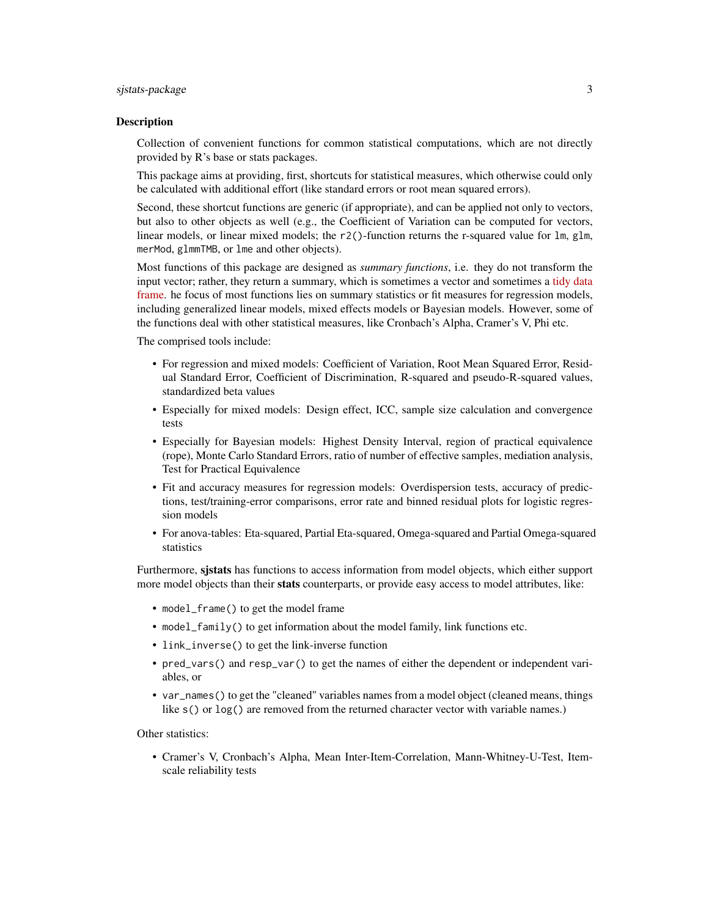## Description

Collection of convenient functions for common statistical computations, which are not directly provided by R's base or stats packages.

This package aims at providing, first, shortcuts for statistical measures, which otherwise could only be calculated with additional effort (like standard errors or root mean squared errors).

Second, these shortcut functions are generic (if appropriate), and can be applied not only to vectors, but also to other objects as well (e.g., the Coefficient of Variation can be computed for vectors, linear models, or linear mixed models; the `r2()`-function returns the r-squared value for `lm`, `glm`, `merMod`, `glmmTMB`, or `lme` and other objects).

Most functions of this package are designed as *summary functions*, i.e. they do not transform the input vector; rather, they return a summary, which is sometimes a vector and sometimes a tidy data frame. he focus of most functions lies on summary statistics or fit measures for regression models, including generalized linear models, mixed effects models or Bayesian models. However, some of the functions deal with other statistical measures, like Cronbach's Alpha, Cramer's V, Phi etc.

The comprised tools include:

- For regression and mixed models: Coefficient of Variation, Root Mean Squared Error, Residual Standard Error, Coefficient of Discrimination, R-squared and pseudo-R-squared values, standardized beta values
- Especially for mixed models: Design effect, ICC, sample size calculation and convergence tests
- Especially for Bayesian models: Highest Density Interval, region of practical equivalence (rope), Monte Carlo Standard Errors, ratio of number of effective samples, mediation analysis, Test for Practical Equivalence
- Fit and accuracy measures for regression models: Overdispersion tests, accuracy of predictions, test/training-error comparisons, error rate and binned residual plots for logistic regression models
- For anova-tables: Eta-squared, Partial Eta-squared, Omega-squared and Partial Omega-squared statistics

Furthermore, **sjstats** has functions to access information from model objects, which either support more model objects than their **stats** counterparts, or provide easy access to model attributes, like:

- `model_frame()` to get the model frame
- `model_family()` to get information about the model family, link functions etc.
- `link_inverse()` to get the link-inverse function
- `pred_vars()` and `resp_var()` to get the names of either the dependent or independent variables, or
- `var_names()` to get the "cleaned" variables names from a model object (cleaned means, things like `s()` or `log()` are removed from the returned character vector with variable names.)

Other statistics:

- Cramer's V, Cronbach's Alpha, Mean Inter-Item-Correlation, Mann-Whitney-U-Test, Item-scale reliability tests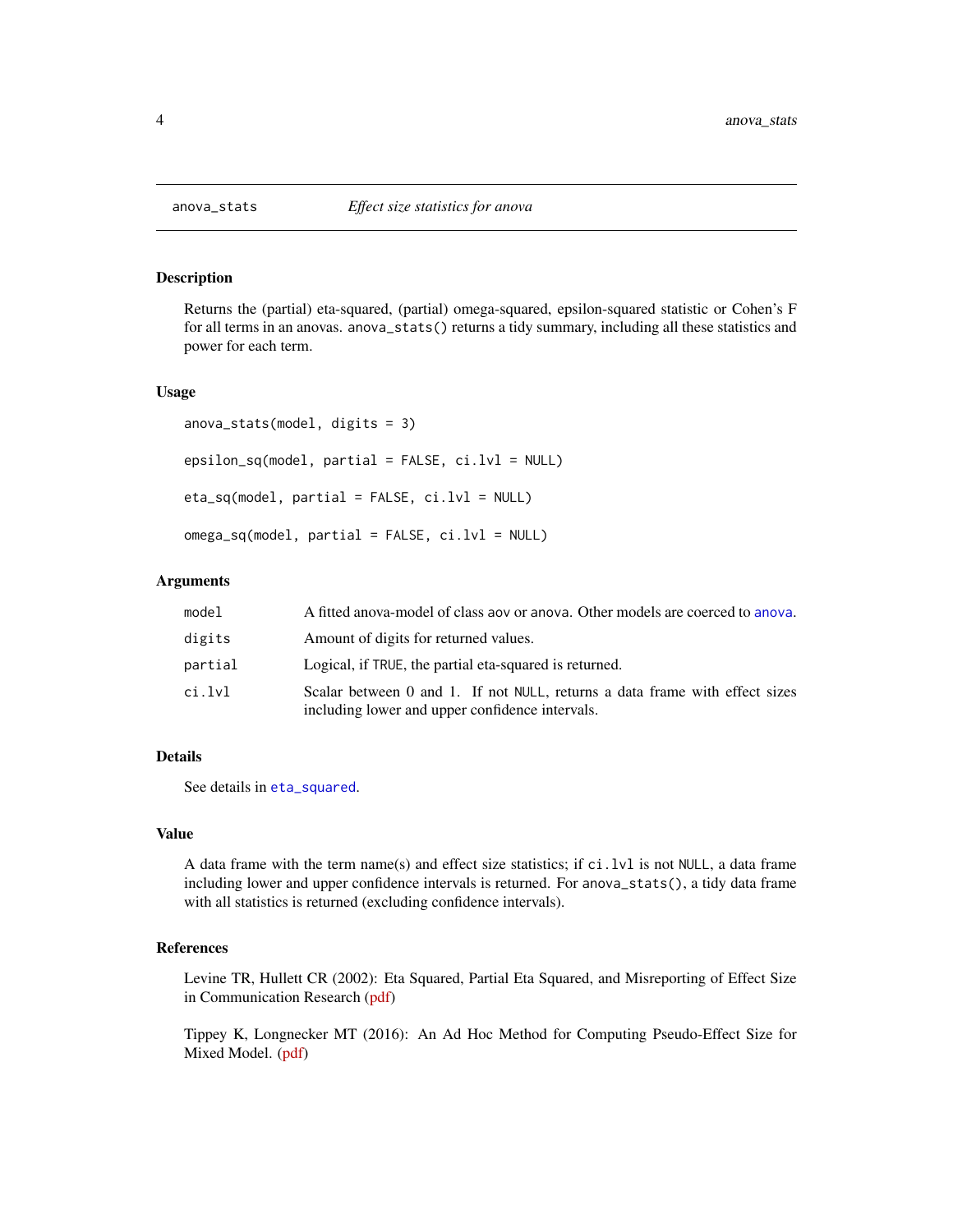## anova_stats — *Effect size statistics for anova*

### Description

Returns the (partial) eta-squared, (partial) omega-squared, epsilon-squared statistic or Cohen's F for all terms in an anovas. `anova_stats()` returns a tidy summary, including all these statistics and power for each term.

### Usage

```
anova_stats(model, digits = 3)

epsilon_sq(model, partial = FALSE, ci.lvl = NULL)

eta_sq(model, partial = FALSE, ci.lvl = NULL)

omega_sq(model, partial = FALSE, ci.lvl = NULL)
```

### Arguments

| | |
|---|---|
| `model` | A fitted anova-model of class `aov` or `anova`. Other models are coerced to `anova`. |
| `digits` | Amount of digits for returned values. |
| `partial` | Logical, if `TRUE`, the partial eta-squared is returned. |
| `ci.lvl` | Scalar between 0 and 1. If not `NULL`, returns a data frame with effect sizes including lower and upper confidence intervals. |

### Details

See details in `eta_squared`.

### Value

A data frame with the term name(s) and effect size statistics; if `ci.lvl` is not `NULL`, a data frame including lower and upper confidence intervals is returned. For `anova_stats()`, a tidy data frame with all statistics is returned (excluding confidence intervals).

### References

Levine TR, Hullett CR (2002): Eta Squared, Partial Eta Squared, and Misreporting of Effect Size in Communication Research (pdf)

Tippey K, Longnecker MT (2016): An Ad Hoc Method for Computing Pseudo-Effect Size for Mixed Model. (pdf)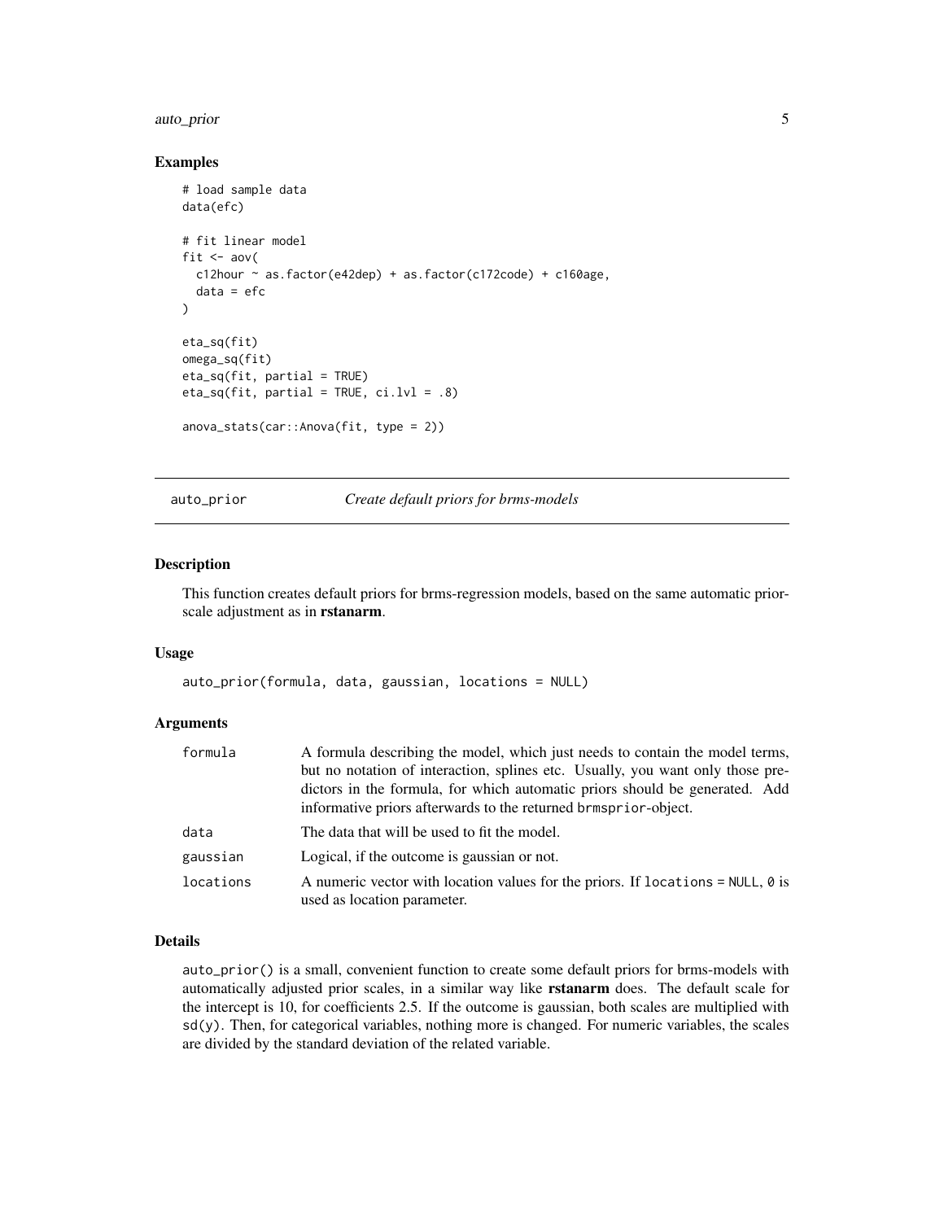### Examples

```
# load sample data
data(efc)

# fit linear model
fit <- aov(
  c12hour ~ as.factor(e42dep) + as.factor(c172code) + c160age,
  data = efc
)

eta_sq(fit)
omega_sq(fit)
eta_sq(fit, partial = TRUE)
eta_sq(fit, partial = TRUE, ci.lvl = .8)

anova_stats(car::Anova(fit, type = 2))
```

## auto_prior *Create default priors for brms-models*

### Description

This function creates default priors for brms-regression models, based on the same automatic prior-scale adjustment as in **rstanarm**.

### Usage

```
auto_prior(formula, data, gaussian, locations = NULL)
```

### Arguments

| | |
|---|---|
| formula | A formula describing the model, which just needs to contain the model terms, but no notation of interaction, splines etc. Usually, you want only those predictors in the formula, for which automatic priors should be generated. Add informative priors afterwards to the returned `brmsprior`-object. |
| data | The data that will be used to fit the model. |
| gaussian | Logical, if the outcome is gaussian or not. |
| locations | A numeric vector with location values for the priors. If `locations = NULL`, `0` is used as location parameter. |

### Details

`auto_prior()` is a small, convenient function to create some default priors for brms-models with automatically adjusted prior scales, in a similar way like **rstanarm** does. The default scale for the intercept is 10, for coefficients 2.5. If the outcome is gaussian, both scales are multiplied with `sd(y)`. Then, for categorical variables, nothing more is changed. For numeric variables, the scales are divided by the standard deviation of the related variable.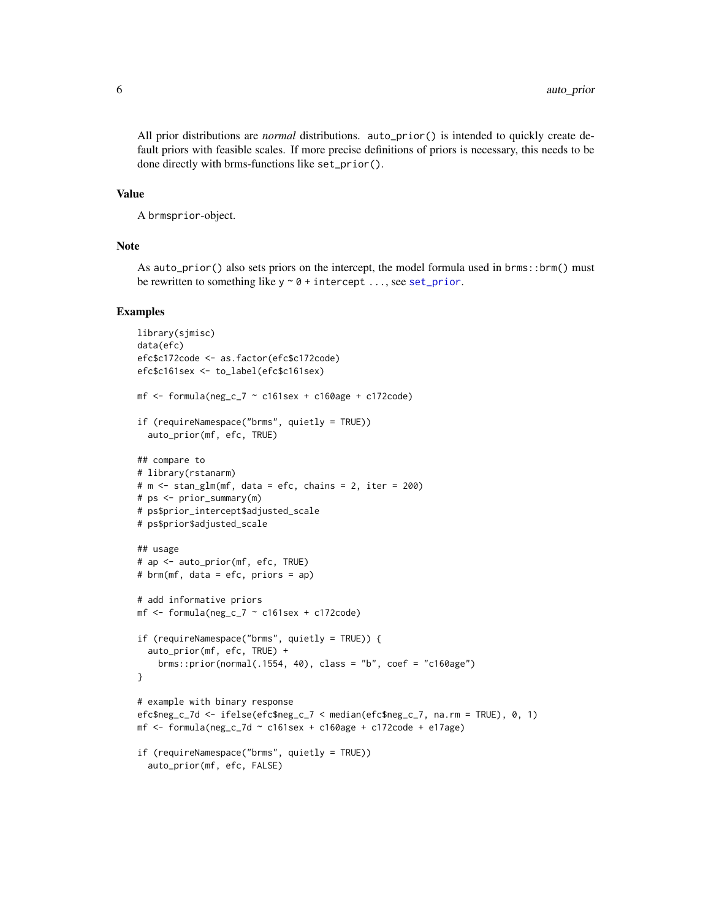All prior distributions are *normal* distributions. `auto_prior()` is intended to quickly create default priors with feasible scales. If more precise definitions of priors is necessary, this needs to be done directly with brms-functions like `set_prior()`.

## Value

A `brmsprior`-object.

## Note

As `auto_prior()` also sets priors on the intercept, the model formula used in `brms::brm()` must be rewritten to something like `y ~ 0 + intercept ...`, see `set_prior`.

## Examples

```
library(sjmisc)
data(efc)
efc$c172code <- as.factor(efc$c172code)
efc$c161sex <- to_label(efc$c161sex)

mf <- formula(neg_c_7 ~ c161sex + c160age + c172code)

if (requireNamespace("brms", quietly = TRUE))
  auto_prior(mf, efc, TRUE)

## compare to
# library(rstanarm)
# m <- stan_glm(mf, data = efc, chains = 2, iter = 200)
# ps <- prior_summary(m)
# ps$prior_intercept$adjusted_scale
# ps$prior$adjusted_scale

## usage
# ap <- auto_prior(mf, efc, TRUE)
# brm(mf, data = efc, priors = ap)

# add informative priors
mf <- formula(neg_c_7 ~ c161sex + c172code)

if (requireNamespace("brms", quietly = TRUE)) {
  auto_prior(mf, efc, TRUE) +
    brms::prior(normal(.1554, 40), class = "b", coef = "c160age")
}

# example with binary response
efc$neg_c_7d <- ifelse(efc$neg_c_7 < median(efc$neg_c_7, na.rm = TRUE), 0, 1)
mf <- formula(neg_c_7d ~ c161sex + c160age + c172code + e17age)

if (requireNamespace("brms", quietly = TRUE))
  auto_prior(mf, efc, FALSE)
```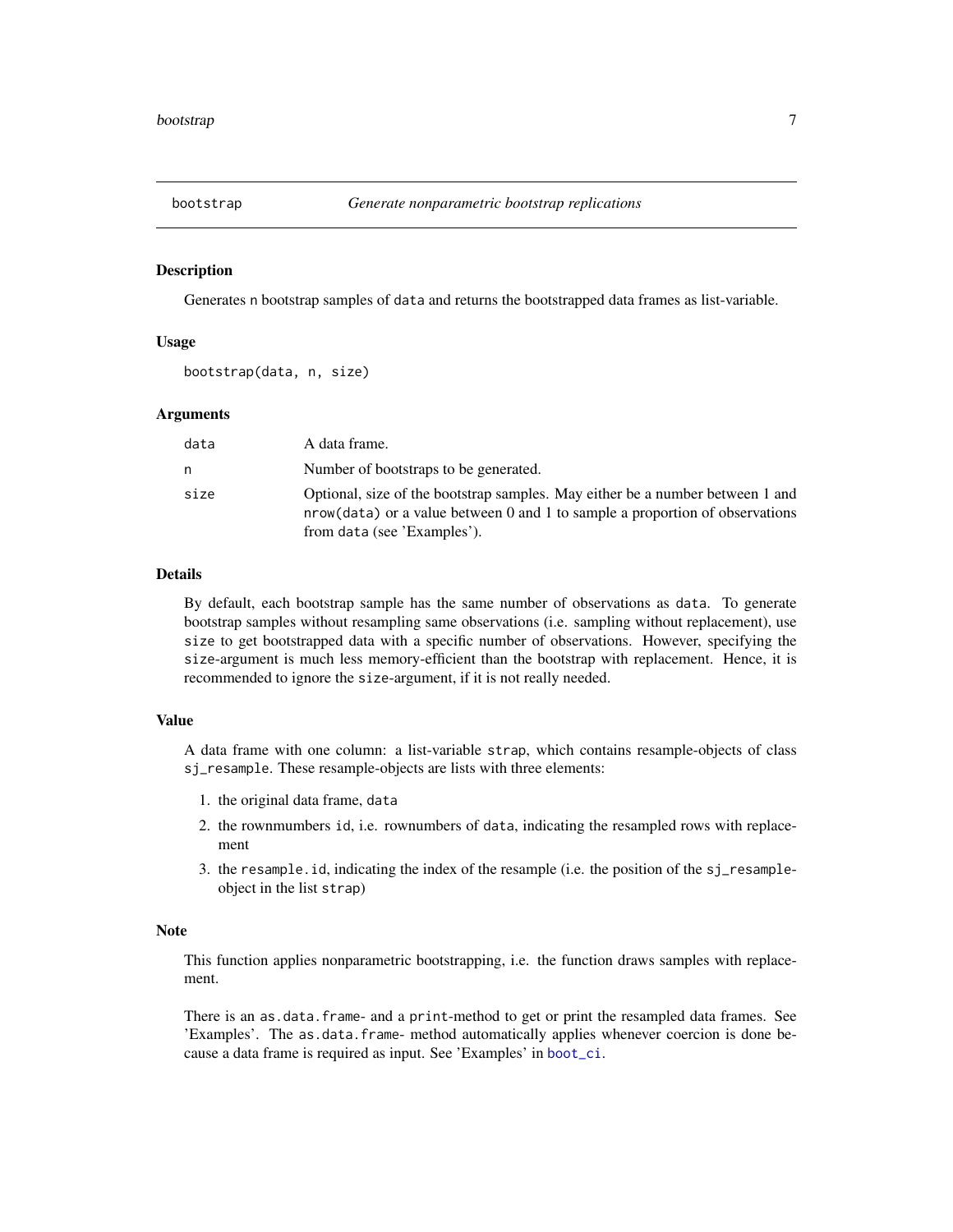## bootstrap — *Generate nonparametric bootstrap replications*

### Description

Generates n bootstrap samples of data and returns the bootstrapped data frames as list-variable.

### Usage

```
bootstrap(data, n, size)
```

### Arguments

| | |
|---|---|
| data | A data frame. |
| n | Number of bootstraps to be generated. |
| size | Optional, size of the bootstrap samples. May either be a number between 1 and nrow(data) or a value between 0 and 1 to sample a proportion of observations from data (see 'Examples'). |

### Details

By default, each bootstrap sample has the same number of observations as data. To generate bootstrap samples without resampling same observations (i.e. sampling without replacement), use size to get bootstrapped data with a specific number of observations. However, specifying the size-argument is much less memory-efficient than the bootstrap with replacement. Hence, it is recommended to ignore the size-argument, if it is not really needed.

### Value

A data frame with one column: a list-variable strap, which contains resample-objects of class sj_resample. These resample-objects are lists with three elements:

1. the original data frame, data
2. the rownmumbers id, i.e. rownumbers of data, indicating the resampled rows with replacement
3. the resample.id, indicating the index of the resample (i.e. the position of the sj_resample-object in the list strap)

### Note

This function applies nonparametric bootstrapping, i.e. the function draws samples with replacement.

There is an as.data.frame- and a print-method to get or print the resampled data frames. See 'Examples'. The as.data.frame- method automatically applies whenever coercion is done because a data frame is required as input. See 'Examples' in boot_ci.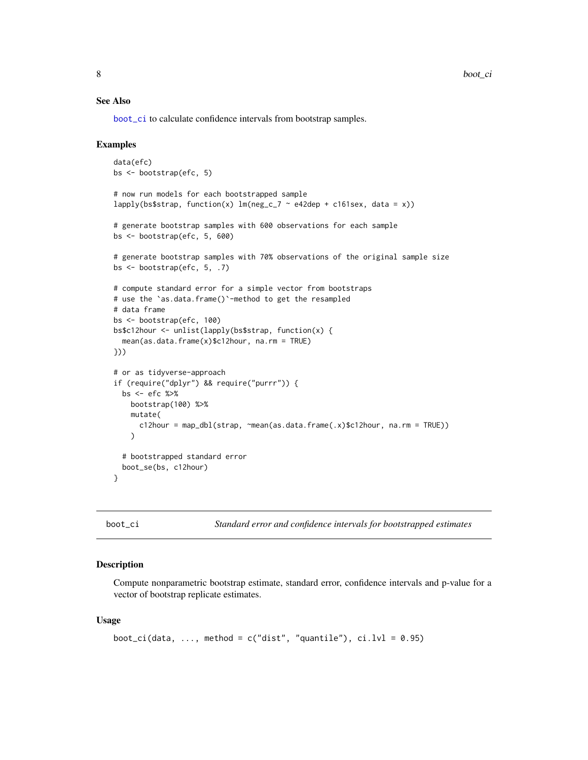### See Also

boot_ci to calculate confidence intervals from bootstrap samples.

### Examples

```
data(efc)
bs <- bootstrap(efc, 5)

# now run models for each bootstrapped sample
lapply(bs$strap, function(x) lm(neg_c_7 ~ e42dep + c161sex, data = x))

# generate bootstrap samples with 600 observations for each sample
bs <- bootstrap(efc, 5, 600)

# generate bootstrap samples with 70% observations of the original sample size
bs <- bootstrap(efc, 5, .7)

# compute standard error for a simple vector from bootstraps
# use the `as.data.frame()`-method to get the resampled
# data frame
bs <- bootstrap(efc, 100)
bs$c12hour <- unlist(lapply(bs$strap, function(x) {
  mean(as.data.frame(x)$c12hour, na.rm = TRUE)
}))

# or as tidyverse-approach
if (require("dplyr") && require("purrr")) {
  bs <- efc %>%
    bootstrap(100) %>%
    mutate(
      c12hour = map_dbl(strap, ~mean(as.data.frame(.x)$c12hour, na.rm = TRUE))
    )

  # bootstrapped standard error
  boot_se(bs, c12hour)
}
```

---

## boot_ci    *Standard error and confidence intervals for bootstrapped estimates*

---

### Description

Compute nonparametric bootstrap estimate, standard error, confidence intervals and p-value for a vector of bootstrap replicate estimates.

### Usage

```
boot_ci(data, ..., method = c("dist", "quantile"), ci.lvl = 0.95)
```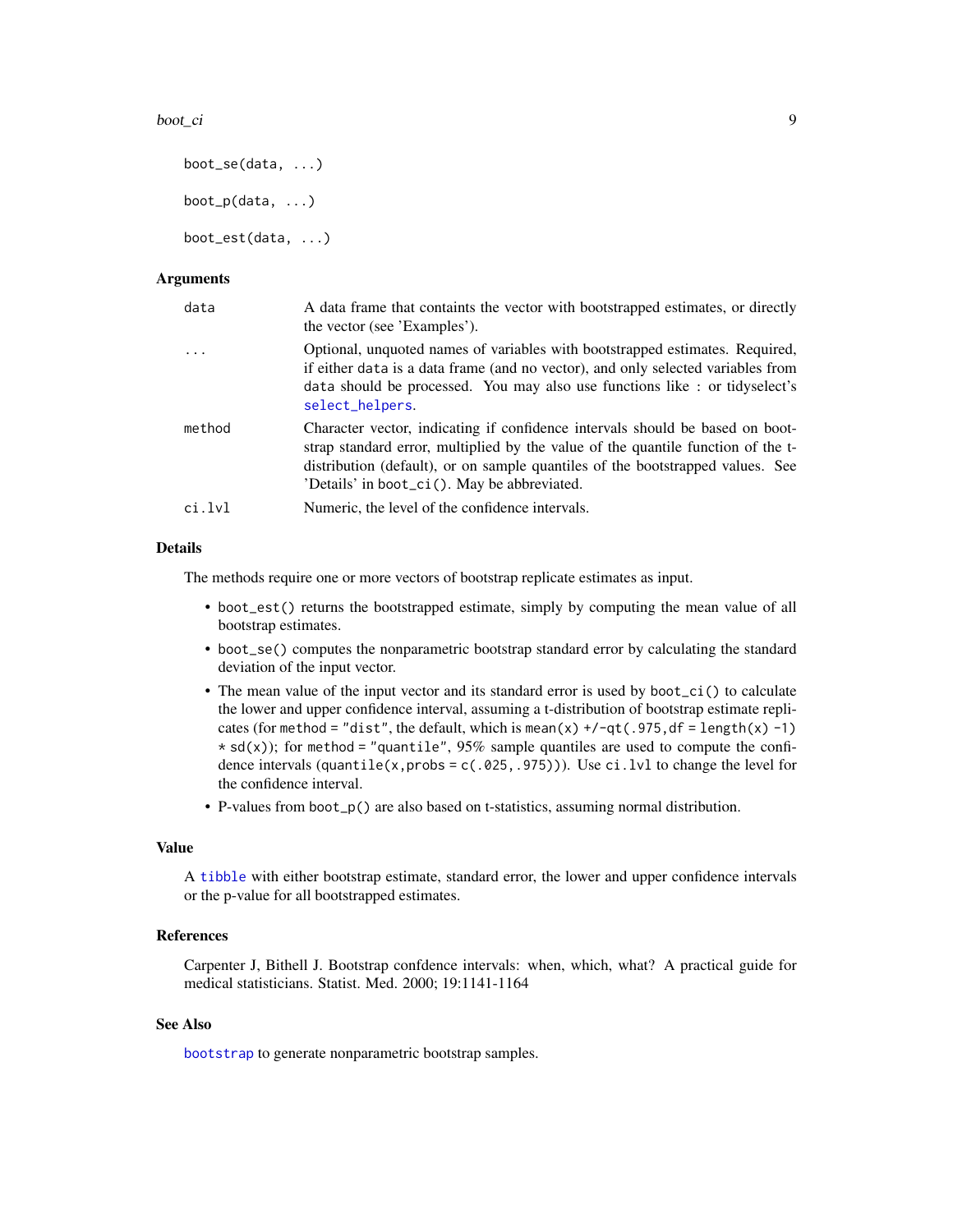```
boot_se(data, ...)

boot_p(data, ...)

boot_est(data, ...)
```

## Arguments

| | |
|---|---|
| `data` | A data frame that containts the vector with bootstrapped estimates, or directly the vector (see 'Examples'). |
| `...` | Optional, unquoted names of variables with bootstrapped estimates. Required, if either `data` is a data frame (and no vector), and only selected variables from `data` should be processed. You may also use functions like `:` or tidyselect's `select_helpers`. |
| `method` | Character vector, indicating if confidence intervals should be based on bootstrap standard error, multiplied by the value of the quantile function of the t-distribution (default), or on sample quantiles of the bootstrapped values. See 'Details' in `boot_ci()`. May be abbreviated. |
| `ci.lvl` | Numeric, the level of the confidence intervals. |

## Details

The methods require one or more vectors of bootstrap replicate estimates as input.

- `boot_est()` returns the bootstrapped estimate, simply by computing the mean value of all bootstrap estimates.
- `boot_se()` computes the nonparametric bootstrap standard error by calculating the standard deviation of the input vector.
- The mean value of the input vector and its standard error is used by `boot_ci()` to calculate the lower and upper confidence interval, assuming a t-distribution of bootstrap estimate replicates (for `method = "dist"`, the default, which is `mean(x) +/- qt(.975, df = length(x) - 1) * sd(x)`); for `method = "quantile"`, 95% sample quantiles are used to compute the confidence intervals (`quantile(x, probs = c(.025, .975))`). Use `ci.lvl` to change the level for the confidence interval.
- P-values from `boot_p()` are also based on t-statistics, assuming normal distribution.

## Value

A `tibble` with either bootstrap estimate, standard error, the lower and upper confidence intervals or the p-value for all bootstrapped estimates.

## References

Carpenter J, Bithell J. Bootstrap confdence intervals: when, which, what? A practical guide for medical statisticians. Statist. Med. 2000; 19:1141-1164

## See Also

`bootstrap` to generate nonparametric bootstrap samples.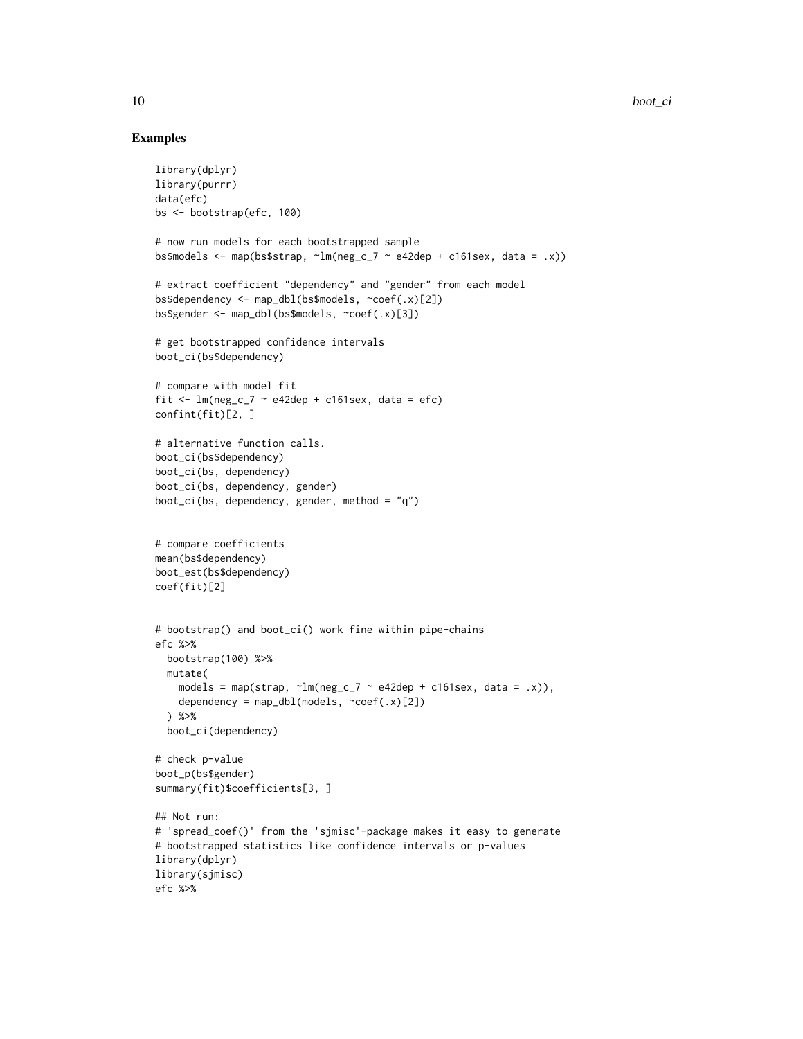## Examples

```
library(dplyr)
library(purrr)
data(efc)
bs <- bootstrap(efc, 100)

# now run models for each bootstrapped sample
bs$models <- map(bs$strap, ~lm(neg_c_7 ~ e42dep + c161sex, data = .x))

# extract coefficient "dependency" and "gender" from each model
bs$dependency <- map_dbl(bs$models, ~coef(.x)[2])
bs$gender <- map_dbl(bs$models, ~coef(.x)[3])

# get bootstrapped confidence intervals
boot_ci(bs$dependency)

# compare with model fit
fit <- lm(neg_c_7 ~ e42dep + c161sex, data = efc)
confint(fit)[2, ]

# alternative function calls.
boot_ci(bs$dependency)
boot_ci(bs, dependency)
boot_ci(bs, dependency, gender)
boot_ci(bs, dependency, gender, method = "q")


# compare coefficients
mean(bs$dependency)
boot_est(bs$dependency)
coef(fit)[2]


# bootstrap() and boot_ci() work fine within pipe-chains
efc %>%
  bootstrap(100) %>%
  mutate(
    models = map(strap, ~lm(neg_c_7 ~ e42dep + c161sex, data = .x)),
    dependency = map_dbl(models, ~coef(.x)[2])
  ) %>%
  boot_ci(dependency)

# check p-value
boot_p(bs$gender)
summary(fit)$coefficients[3, ]

## Not run:
# 'spread_coef()' from the 'sjmisc'-package makes it easy to generate
# bootstrapped statistics like confidence intervals or p-values
library(dplyr)
library(sjmisc)
efc %>%
```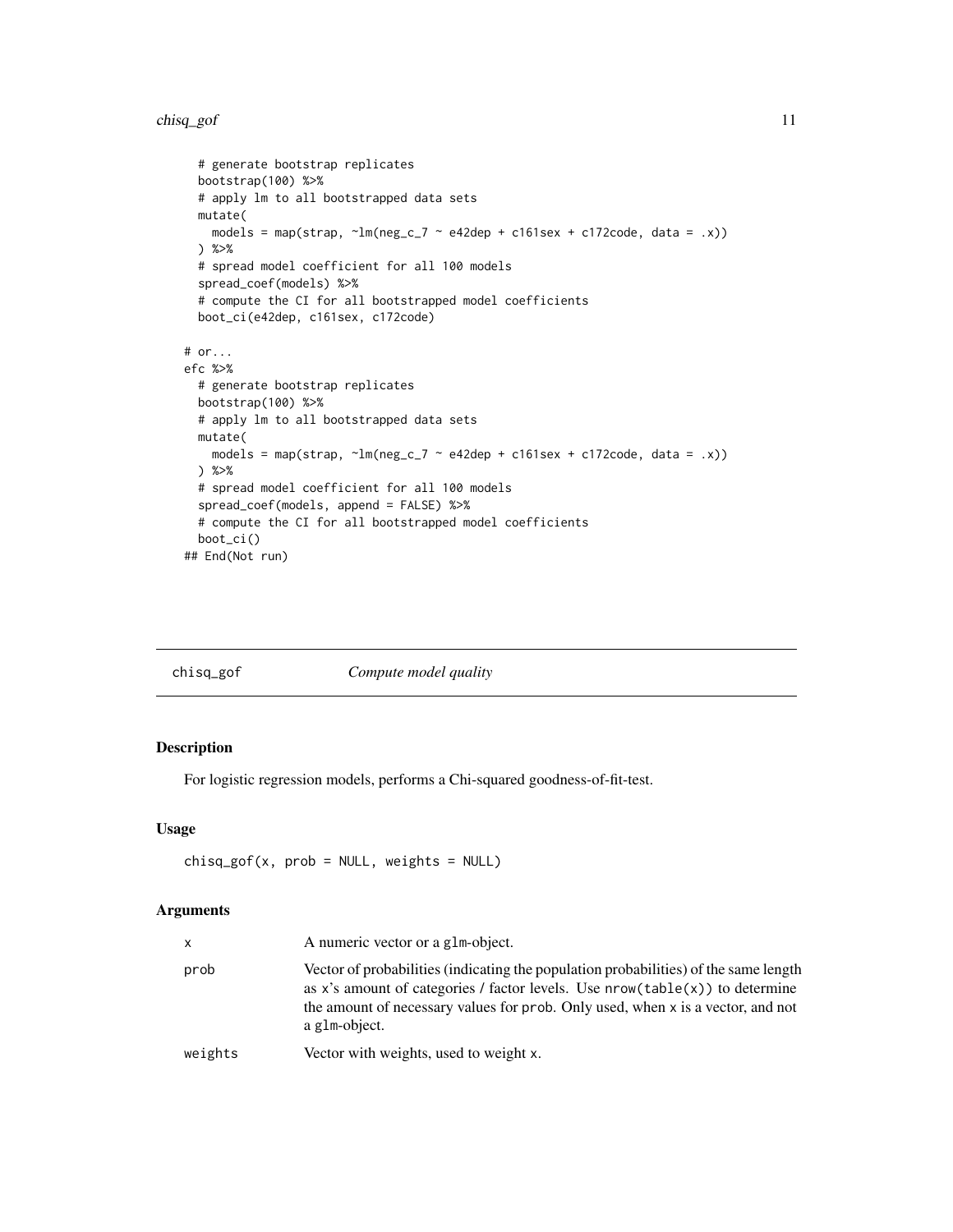```
  # generate bootstrap replicates
  bootstrap(100) %>%
  # apply lm to all bootstrapped data sets
  mutate(
    models = map(strap, ~lm(neg_c_7 ~ e42dep + c161sex + c172code, data = .x))
  ) %>%
  # spread model coefficient for all 100 models
  spread_coef(models) %>%
  # compute the CI for all bootstrapped model coefficients
  boot_ci(e42dep, c161sex, c172code)

# or...
efc %>%
  # generate bootstrap replicates
  bootstrap(100) %>%
  # apply lm to all bootstrapped data sets
  mutate(
    models = map(strap, ~lm(neg_c_7 ~ e42dep + c161sex + c172code, data = .x))
  ) %>%
  # spread model coefficient for all 100 models
  spread_coef(models, append = FALSE) %>%
  # compute the CI for all bootstrapped model coefficients
  boot_ci()
## End(Not run)
```

## chisq_gof *Compute model quality*

### Description

For logistic regression models, performs a Chi-squared goodness-of-fit-test.

### Usage

```
chisq_gof(x, prob = NULL, weights = NULL)
```

### Arguments

| | |
|---|---|
| `x` | A numeric vector or a `glm`-object. |
| `prob` | Vector of probabilities (indicating the population probabilities) of the same length as x's amount of categories / factor levels. Use `nrow(table(x))` to determine the amount of necessary values for `prob`. Only used, when `x` is a vector, and not a `glm`-object. |
| `weights` | Vector with weights, used to weight `x`. |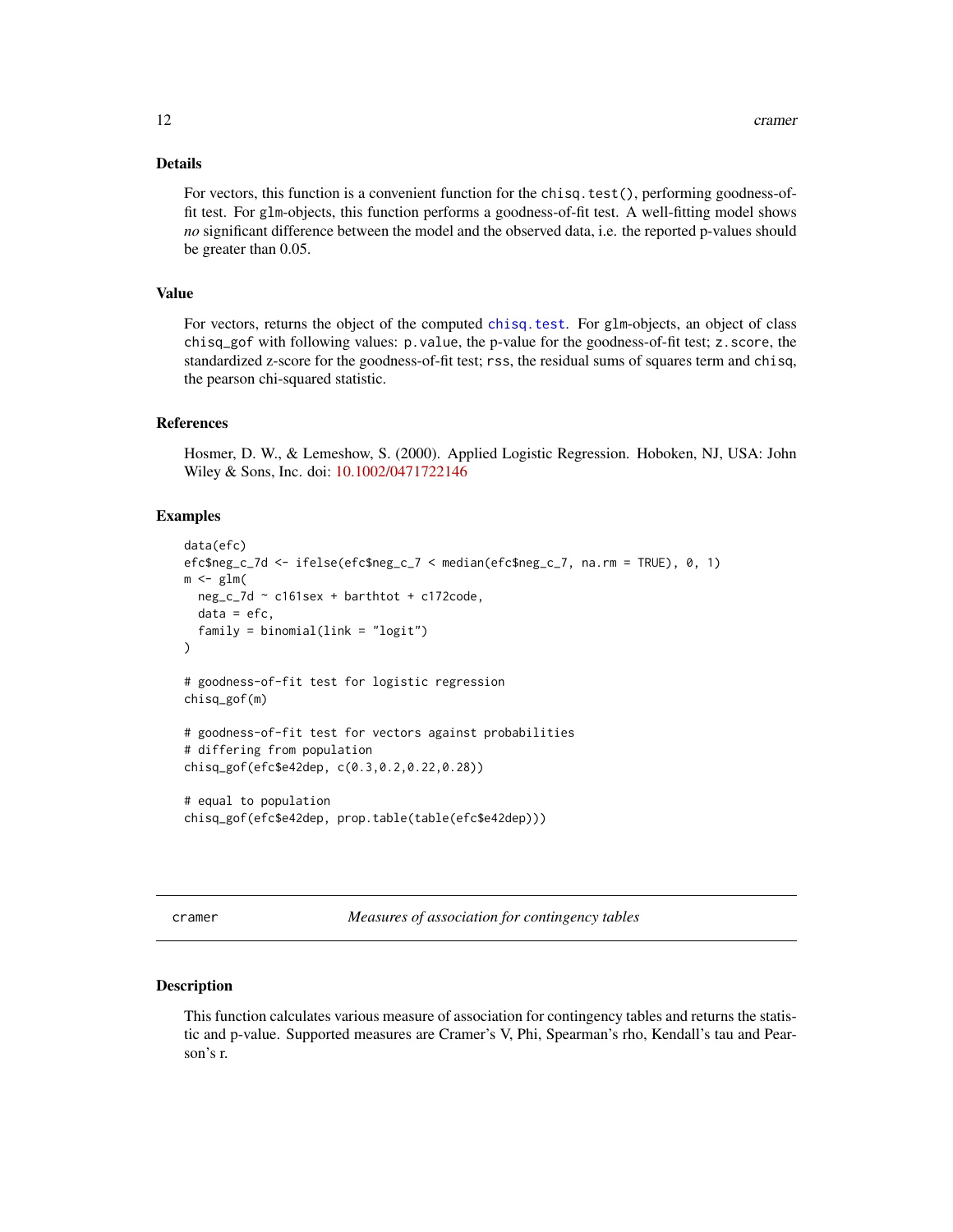### Details

For vectors, this function is a convenient function for the `chisq.test()`, performing goodness-of-fit test. For `glm`-objects, this function performs a goodness-of-fit test. A well-fitting model shows *no* significant difference between the model and the observed data, i.e. the reported p-values should be greater than 0.05.

### Value

For vectors, returns the object of the computed `chisq.test`. For `glm`-objects, an object of class `chisq_gof` with following values: `p.value`, the p-value for the goodness-of-fit test; `z.score`, the standardized z-score for the goodness-of-fit test; `rss`, the residual sums of squares term and `chisq`, the pearson chi-squared statistic.

### References

Hosmer, D. W., & Lemeshow, S. (2000). Applied Logistic Regression. Hoboken, NJ, USA: John Wiley & Sons, Inc. doi: 10.1002/0471722146

### Examples

```
data(efc)
efc$neg_c_7d <- ifelse(efc$neg_c_7 < median(efc$neg_c_7, na.rm = TRUE), 0, 1)
m <- glm(
  neg_c_7d ~ c161sex + barthtot + c172code,
  data = efc,
  family = binomial(link = "logit")
)

# goodness-of-fit test for logistic regression
chisq_gof(m)

# goodness-of-fit test for vectors against probabilities
# differing from population
chisq_gof(efc$e42dep, c(0.3,0.2,0.22,0.28))

# equal to population
chisq_gof(efc$e42dep, prop.table(table(efc$e42dep)))
```

---

## cramer — *Measures of association for contingency tables*

### Description

This function calculates various measure of association for contingency tables and returns the statistic and p-value. Supported measures are Cramer's V, Phi, Spearman's rho, Kendall's tau and Pearson's r.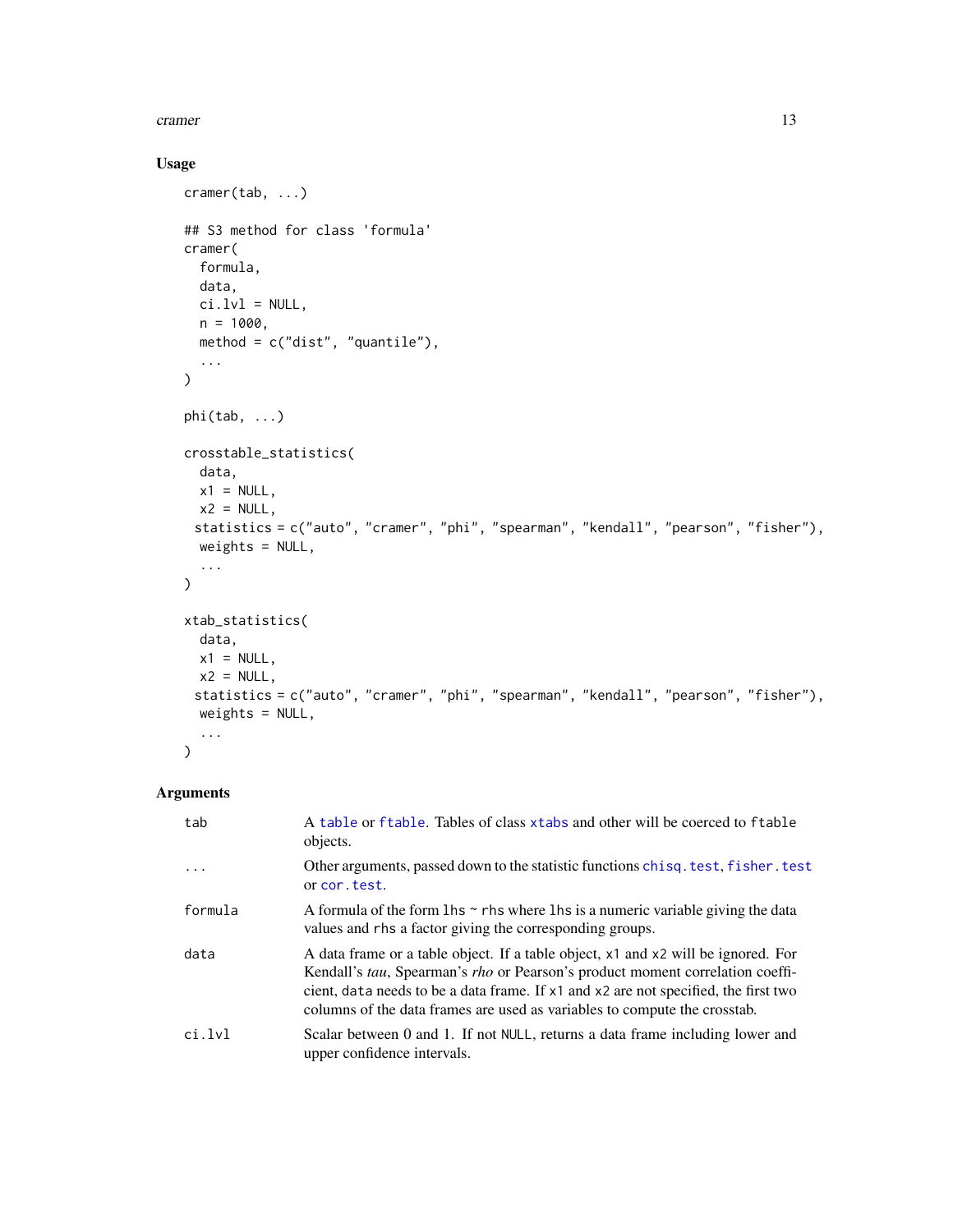## Usage

```
cramer(tab, ...)

## S3 method for class 'formula'
cramer(
  formula,
  data,
  ci.lvl = NULL,
  n = 1000,
  method = c("dist", "quantile"),
  ...
)

phi(tab, ...)

crosstable_statistics(
  data,
  x1 = NULL,
  x2 = NULL,
 statistics = c("auto", "cramer", "phi", "spearman", "kendall", "pearson", "fisher"),
  weights = NULL,
  ...
)

xtab_statistics(
  data,
  x1 = NULL,
  x2 = NULL,
 statistics = c("auto", "cramer", "phi", "spearman", "kendall", "pearson", "fisher"),
  weights = NULL,
  ...
)
```

## Arguments

| | |
|---|---|
| `tab` | A `table` or `ftable`. Tables of class `xtabs` and other will be coerced to `ftable` objects. |
| `...` | Other arguments, passed down to the statistic functions `chisq.test`, `fisher.test` or `cor.test`. |
| `formula` | A formula of the form `lhs ~ rhs` where `lhs` is a numeric variable giving the data values and `rhs` a factor giving the corresponding groups. |
| `data` | A data frame or a table object. If a table object, `x1` and `x2` will be ignored. For Kendall's *tau*, Spearman's *rho* or Pearson's product moment correlation coefficient, `data` needs to be a data frame. If `x1` and `x2` are not specified, the first two columns of the data frames are used as variables to compute the crosstab. |
| `ci.lvl` | Scalar between 0 and 1. If not `NULL`, returns a data frame including lower and upper confidence intervals. |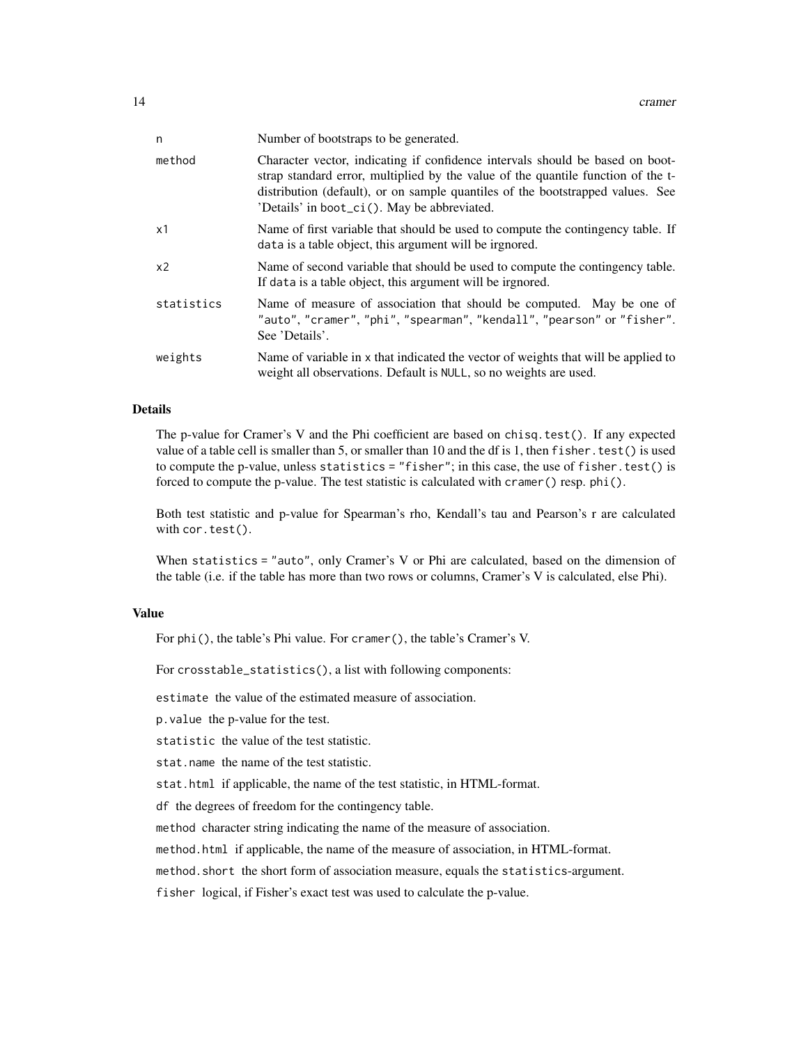| | |
|---|---|
| n | Number of bootstraps to be generated. |
| method | Character vector, indicating if confidence intervals should be based on bootstrap standard error, multiplied by the value of the quantile function of the t-distribution (default), or on sample quantiles of the bootstrapped values. See 'Details' in `boot_ci()`. May be abbreviated. |
| x1 | Name of first variable that should be used to compute the contingency table. If `data` is a table object, this argument will be irgnored. |
| x2 | Name of second variable that should be used to compute the contingency table. If `data` is a table object, this argument will be irgnored. |
| statistics | Name of measure of association that should be computed. May be one of `"auto"`, `"cramer"`, `"phi"`, `"spearman"`, `"kendall"`, `"pearson"` or `"fisher"`. See 'Details'. |
| weights | Name of variable in `x` that indicated the vector of weights that will be applied to weight all observations. Default is `NULL`, so no weights are used. |

## Details

The p-value for Cramer's V and the Phi coefficient are based on `chisq.test()`. If any expected value of a table cell is smaller than 5, or smaller than 10 and the df is 1, then `fisher.test()` is used to compute the p-value, unless `statistics = "fisher"`; in this case, the use of `fisher.test()` is forced to compute the p-value. The test statistic is calculated with `cramer()` resp. `phi()`.

Both test statistic and p-value for Spearman's rho, Kendall's tau and Pearson's r are calculated with `cor.test()`.

When `statistics = "auto"`, only Cramer's V or Phi are calculated, based on the dimension of the table (i.e. if the table has more than two rows or columns, Cramer's V is calculated, else Phi).

## Value

For `phi()`, the table's Phi value. For `cramer()`, the table's Cramer's V.

For `crosstable_statistics()`, a list with following components:

`estimate` the value of the estimated measure of association.

`p.value` the p-value for the test.

`statistic` the value of the test statistic.

`stat.name` the name of the test statistic.

`stat.html` if applicable, the name of the test statistic, in HTML-format.

`df` the degrees of freedom for the contingency table.

`method` character string indicating the name of the measure of association.

`method.html` if applicable, the name of the measure of association, in HTML-format.

`method.short` the short form of association measure, equals the `statistics`-argument.

`fisher` logical, if Fisher's exact test was used to calculate the p-value.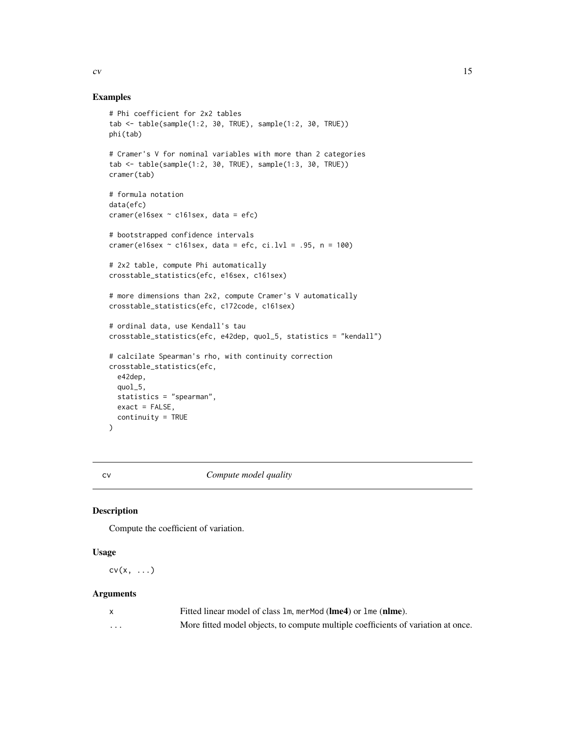## Examples

```
# Phi coefficient for 2x2 tables
tab <- table(sample(1:2, 30, TRUE), sample(1:2, 30, TRUE))
phi(tab)

# Cramer's V for nominal variables with more than 2 categories
tab <- table(sample(1:2, 30, TRUE), sample(1:3, 30, TRUE))
cramer(tab)

# formula notation
data(efc)
cramer(e16sex ~ c161sex, data = efc)

# bootstrapped confidence intervals
cramer(e16sex ~ c161sex, data = efc, ci.lvl = .95, n = 100)

# 2x2 table, compute Phi automatically
crosstable_statistics(efc, e16sex, c161sex)

# more dimensions than 2x2, compute Cramer's V automatically
crosstable_statistics(efc, c172code, c161sex)

# ordinal data, use Kendall's tau
crosstable_statistics(efc, e42dep, quol_5, statistics = "kendall")

# calcilate Spearman's rho, with continuity correction
crosstable_statistics(efc,
  e42dep,
  quol_5,
  statistics = "spearman",
  exact = FALSE,
  continuity = TRUE
)
```

---

# cv — *Compute model quality*

## Description

Compute the coefficient of variation.

## Usage

```
cv(x, ...)
```

## Arguments

| | |
|---|---|
| x | Fitted linear model of class `lm`, `merMod` (**lme4**) or `lme` (**nlme**). |
| ... | More fitted model objects, to compute multiple coefficients of variation at once. |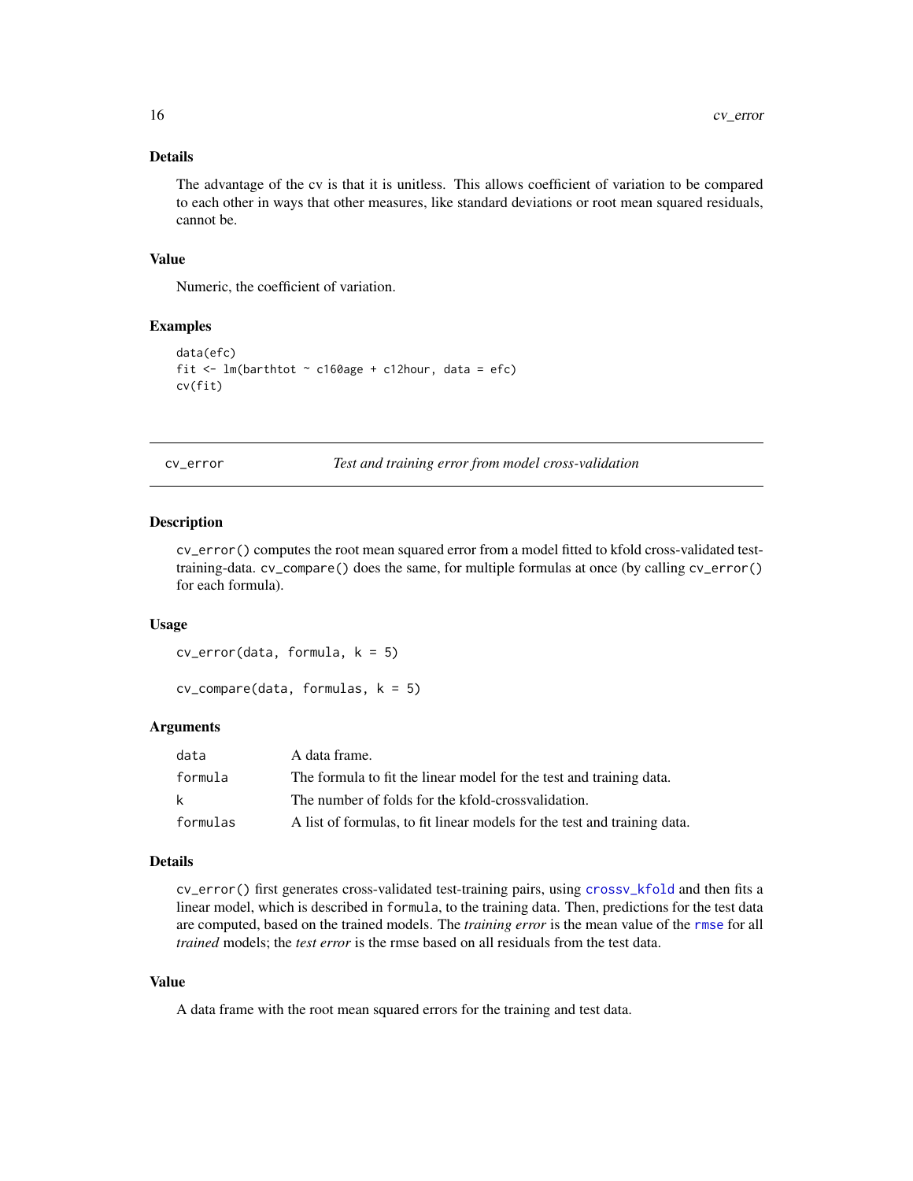### Details

The advantage of the cv is that it is unitless. This allows coefficient of variation to be compared to each other in ways that other measures, like standard deviations or root mean squared residuals, cannot be.

### Value

Numeric, the coefficient of variation.

### Examples

```
data(efc)
fit <- lm(barthtot ~ c160age + c12hour, data = efc)
cv(fit)
```

---

## cv_error — *Test and training error from model cross-validation*

### Description

`cv_error()` computes the root mean squared error from a model fitted to kfold cross-validated test-training-data. `cv_compare()` does the same, for multiple formulas at once (by calling `cv_error()` for each formula).

### Usage

```
cv_error(data, formula, k = 5)

cv_compare(data, formulas, k = 5)
```

### Arguments

| | |
|---|---|
| `data` | A data frame. |
| `formula` | The formula to fit the linear model for the test and training data. |
| `k` | The number of folds for the kfold-crossvalidation. |
| `formulas` | A list of formulas, to fit linear models for the test and training data. |

### Details

`cv_error()` first generates cross-validated test-training pairs, using `crossv_kfold` and then fits a linear model, which is described in `formula`, to the training data. Then, predictions for the test data are computed, based on the trained models. The *training error* is the mean value of the `rmse` for all *trained* models; the *test error* is the rmse based on all residuals from the test data.

### Value

A data frame with the root mean squared errors for the training and test data.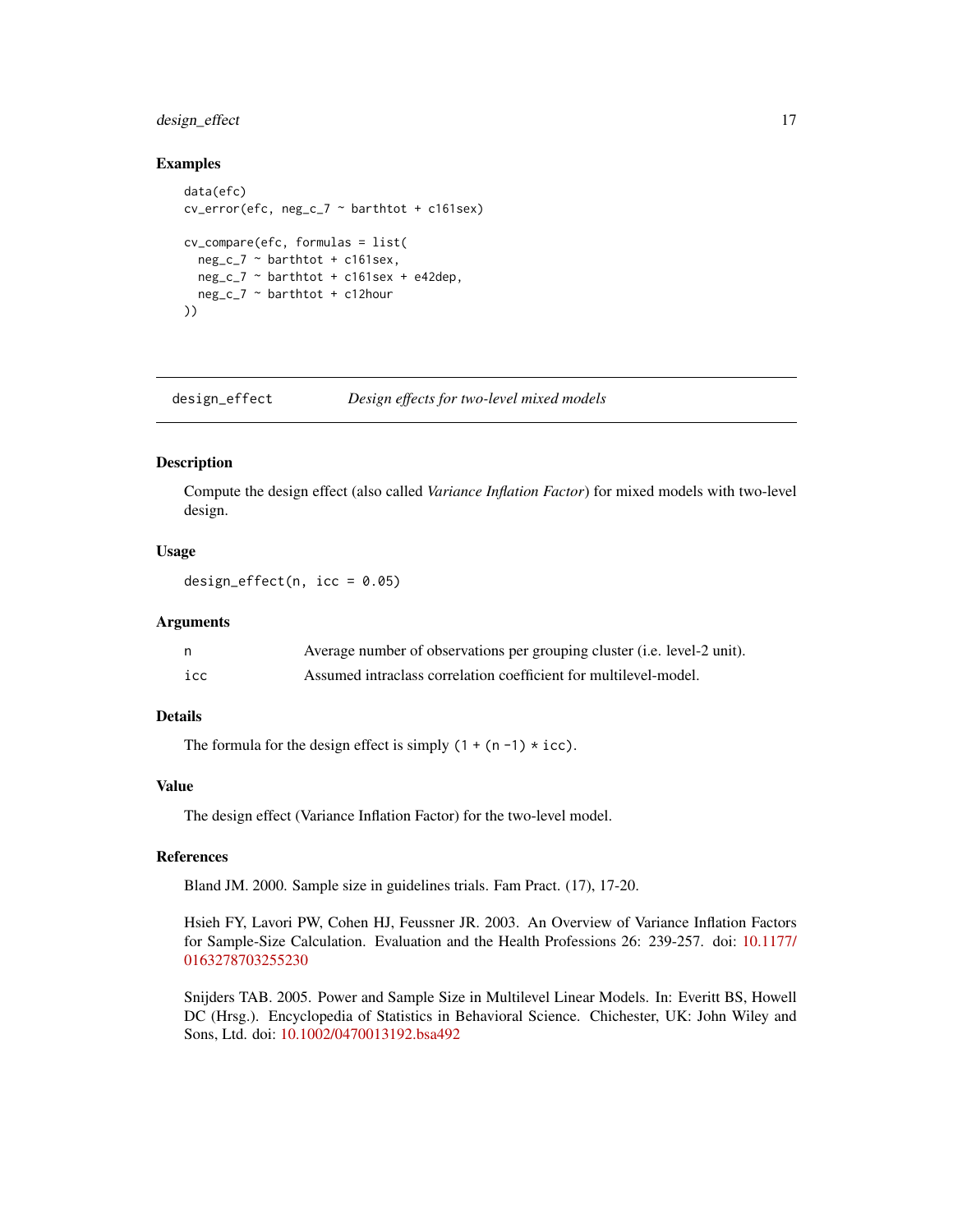### Examples

```
data(efc)
cv_error(efc, neg_c_7 ~ barthtot + c161sex)

cv_compare(efc, formulas = list(
  neg_c_7 ~ barthtot + c161sex,
  neg_c_7 ~ barthtot + c161sex + e42dep,
  neg_c_7 ~ barthtot + c12hour
))
```

---

## design_effect — *Design effects for two-level mixed models*

---

### Description

Compute the design effect (also called *Variance Inflation Factor*) for mixed models with two-level design.

### Usage

```
design_effect(n, icc = 0.05)
```

### Arguments

| | |
|---|---|
| n | Average number of observations per grouping cluster (i.e. level-2 unit). |
| icc | Assumed intraclass correlation coefficient for multilevel-model. |

### Details

The formula for the design effect is simply `(1 + (n -1) * icc)`.

### Value

The design effect (Variance Inflation Factor) for the two-level model.

### References

Bland JM. 2000. Sample size in guidelines trials. Fam Pract. (17), 17-20.

Hsieh FY, Lavori PW, Cohen HJ, Feussner JR. 2003. An Overview of Variance Inflation Factors for Sample-Size Calculation. Evaluation and the Health Professions 26: 239-257. doi: 10.1177/0163278703255230

Snijders TAB. 2005. Power and Sample Size in Multilevel Linear Models. In: Everitt BS, Howell DC (Hrsg.). Encyclopedia of Statistics in Behavioral Science. Chichester, UK: John Wiley and Sons, Ltd. doi: 10.1002/0470013192.bsa492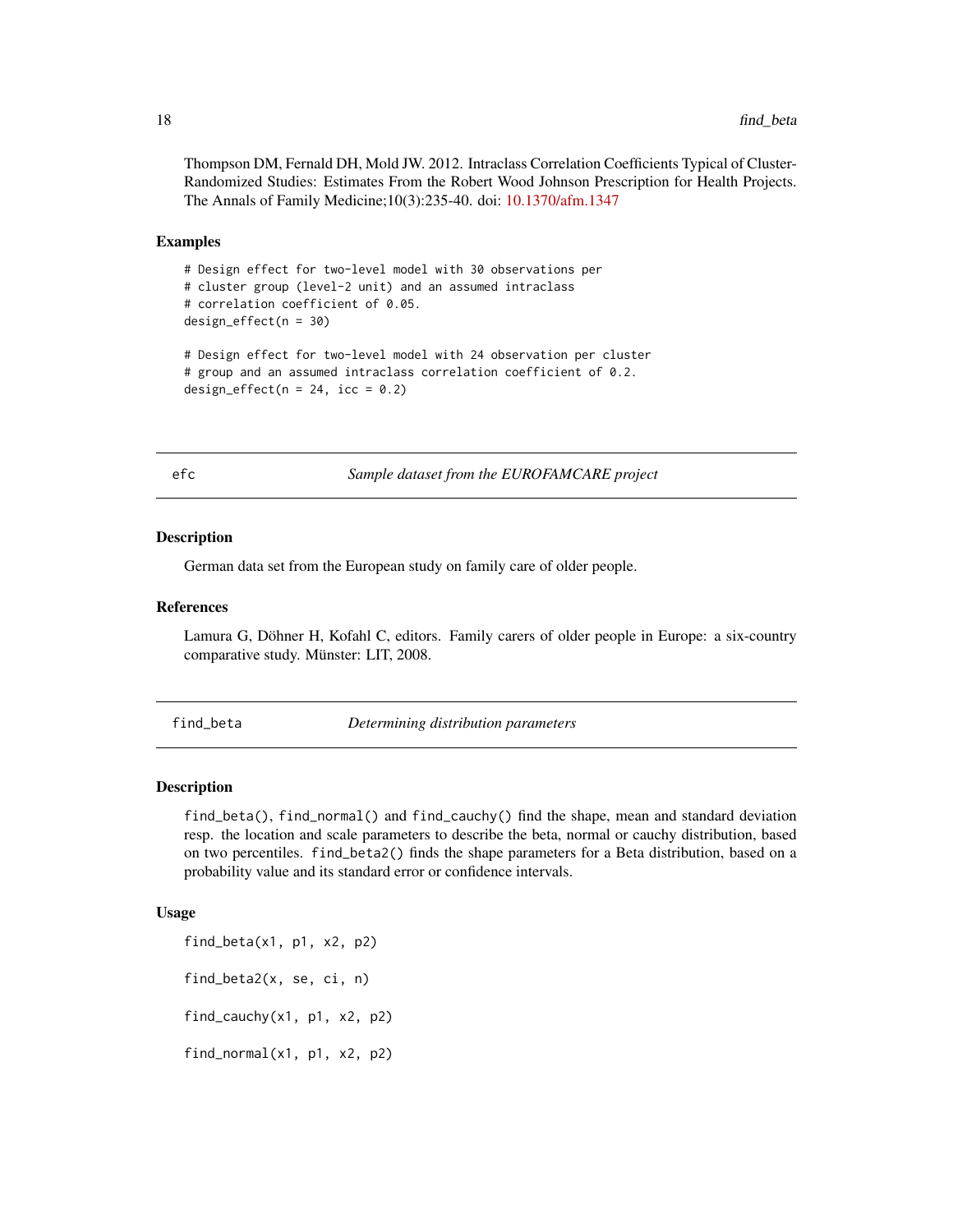Thompson DM, Fernald DH, Mold JW. 2012. Intraclass Correlation Coefficients Typical of Cluster-Randomized Studies: Estimates From the Robert Wood Johnson Prescription for Health Projects. The Annals of Family Medicine;10(3):235-40. doi: 10.1370/afm.1347

### Examples

```
# Design effect for two-level model with 30 observations per
# cluster group (level-2 unit) and an assumed intraclass
# correlation coefficient of 0.05.
design_effect(n = 30)

# Design effect for two-level model with 24 observation per cluster
# group and an assumed intraclass correlation coefficient of 0.2.
design_effect(n = 24, icc = 0.2)
```

## efc — *Sample dataset from the EUROFAMCARE project*

### Description

German data set from the European study on family care of older people.

### References

Lamura G, Döhner H, Kofahl C, editors. Family carers of older people in Europe: a six-country comparative study. Münster: LIT, 2008.

## find_beta — *Determining distribution parameters*

### Description

`find_beta()`, `find_normal()` and `find_cauchy()` find the shape, mean and standard deviation resp. the location and scale parameters to describe the beta, normal or cauchy distribution, based on two percentiles. `find_beta2()` finds the shape parameters for a Beta distribution, based on a probability value and its standard error or confidence intervals.

### Usage

```
find_beta(x1, p1, x2, p2)

find_beta2(x, se, ci, n)

find_cauchy(x1, p1, x2, p2)

find_normal(x1, p1, x2, p2)
```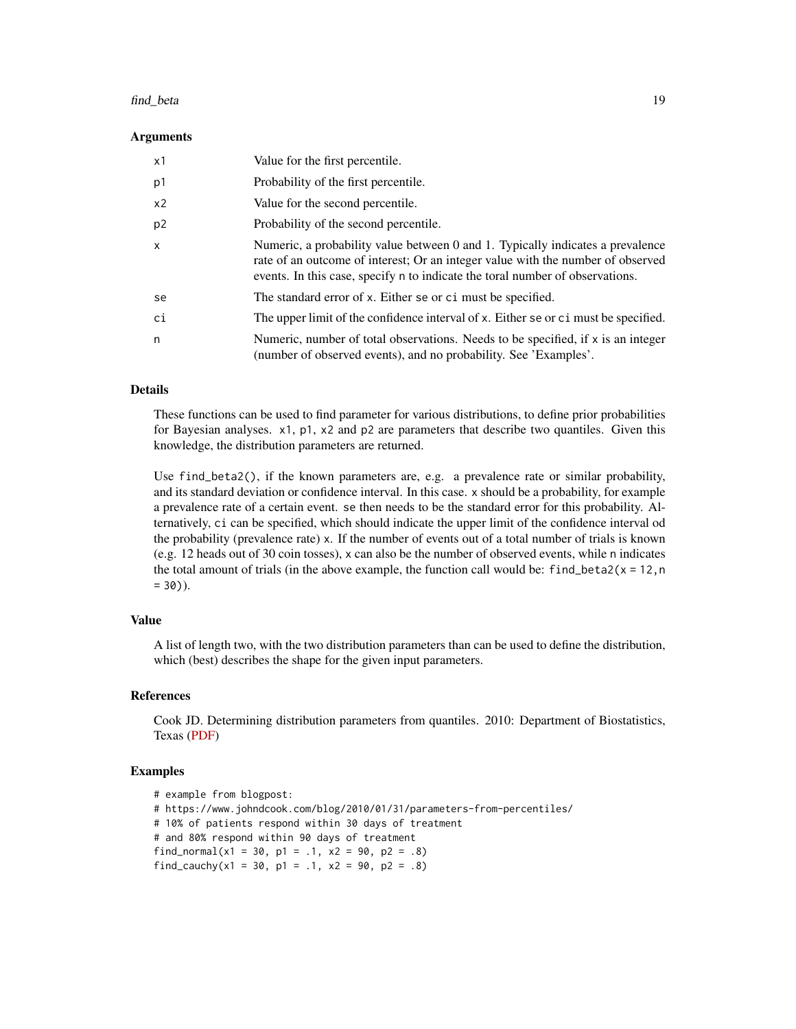## Arguments

| | |
|---|---|
| x1 | Value for the first percentile. |
| p1 | Probability of the first percentile. |
| x2 | Value for the second percentile. |
| p2 | Probability of the second percentile. |
| x | Numeric, a probability value between 0 and 1. Typically indicates a prevalence rate of an outcome of interest; Or an integer value with the number of observed events. In this case, specify n to indicate the toral number of observations. |
| se | The standard error of x. Either se or ci must be specified. |
| ci | The upper limit of the confidence interval of x. Either se or ci must be specified. |
| n | Numeric, number of total observations. Needs to be specified, if x is an integer (number of observed events), and no probability. See 'Examples'. |

## Details

These functions can be used to find parameter for various distributions, to define prior probabilities for Bayesian analyses. x1, p1, x2 and p2 are parameters that describe two quantiles. Given this knowledge, the distribution parameters are returned.

Use find_beta2(), if the known parameters are, e.g. a prevalence rate or similar probability, and its standard deviation or confidence interval. In this case. x should be a probability, for example a prevalence rate of a certain event. se then needs to be the standard error for this probability. Alternatively, ci can be specified, which should indicate the upper limit of the confidence interval od the probability (prevalence rate) x. If the number of events out of a total number of trials is known (e.g. 12 heads out of 30 coin tosses), x can also be the number of observed events, while n indicates the total amount of trials (in the above example, the function call would be: find_beta2(x = 12,n = 30)).

## Value

A list of length two, with the two distribution parameters than can be used to define the distribution, which (best) describes the shape for the given input parameters.

## References

Cook JD. Determining distribution parameters from quantiles. 2010: Department of Biostatistics, Texas (PDF)

## Examples

```
# example from blogpost:
# https://www.johndcook.com/blog/2010/01/31/parameters-from-percentiles/
# 10% of patients respond within 30 days of treatment
# and 80% respond within 90 days of treatment
find_normal(x1 = 30, p1 = .1, x2 = 90, p2 = .8)
find_cauchy(x1 = 30, p1 = .1, x2 = 90, p2 = .8)
```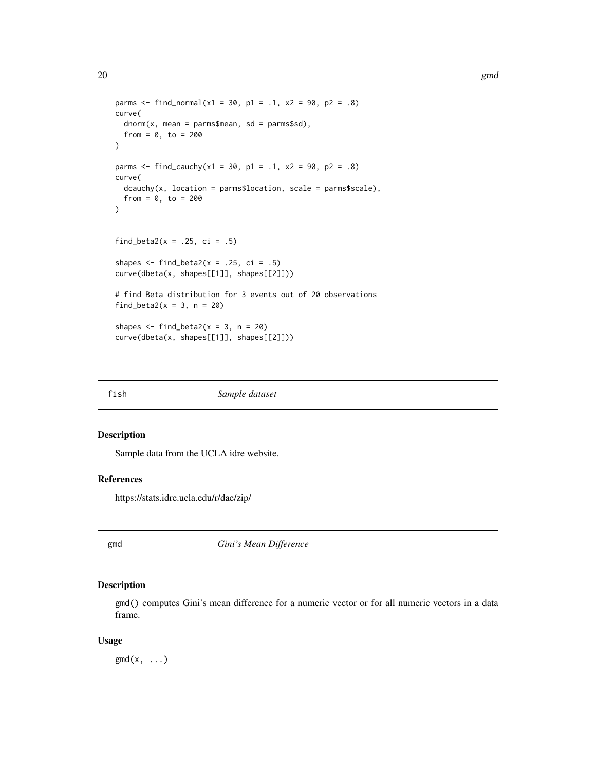```
parms <- find_normal(x1 = 30, p1 = .1, x2 = 90, p2 = .8)
curve(
  dnorm(x, mean = parms$mean, sd = parms$sd),
  from = 0, to = 200
)

parms <- find_cauchy(x1 = 30, p1 = .1, x2 = 90, p2 = .8)
curve(
  dcauchy(x, location = parms$location, scale = parms$scale),
  from = 0, to = 200
)


find_beta2(x = .25, ci = .5)

shapes <- find_beta2(x = .25, ci = .5)
curve(dbeta(x, shapes[[1]], shapes[[2]]))

# find Beta distribution for 3 events out of 20 observations
find_beta2(x = 3, n = 20)

shapes <- find_beta2(x = 3, n = 20)
curve(dbeta(x, shapes[[1]], shapes[[2]]))
```

## fish — *Sample dataset*

### Description

Sample data from the UCLA idre website.

### References

https://stats.idre.ucla.edu/r/dae/zip/

## gmd — *Gini's Mean Difference*

### Description

gmd() computes Gini's mean difference for a numeric vector or for all numeric vectors in a data frame.

### Usage

```
gmd(x, ...)
```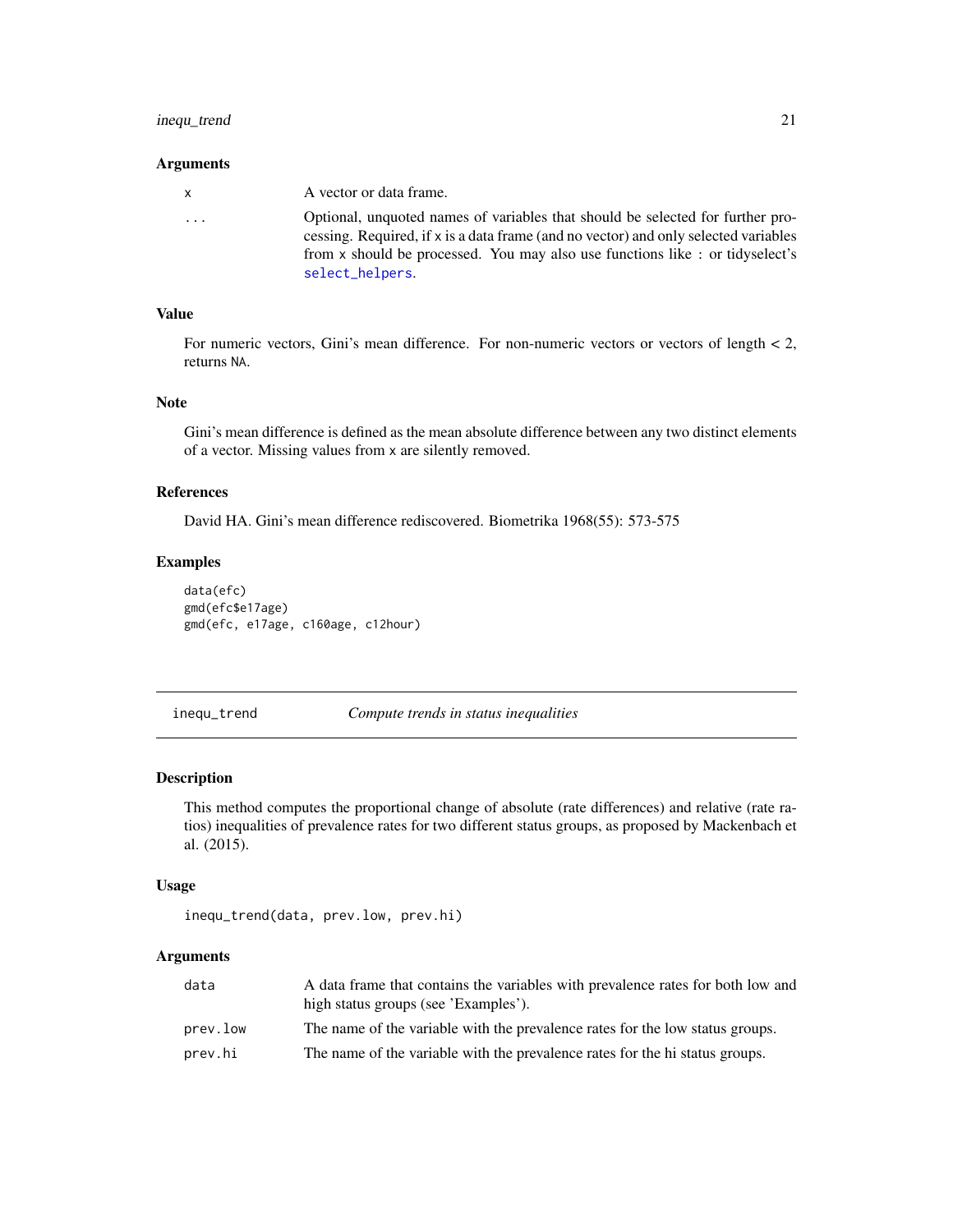### Arguments

| | |
|---|---|
| `x` | A vector or data frame. |
| `...` | Optional, unquoted names of variables that should be selected for further processing. Required, if `x` is a data frame (and no vector) and only selected variables from `x` should be processed. You may also use functions like `:` or tidyselect's `select_helpers`. |

### Value

For numeric vectors, Gini's mean difference. For non-numeric vectors or vectors of length < 2, returns `NA`.

### Note

Gini's mean difference is defined as the mean absolute difference between any two distinct elements of a vector. Missing values from `x` are silently removed.

### References

David HA. Gini's mean difference rediscovered. Biometrika 1968(55): 573-575

### Examples

```
data(efc)
gmd(efc$e17age)
gmd(efc, e17age, c160age, c12hour)
```

---

## inequ_trend — *Compute trends in status inequalities*

### Description

This method computes the proportional change of absolute (rate differences) and relative (rate ratios) inequalities of prevalence rates for two different status groups, as proposed by Mackenbach et al. (2015).

### Usage

```
inequ_trend(data, prev.low, prev.hi)
```

### Arguments

| | |
|---|---|
| `data` | A data frame that contains the variables with prevalence rates for both low and high status groups (see 'Examples'). |
| `prev.low` | The name of the variable with the prevalence rates for the low status groups. |
| `prev.hi` | The name of the variable with the prevalence rates for the hi status groups. |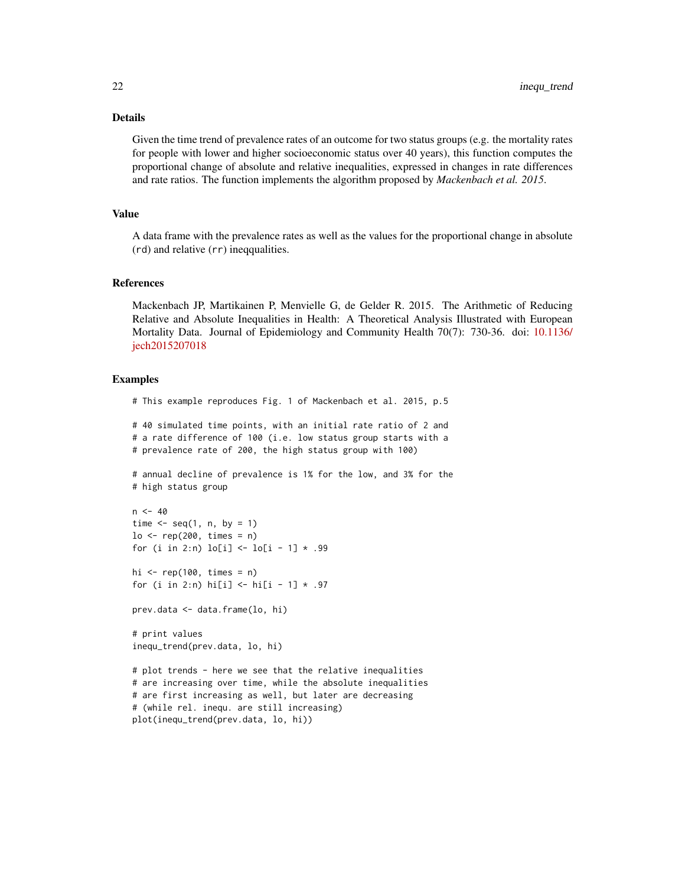## Details

Given the time trend of prevalence rates of an outcome for two status groups (e.g. the mortality rates for people with lower and higher socioeconomic status over 40 years), this function computes the proportional change of absolute and relative inequalities, expressed in changes in rate differences and rate ratios. The function implements the algorithm proposed by *Mackenbach et al. 2015*.

## Value

A data frame with the prevalence rates as well as the values for the proportional change in absolute (`rd`) and relative (`rr`) ineqqualities.

## References

Mackenbach JP, Martikainen P, Menvielle G, de Gelder R. 2015. The Arithmetic of Reducing Relative and Absolute Inequalities in Health: A Theoretical Analysis Illustrated with European Mortality Data. Journal of Epidemiology and Community Health 70(7): 730-36. doi: 10.1136/jech2015207018

## Examples

```
# This example reproduces Fig. 1 of Mackenbach et al. 2015, p.5

# 40 simulated time points, with an initial rate ratio of 2 and
# a rate difference of 100 (i.e. low status group starts with a
# prevalence rate of 200, the high status group with 100)

# annual decline of prevalence is 1% for the low, and 3% for the
# high status group

n <- 40
time <- seq(1, n, by = 1)
lo <- rep(200, times = n)
for (i in 2:n) lo[i] <- lo[i - 1] * .99

hi <- rep(100, times = n)
for (i in 2:n) hi[i] <- hi[i - 1] * .97

prev.data <- data.frame(lo, hi)

# print values
inequ_trend(prev.data, lo, hi)

# plot trends - here we see that the relative inequalities
# are increasing over time, while the absolute inequalities
# are first increasing as well, but later are decreasing
# (while rel. inequ. are still increasing)
plot(inequ_trend(prev.data, lo, hi))
```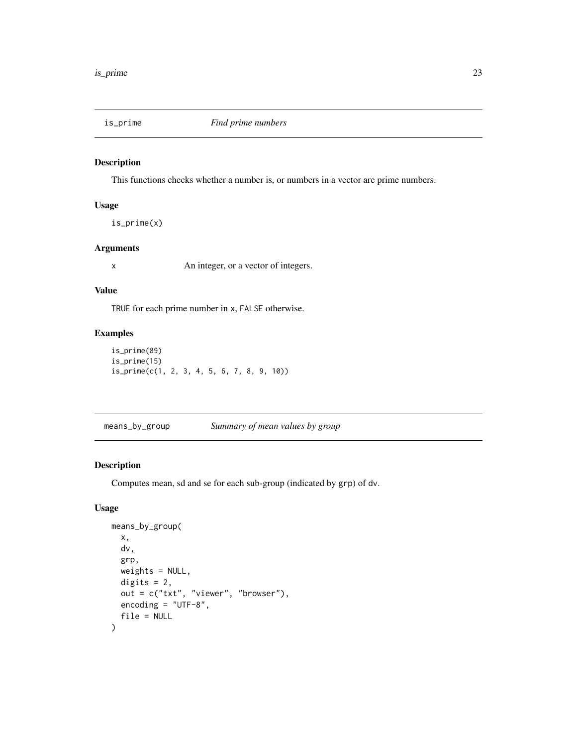## is_prime — *Find prime numbers*

### Description

This functions checks whether a number is, or numbers in a vector are prime numbers.

### Usage

```
is_prime(x)
```

### Arguments

| | |
|---|---|
| x | An integer, or a vector of integers. |

### Value

`TRUE` for each prime number in `x`, `FALSE` otherwise.

### Examples

```
is_prime(89)
is_prime(15)
is_prime(c(1, 2, 3, 4, 5, 6, 7, 8, 9, 10))
```

## means_by_group — *Summary of mean values by group*

### Description

Computes mean, sd and se for each sub-group (indicated by `grp`) of `dv`.

### Usage

```
means_by_group(
  x,
  dv,
  grp,
  weights = NULL,
  digits = 2,
  out = c("txt", "viewer", "browser"),
  encoding = "UTF-8",
  file = NULL
)
```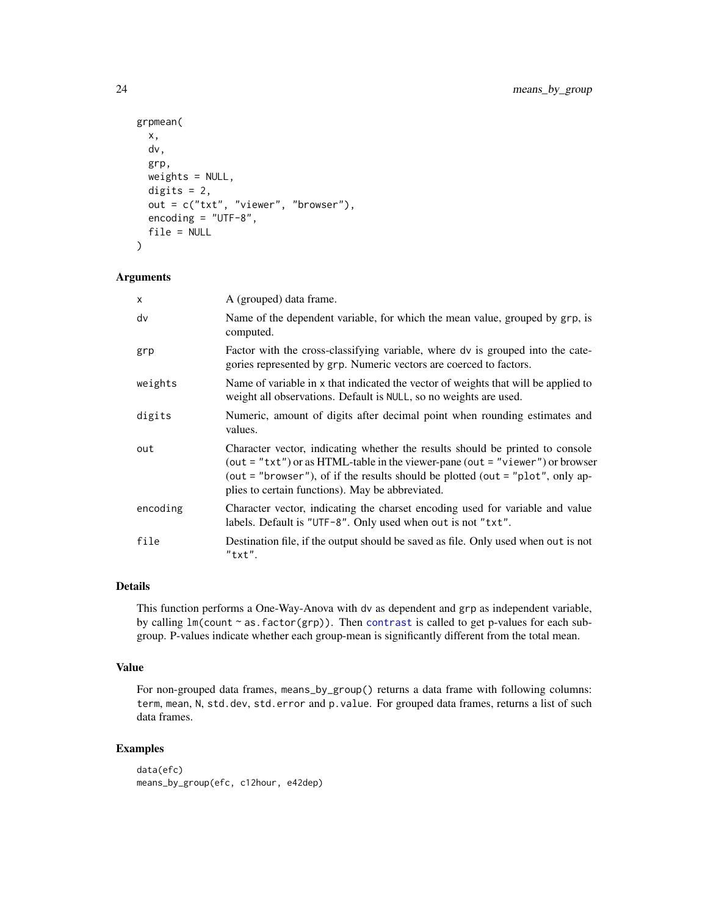```
grpmean(
  x,
  dv,
  grp,
  weights = NULL,
  digits = 2,
  out = c("txt", "viewer", "browser"),
  encoding = "UTF-8",
  file = NULL
)
```

## Arguments

| | |
|---|---|
| x | A (grouped) data frame. |
| dv | Name of the dependent variable, for which the mean value, grouped by grp, is computed. |
| grp | Factor with the cross-classifying variable, where dv is grouped into the categories represented by grp. Numeric vectors are coerced to factors. |
| weights | Name of variable in x that indicated the vector of weights that will be applied to weight all observations. Default is NULL, so no weights are used. |
| digits | Numeric, amount of digits after decimal point when rounding estimates and values. |
| out | Character vector, indicating whether the results should be printed to console (out = "txt") or as HTML-table in the viewer-pane (out = "viewer") or browser (out = "browser"), of if the results should be plotted (out = "plot", only applies to certain functions). May be abbreviated. |
| encoding | Character vector, indicating the charset encoding used for variable and value labels. Default is "UTF-8". Only used when out is not "txt". |
| file | Destination file, if the output should be saved as file. Only used when out is not "txt". |

## Details

This function performs a One-Way-Anova with dv as dependent and grp as independent variable, by calling lm(count ~ as.factor(grp)). Then contrast is called to get p-values for each subgroup. P-values indicate whether each group-mean is significantly different from the total mean.

## Value

For non-grouped data frames, means_by_group() returns a data frame with following columns: term, mean, N, std.dev, std.error and p.value. For grouped data frames, returns a list of such data frames.

## Examples

```
data(efc)
means_by_group(efc, c12hour, e42dep)
```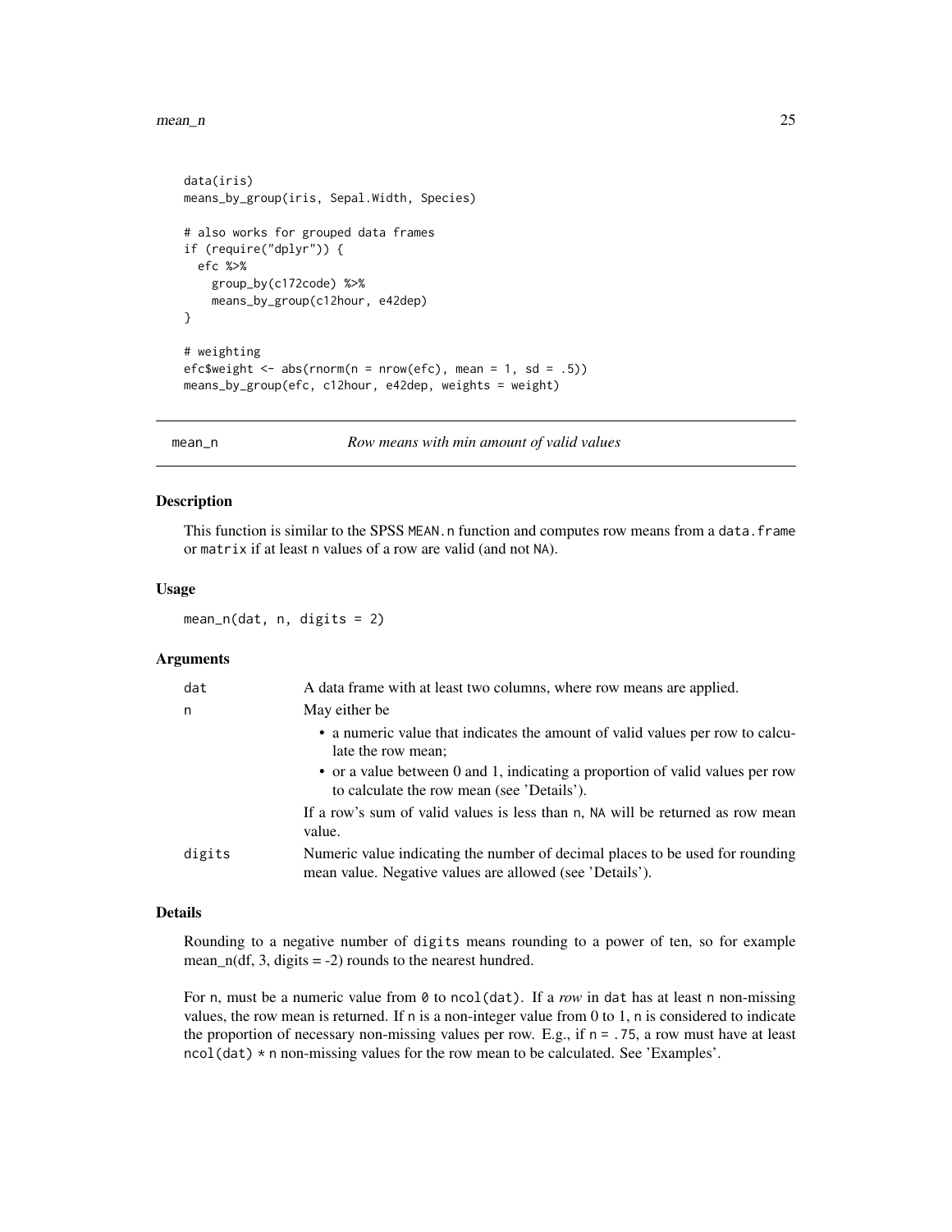```
data(iris)
means_by_group(iris, Sepal.Width, Species)

# also works for grouped data frames
if (require("dplyr")) {
  efc %>%
    group_by(c172code) %>%
    means_by_group(c12hour, e42dep)
}

# weighting
efc$weight <- abs(rnorm(n = nrow(efc), mean = 1, sd = .5))
means_by_group(efc, c12hour, e42dep, weights = weight)
```

## mean_n — *Row means with min amount of valid values*

### Description

This function is similar to the SPSS `MEAN.n` function and computes row means from a `data.frame` or `matrix` if at least `n` values of a row are valid (and not `NA`).

### Usage

```
mean_n(dat, n, digits = 2)
```

### Arguments

| | |
|---|---|
| `dat` | A data frame with at least two columns, where row means are applied. |
| `n` | May either be<br>• a numeric value that indicates the amount of valid values per row to calculate the row mean;<br>• or a value between 0 and 1, indicating a proportion of valid values per row to calculate the row mean (see 'Details').<br>If a row's sum of valid values is less than `n`, `NA` will be returned as row mean value. |
| `digits` | Numeric value indicating the number of decimal places to be used for rounding mean value. Negative values are allowed (see 'Details'). |

### Details

Rounding to a negative number of `digits` means rounding to a power of ten, so for example mean_n(df, 3, digits = -2) rounds to the nearest hundred.

For `n`, must be a numeric value from `0` to `ncol(dat)`. If a *row* in `dat` has at least `n` non-missing values, the row mean is returned. If `n` is a non-integer value from 0 to 1, `n` is considered to indicate the proportion of necessary non-missing values per row. E.g., if `n = .75`, a row must have at least `ncol(dat) * n` non-missing values for the row mean to be calculated. See 'Examples'.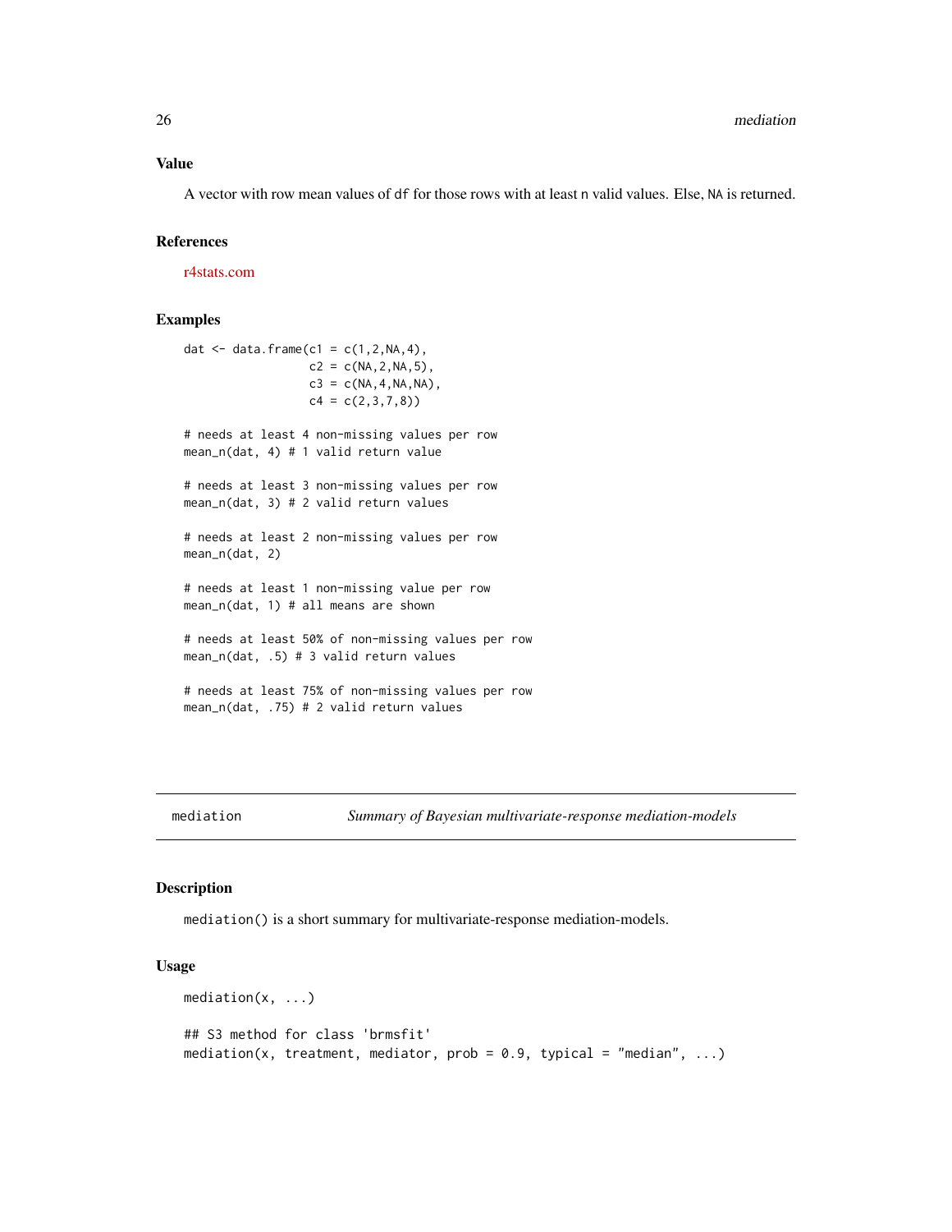### Value

A vector with row mean values of `df` for those rows with at least `n` valid values. Else, `NA` is returned.

### References

r4stats.com

### Examples

```
dat <- data.frame(c1 = c(1,2,NA,4),
                  c2 = c(NA,2,NA,5),
                  c3 = c(NA,4,NA,NA),
                  c4 = c(2,3,7,8))

# needs at least 4 non-missing values per row
mean_n(dat, 4) # 1 valid return value

# needs at least 3 non-missing values per row
mean_n(dat, 3) # 2 valid return values

# needs at least 2 non-missing values per row
mean_n(dat, 2)

# needs at least 1 non-missing value per row
mean_n(dat, 1) # all means are shown

# needs at least 50% of non-missing values per row
mean_n(dat, .5) # 3 valid return values

# needs at least 75% of non-missing values per row
mean_n(dat, .75) # 2 valid return values
```

---

## mediation — *Summary of Bayesian multivariate-response mediation-models*

---

### Description

`mediation()` is a short summary for multivariate-response mediation-models.

### Usage

```
mediation(x, ...)

## S3 method for class 'brmsfit'
mediation(x, treatment, mediator, prob = 0.9, typical = "median", ...)
```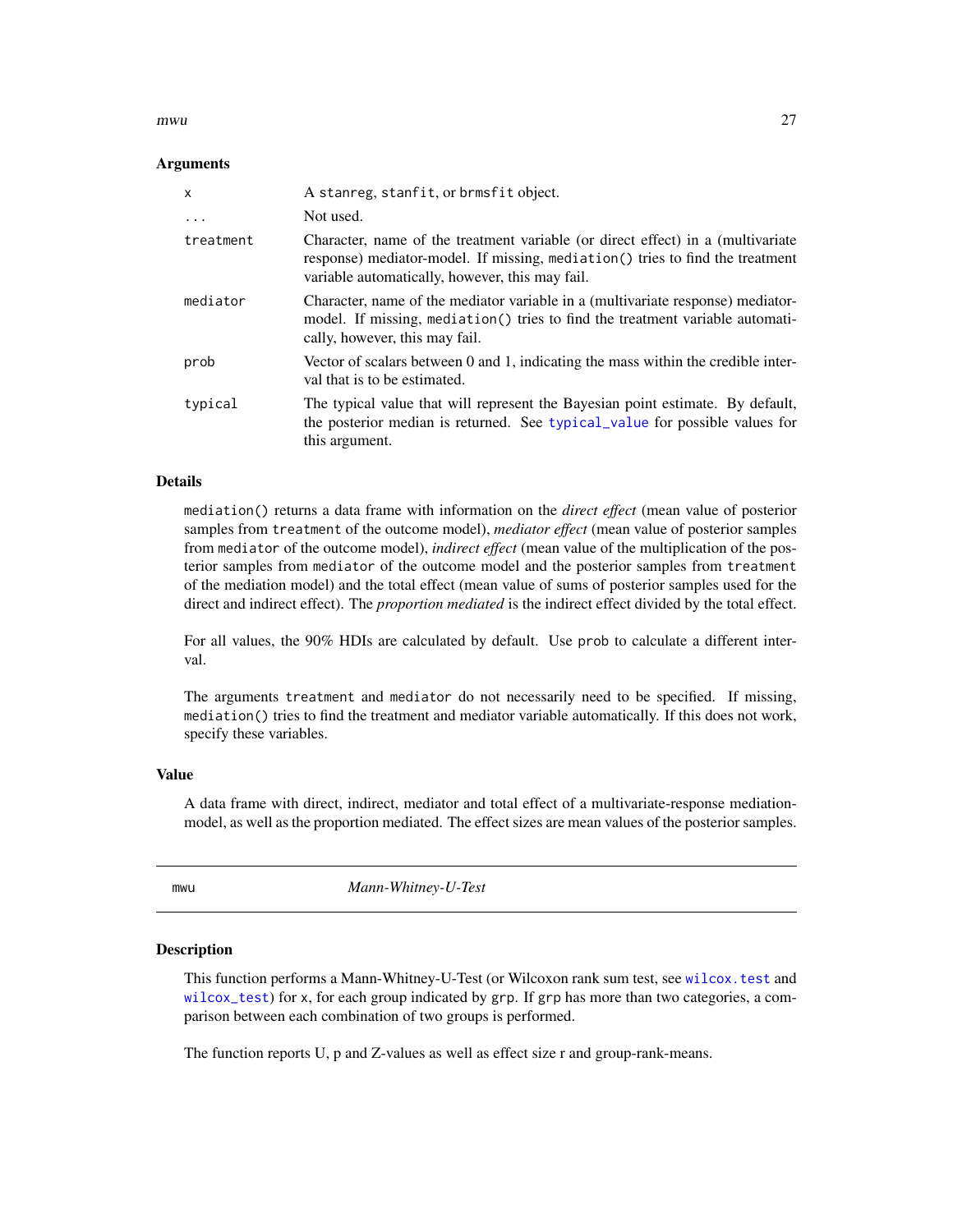### Arguments

| | |
|---|---|
| `x` | A `stanreg`, `stanfit`, or `brmsfit` object. |
| `...` | Not used. |
| `treatment` | Character, name of the treatment variable (or direct effect) in a (multivariate response) mediator-model. If missing, `mediation()` tries to find the treatment variable automatically, however, this may fail. |
| `mediator` | Character, name of the mediator variable in a (multivariate response) mediator-model. If missing, `mediation()` tries to find the treatment variable automatically, however, this may fail. |
| `prob` | Vector of scalars between 0 and 1, indicating the mass within the credible interval that is to be estimated. |
| `typical` | The typical value that will represent the Bayesian point estimate. By default, the posterior median is returned. See `typical_value` for possible values for this argument. |

### Details

`mediation()` returns a data frame with information on the *direct effect* (mean value of posterior samples from `treatment` of the outcome model), *mediator effect* (mean value of posterior samples from `mediator` of the outcome model), *indirect effect* (mean value of the multiplication of the posterior samples from `mediator` of the outcome model and the posterior samples from `treatment` of the mediation model) and the total effect (mean value of sums of posterior samples used for the direct and indirect effect). The *proportion mediated* is the indirect effect divided by the total effect.

For all values, the 90% HDIs are calculated by default. Use `prob` to calculate a different interval.

The arguments `treatment` and `mediator` do not necessarily need to be specified. If missing, `mediation()` tries to find the treatment and mediator variable automatically. If this does not work, specify these variables.

### Value

A data frame with direct, indirect, mediator and total effect of a multivariate-response mediation-model, as well as the proportion mediated. The effect sizes are mean values of the posterior samples.

---

## mwu — *Mann-Whitney-U-Test*

### Description

This function performs a Mann-Whitney-U-Test (or Wilcoxon rank sum test, see `wilcox.test` and `wilcox_test`) for `x`, for each group indicated by `grp`. If `grp` has more than two categories, a comparison between each combination of two groups is performed.

The function reports U, p and Z-values as well as effect size r and group-rank-means.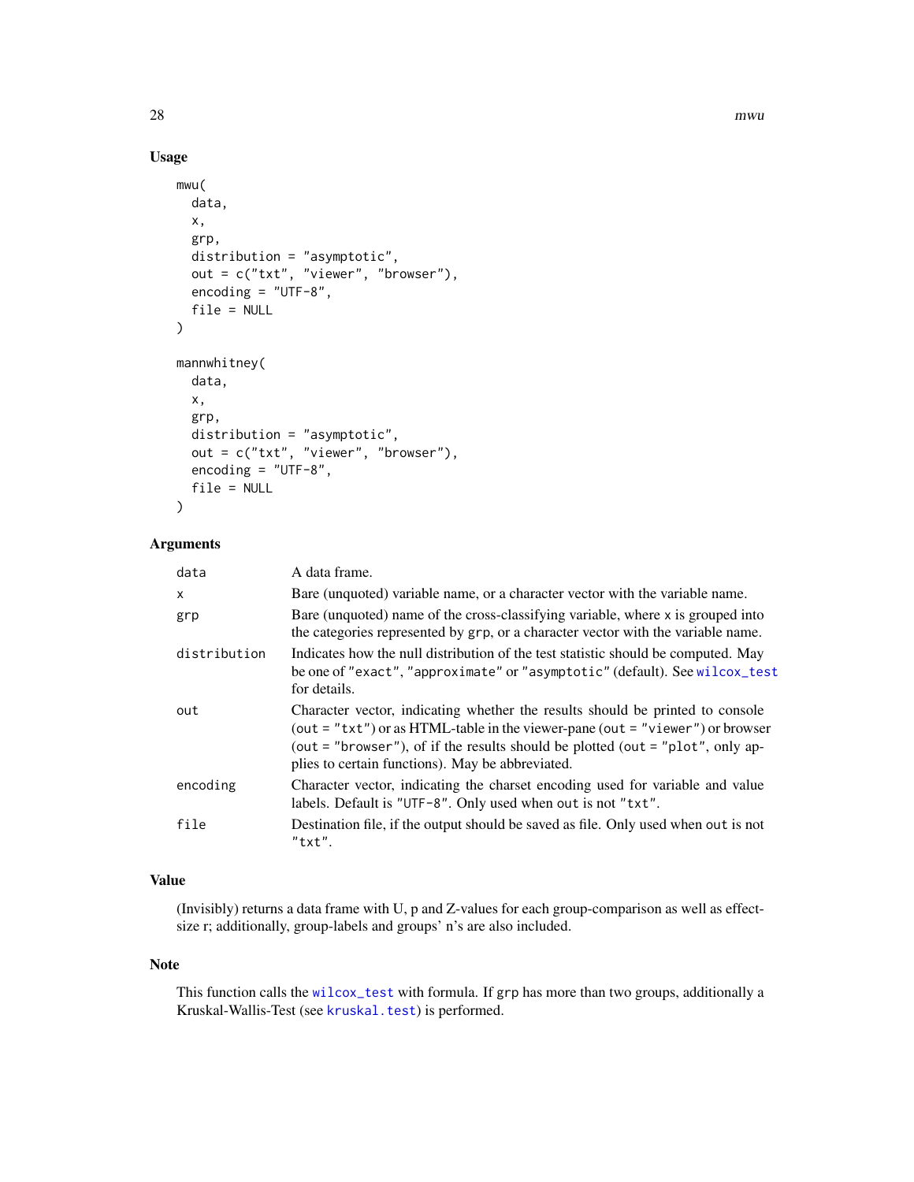## Usage

```
mwu(
  data,
  x,
  grp,
  distribution = "asymptotic",
  out = c("txt", "viewer", "browser"),
  encoding = "UTF-8",
  file = NULL
)

mannwhitney(
  data,
  x,
  grp,
  distribution = "asymptotic",
  out = c("txt", "viewer", "browser"),
  encoding = "UTF-8",
  file = NULL
)
```

## Arguments

| | |
|---|---|
| `data` | A data frame. |
| `x` | Bare (unquoted) variable name, or a character vector with the variable name. |
| `grp` | Bare (unquoted) name of the cross-classifying variable, where `x` is grouped into the categories represented by `grp`, or a character vector with the variable name. |
| `distribution` | Indicates how the null distribution of the test statistic should be computed. May be one of `"exact"`, `"approximate"` or `"asymptotic"` (default). See `wilcox_test` for details. |
| `out` | Character vector, indicating whether the results should be printed to console (`out = "txt"`) or as HTML-table in the viewer-pane (`out = "viewer"`) or browser (`out = "browser"`), of if the results should be plotted (`out = "plot"`, only applies to certain functions). May be abbreviated. |
| `encoding` | Character vector, indicating the charset encoding used for variable and value labels. Default is `"UTF-8"`. Only used when `out` is not `"txt"`. |
| `file` | Destination file, if the output should be saved as file. Only used when `out` is not `"txt"`. |

## Value

(Invisibly) returns a data frame with U, p and Z-values for each group-comparison as well as effect-size r; additionally, group-labels and groups' n's are also included.

## Note

This function calls the `wilcox_test` with formula. If `grp` has more than two groups, additionally a Kruskal-Wallis-Test (see `kruskal.test`) is performed.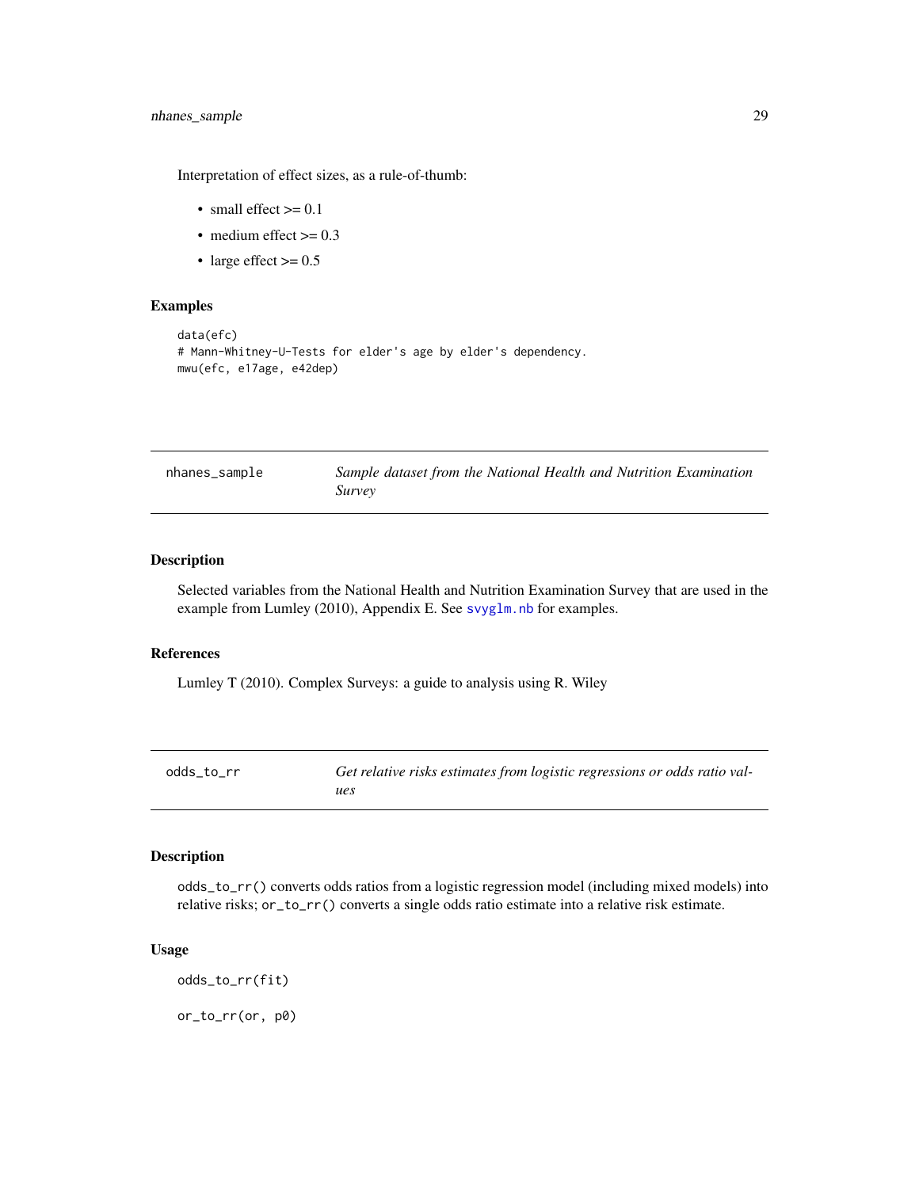Interpretation of effect sizes, as a rule-of-thumb:

- small effect >= 0.1
- medium effect >= 0.3
- large effect >= 0.5

### Examples

```
data(efc)
# Mann-Whitney-U-Tests for elder's age by elder's dependency.
mwu(efc, e17age, e42dep)
```

---

## nhanes_sample — *Sample dataset from the National Health and Nutrition Examination Survey*

---

### Description

Selected variables from the National Health and Nutrition Examination Survey that are used in the example from Lumley (2010), Appendix E. See `svyglm.nb` for examples.

### References

Lumley T (2010). Complex Surveys: a guide to analysis using R. Wiley

---

## odds_to_rr — *Get relative risks estimates from logistic regressions or odds ratio values*

---

### Description

`odds_to_rr()` converts odds ratios from a logistic regression model (including mixed models) into relative risks; `or_to_rr()` converts a single odds ratio estimate into a relative risk estimate.

### Usage

```
odds_to_rr(fit)

or_to_rr(or, p0)
```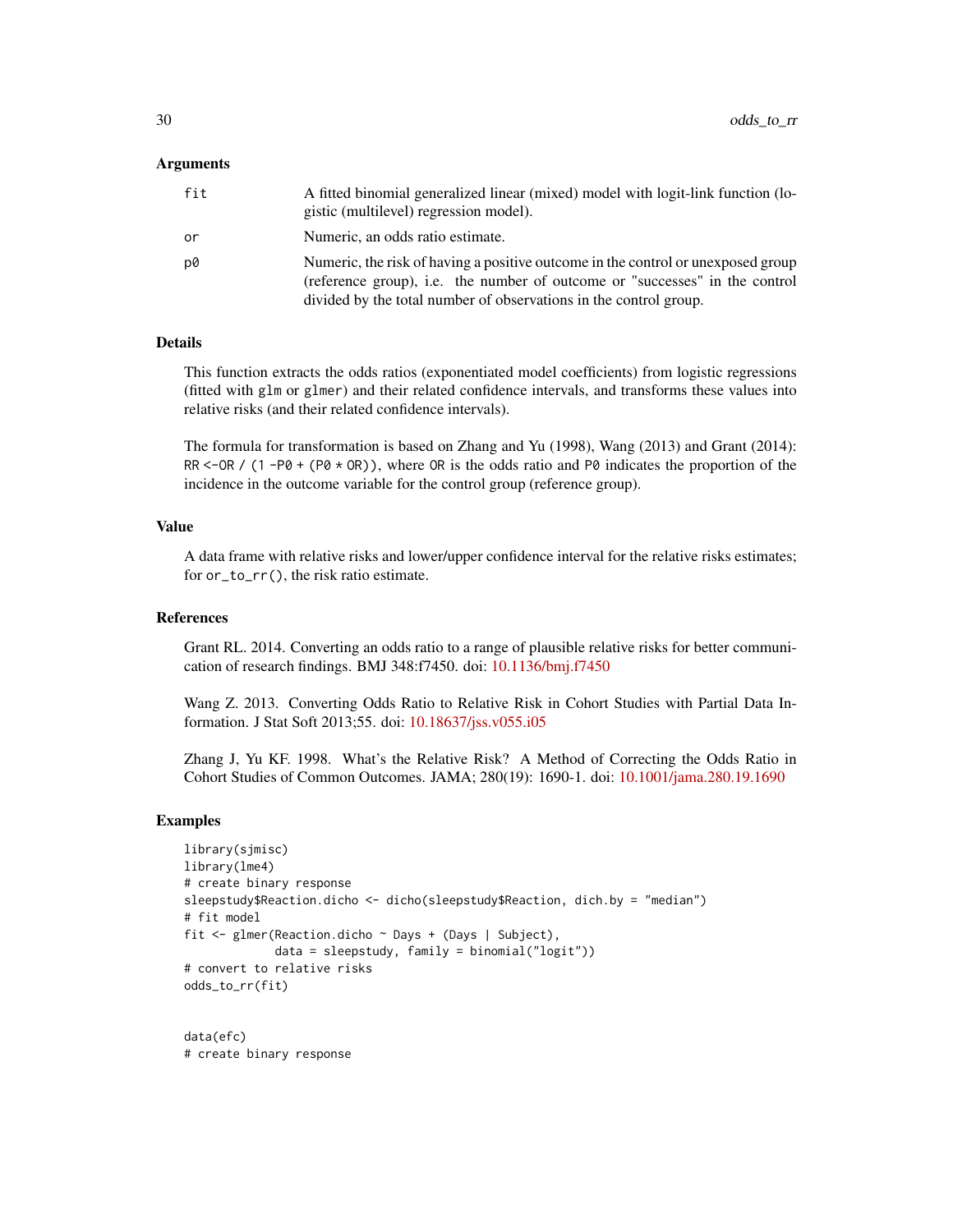### Arguments

| | |
|---|---|
| fit | A fitted binomial generalized linear (mixed) model with logit-link function (logistic (multilevel) regression model). |
| or | Numeric, an odds ratio estimate. |
| p0 | Numeric, the risk of having a positive outcome in the control or unexposed group (reference group), i.e. the number of outcome or "successes" in the control divided by the total number of observations in the control group. |

### Details

This function extracts the odds ratios (exponentiated model coefficients) from logistic regressions (fitted with `glm` or `glmer`) and their related confidence intervals, and transforms these values into relative risks (and their related confidence intervals).

The formula for transformation is based on Zhang and Yu (1998), Wang (2013) and Grant (2014): `RR <-OR / (1 -P0 + (P0 * OR))`, where `OR` is the odds ratio and `P0` indicates the proportion of the incidence in the outcome variable for the control group (reference group).

### Value

A data frame with relative risks and lower/upper confidence interval for the relative risks estimates; for `or_to_rr()`, the risk ratio estimate.

### References

Grant RL. 2014. Converting an odds ratio to a range of plausible relative risks for better communication of research findings. BMJ 348:f7450. doi: 10.1136/bmj.f7450

Wang Z. 2013. Converting Odds Ratio to Relative Risk in Cohort Studies with Partial Data Information. J Stat Soft 2013;55. doi: 10.18637/jss.v055.i05

Zhang J, Yu KF. 1998. What's the Relative Risk? A Method of Correcting the Odds Ratio in Cohort Studies of Common Outcomes. JAMA; 280(19): 1690-1. doi: 10.1001/jama.280.19.1690

### Examples

```
library(sjmisc)
library(lme4)
# create binary response
sleepstudy$Reaction.dicho <- dicho(sleepstudy$Reaction, dich.by = "median")
# fit model
fit <- glmer(Reaction.dicho ~ Days + (Days | Subject),
             data = sleepstudy, family = binomial("logit"))
# convert to relative risks
odds_to_rr(fit)


data(efc)
# create binary response
```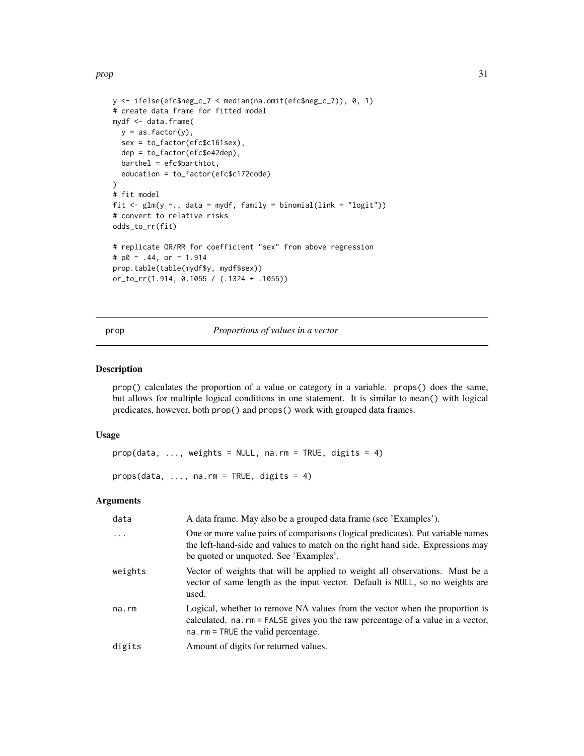```
y <- ifelse(efc$neg_c_7 < median(na.omit(efc$neg_c_7)), 0, 1)
# create data frame for fitted model
mydf <- data.frame(
  y = as.factor(y),
  sex = to_factor(efc$c161sex),
  dep = to_factor(efc$e42dep),
  barthel = efc$barthtot,
  education = to_factor(efc$c172code)
)
# fit model
fit <- glm(y ~., data = mydf, family = binomial(link = "logit"))
# convert to relative risks
odds_to_rr(fit)

# replicate OR/RR for coefficient "sex" from above regression
# p0 ~ .44, or ~ 1.914
prop.table(table(mydf$y, mydf$sex))
or_to_rr(1.914, 0.1055 / (.1324 + .1055))
```

---

## prop — *Proportions of values in a vector*

### Description

`prop()` calculates the proportion of a value or category in a variable. `props()` does the same, but allows for multiple logical conditions in one statement. It is similar to `mean()` with logical predicates, however, both `prop()` and `props()` work with grouped data frames.

### Usage

```
prop(data, ..., weights = NULL, na.rm = TRUE, digits = 4)

props(data, ..., na.rm = TRUE, digits = 4)
```

### Arguments

| | |
|---|---|
| `data` | A data frame. May also be a grouped data frame (see 'Examples'). |
| `...` | One or more value pairs of comparisons (logical predicates). Put variable names the left-hand-side and values to match on the right hand side. Expressions may be quoted or unquoted. See 'Examples'. |
| `weights` | Vector of weights that will be applied to weight all observations. Must be a vector of same length as the input vector. Default is `NULL`, so no weights are used. |
| `na.rm` | Logical, whether to remove NA values from the vector when the proportion is calculated. `na.rm = FALSE` gives you the raw percentage of a value in a vector, `na.rm = TRUE` the valid percentage. |
| `digits` | Amount of digits for returned values. |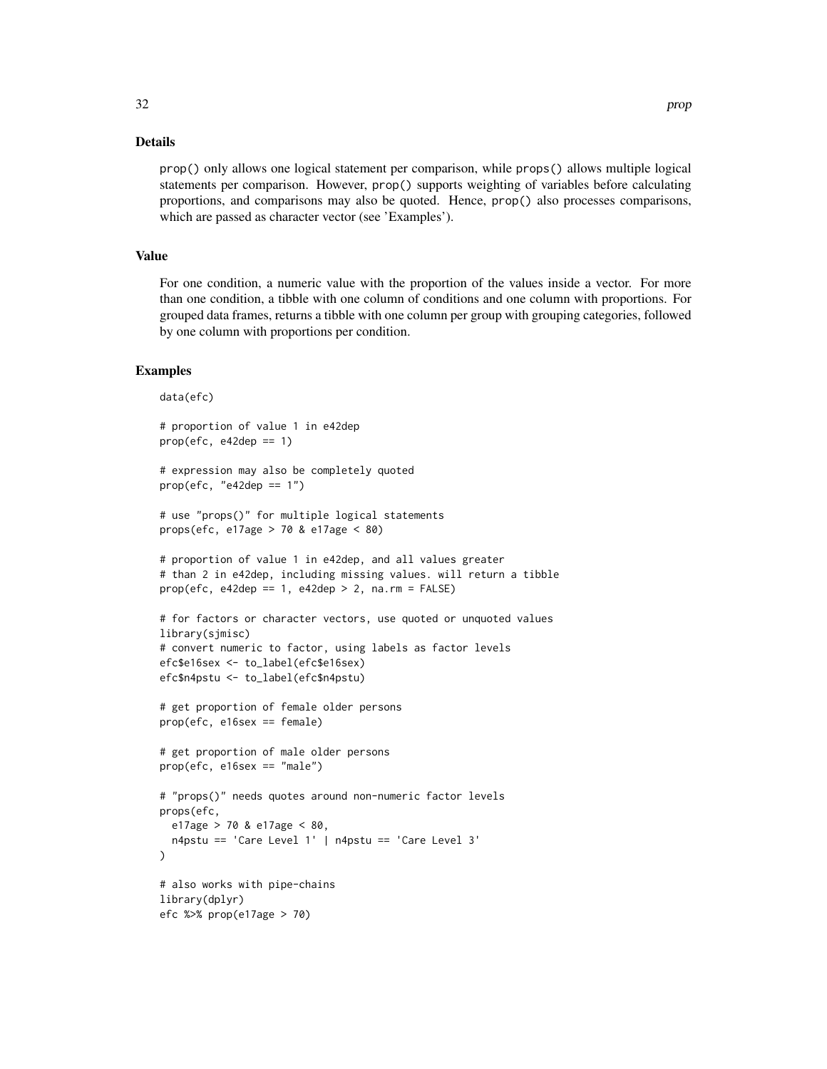### Details

`prop()` only allows one logical statement per comparison, while `props()` allows multiple logical statements per comparison. However, `prop()` supports weighting of variables before calculating proportions, and comparisons may also be quoted. Hence, `prop()` also processes comparisons, which are passed as character vector (see 'Examples').

### Value

For one condition, a numeric value with the proportion of the values inside a vector. For more than one condition, a tibble with one column of conditions and one column with proportions. For grouped data frames, returns a tibble with one column per group with grouping categories, followed by one column with proportions per condition.

### Examples

```
data(efc)

# proportion of value 1 in e42dep
prop(efc, e42dep == 1)

# expression may also be completely quoted
prop(efc, "e42dep == 1")

# use "props()" for multiple logical statements
props(efc, e17age > 70 & e17age < 80)

# proportion of value 1 in e42dep, and all values greater
# than 2 in e42dep, including missing values. will return a tibble
prop(efc, e42dep == 1, e42dep > 2, na.rm = FALSE)

# for factors or character vectors, use quoted or unquoted values
library(sjmisc)
# convert numeric to factor, using labels as factor levels
efc$e16sex <- to_label(efc$e16sex)
efc$n4pstu <- to_label(efc$n4pstu)

# get proportion of female older persons
prop(efc, e16sex == female)

# get proportion of male older persons
prop(efc, e16sex == "male")

# "props()" needs quotes around non-numeric factor levels
props(efc,
  e17age > 70 & e17age < 80,
  n4pstu == 'Care Level 1' | n4pstu == 'Care Level 3'
)

# also works with pipe-chains
library(dplyr)
efc %>% prop(e17age > 70)
```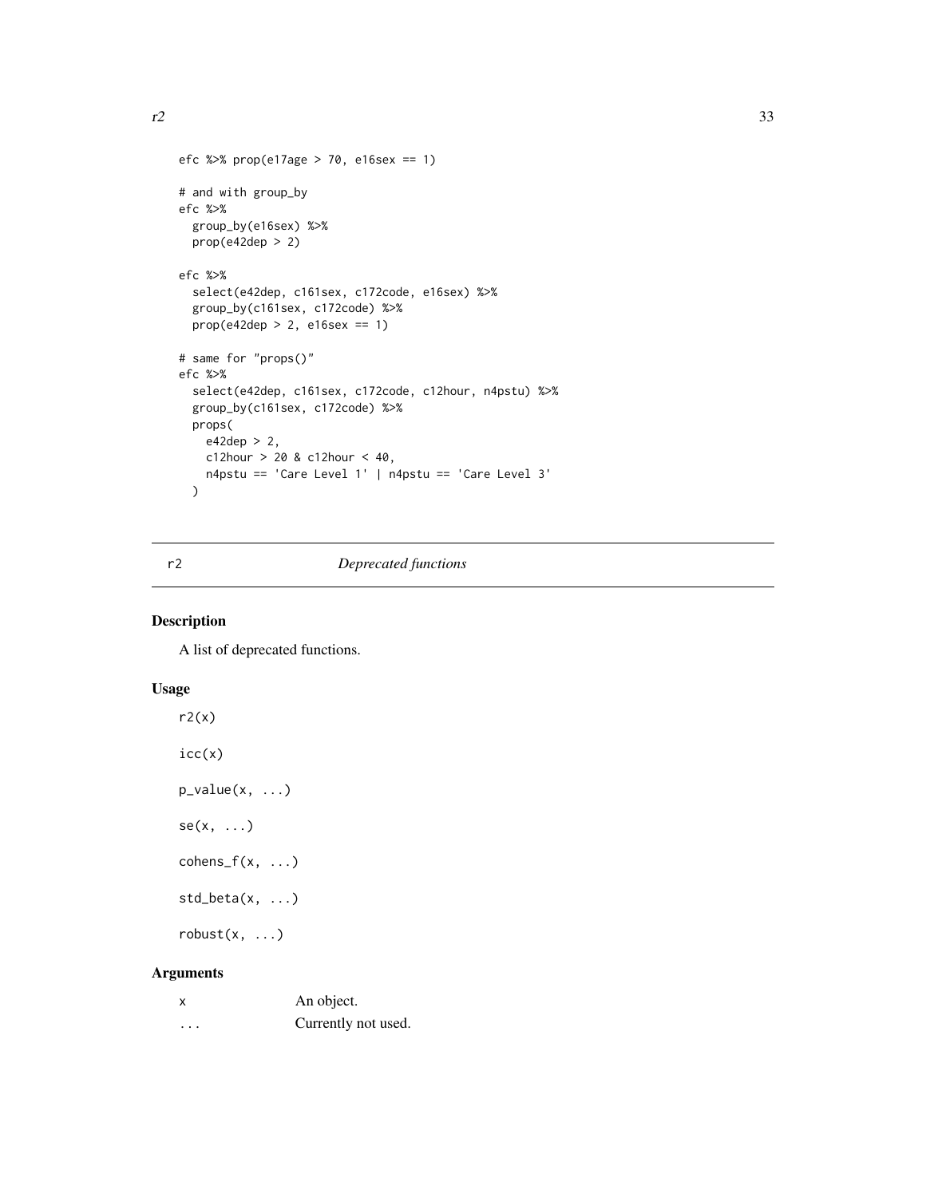```
efc %>% prop(e17age > 70, e16sex == 1)

# and with group_by
efc %>%
  group_by(e16sex) %>%
  prop(e42dep > 2)

efc %>%
  select(e42dep, c161sex, c172code, e16sex) %>%
  group_by(c161sex, c172code) %>%
  prop(e42dep > 2, e16sex == 1)

# same for "props()"
efc %>%
  select(e42dep, c161sex, c172code, c12hour, n4pstu) %>%
  group_by(c161sex, c172code) %>%
  props(
    e42dep > 2,
    c12hour > 20 & c12hour < 40,
    n4pstu == 'Care Level 1' | n4pstu == 'Care Level 3'
  )
```

## r2 — *Deprecated functions*

### Description

A list of deprecated functions.

### Usage

```
r2(x)

icc(x)

p_value(x, ...)

se(x, ...)

cohens_f(x, ...)

std_beta(x, ...)

robust(x, ...)
```

### Arguments

| | |
|---|---|
| x | An object. |
| ... | Currently not used. |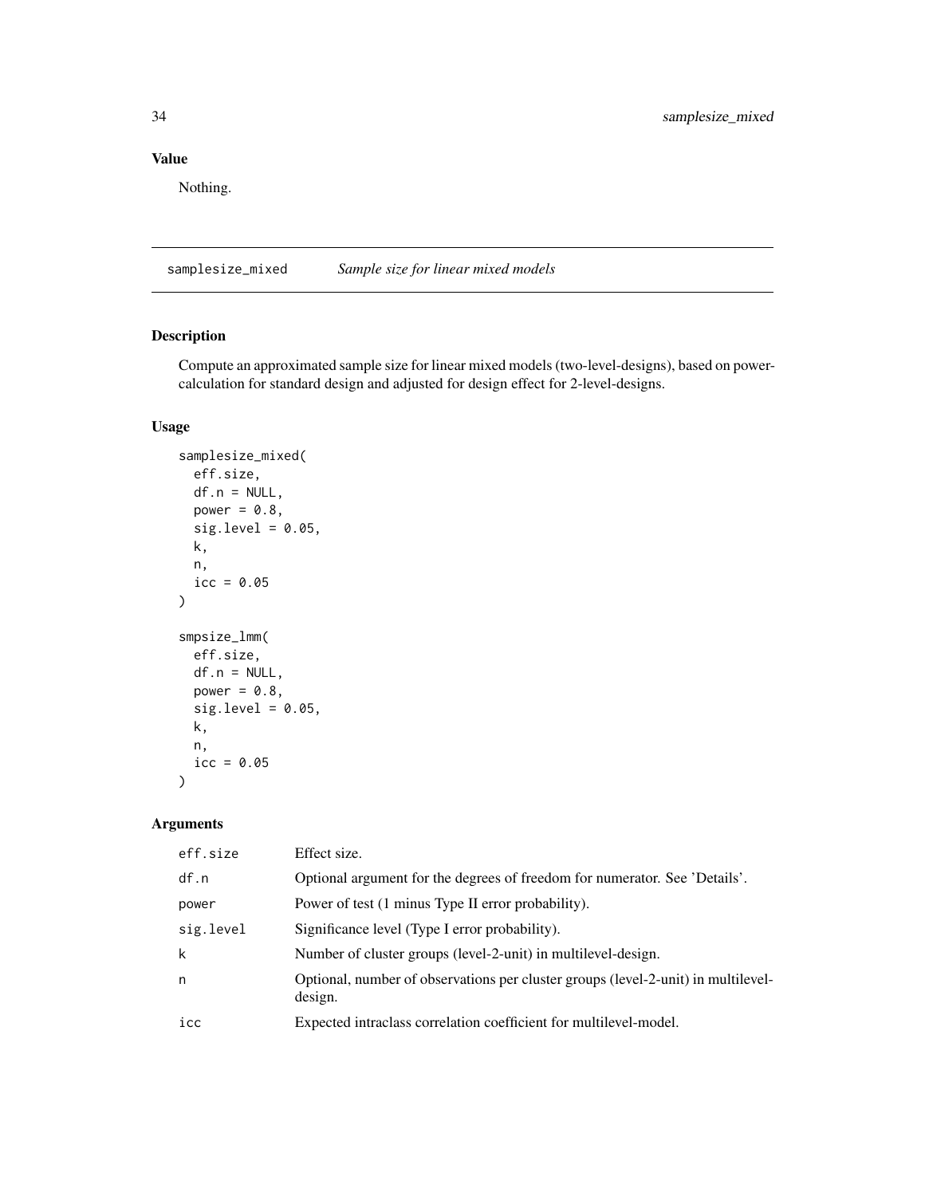## Value

Nothing.

---

## samplesize_mixed *Sample size for linear mixed models*

### Description

Compute an approximated sample size for linear mixed models (two-level-designs), based on power-calculation for standard design and adjusted for design effect for 2-level-designs.

### Usage

```
samplesize_mixed(
  eff.size,
  df.n = NULL,
  power = 0.8,
  sig.level = 0.05,
  k,
  n,
  icc = 0.05
)

smpsize_lmm(
  eff.size,
  df.n = NULL,
  power = 0.8,
  sig.level = 0.05,
  k,
  n,
  icc = 0.05
)
```

### Arguments

| | |
|---|---|
| eff.size | Effect size. |
| df.n | Optional argument for the degrees of freedom for numerator. See 'Details'. |
| power | Power of test (1 minus Type II error probability). |
| sig.level | Significance level (Type I error probability). |
| k | Number of cluster groups (level-2-unit) in multilevel-design. |
| n | Optional, number of observations per cluster groups (level-2-unit) in multilevel-design. |
| icc | Expected intraclass correlation coefficient for multilevel-model. |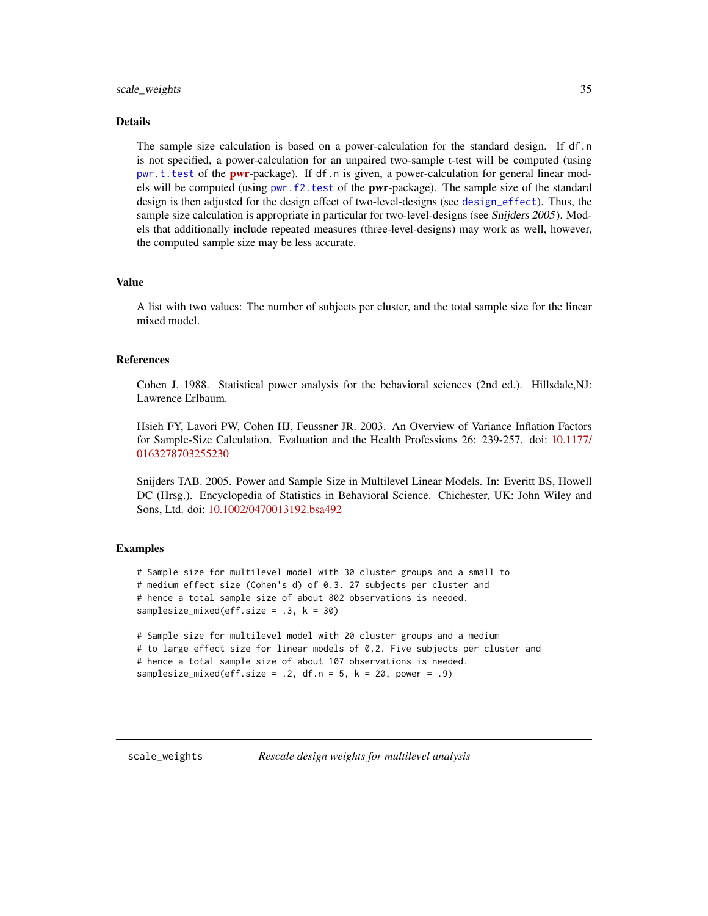### Details

The sample size calculation is based on a power-calculation for the standard design. If `df.n` is not specified, a power-calculation for an unpaired two-sample t-test will be computed (using `pwr.t.test` of the **pwr**-package). If `df.n` is given, a power-calculation for general linear models will be computed (using `pwr.f2.test` of the **pwr**-package). The sample size of the standard design is then adjusted for the design effect of two-level-designs (see `design_effect`). Thus, the sample size calculation is appropriate in particular for two-level-designs (see *Snijders 2005*). Models that additionally include repeated measures (three-level-designs) may work as well, however, the computed sample size may be less accurate.

### Value

A list with two values: The number of subjects per cluster, and the total sample size for the linear mixed model.

### References

Cohen J. 1988. Statistical power analysis for the behavioral sciences (2nd ed.). Hillsdale,NJ: Lawrence Erlbaum.

Hsieh FY, Lavori PW, Cohen HJ, Feussner JR. 2003. An Overview of Variance Inflation Factors for Sample-Size Calculation. Evaluation and the Health Professions 26: 239-257. doi: 10.1177/0163278703255230

Snijders TAB. 2005. Power and Sample Size in Multilevel Linear Models. In: Everitt BS, Howell DC (Hrsg.). Encyclopedia of Statistics in Behavioral Science. Chichester, UK: John Wiley and Sons, Ltd. doi: 10.1002/0470013192.bsa492

### Examples

```
# Sample size for multilevel model with 30 cluster groups and a small to
# medium effect size (Cohen's d) of 0.3. 27 subjects per cluster and
# hence a total sample size of about 802 observations is needed.
samplesize_mixed(eff.size = .3, k = 30)

# Sample size for multilevel model with 20 cluster groups and a medium
# to large effect size for linear models of 0.2. Five subjects per cluster and
# hence a total sample size of about 107 observations is needed.
samplesize_mixed(eff.size = .2, df.n = 5, k = 20, power = .9)
```

## scale_weights — *Rescale design weights for multilevel analysis*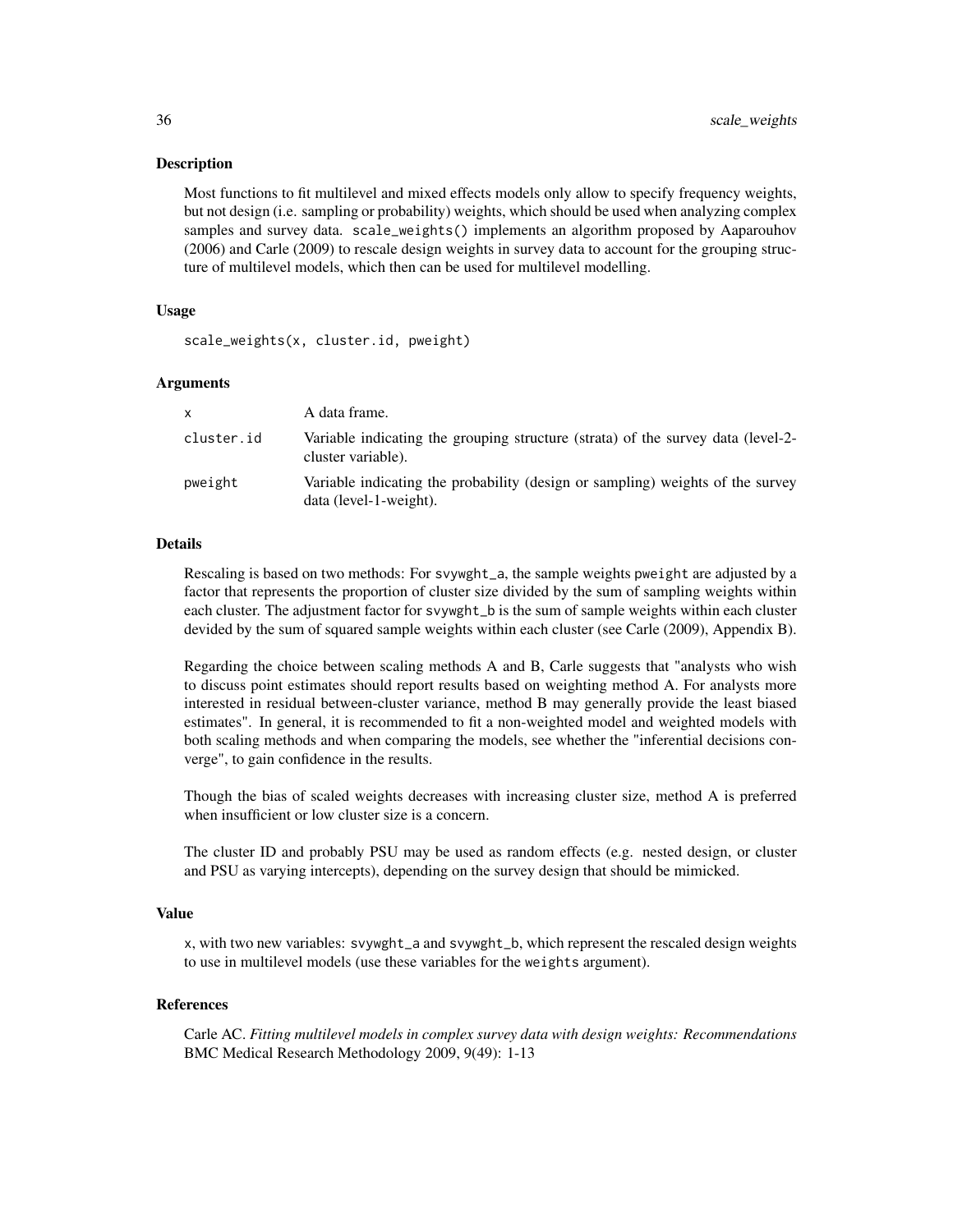## Description

Most functions to fit multilevel and mixed effects models only allow to specify frequency weights, but not design (i.e. sampling or probability) weights, which should be used when analyzing complex samples and survey data. `scale_weights()` implements an algorithm proposed by Aaparouhov (2006) and Carle (2009) to rescale design weights in survey data to account for the grouping structure of multilevel models, which then can be used for multilevel modelling.

## Usage

```
scale_weights(x, cluster.id, pweight)
```

## Arguments

| | |
|---|---|
| `x` | A data frame. |
| `cluster.id` | Variable indicating the grouping structure (strata) of the survey data (level-2-cluster variable). |
| `pweight` | Variable indicating the probability (design or sampling) weights of the survey data (level-1-weight). |

## Details

Rescaling is based on two methods: For `svywght_a`, the sample weights `pweight` are adjusted by a factor that represents the proportion of cluster size divided by the sum of sampling weights within each cluster. The adjustment factor for `svywght_b` is the sum of sample weights within each cluster devided by the sum of squared sample weights within each cluster (see Carle (2009), Appendix B).

Regarding the choice between scaling methods A and B, Carle suggests that "analysts who wish to discuss point estimates should report results based on weighting method A. For analysts more interested in residual between-cluster variance, method B may generally provide the least biased estimates". In general, it is recommended to fit a non-weighted model and weighted models with both scaling methods and when comparing the models, see whether the "inferential decisions converge", to gain confidence in the results.

Though the bias of scaled weights decreases with increasing cluster size, method A is preferred when insufficient or low cluster size is a concern.

The cluster ID and probably PSU may be used as random effects (e.g. nested design, or cluster and PSU as varying intercepts), depending on the survey design that should be mimicked.

## Value

`x`, with two new variables: `svywght_a` and `svywght_b`, which represent the rescaled design weights to use in multilevel models (use these variables for the `weights` argument).

## References

Carle AC. *Fitting multilevel models in complex survey data with design weights: Recommendations* BMC Medical Research Methodology 2009, 9(49): 1-13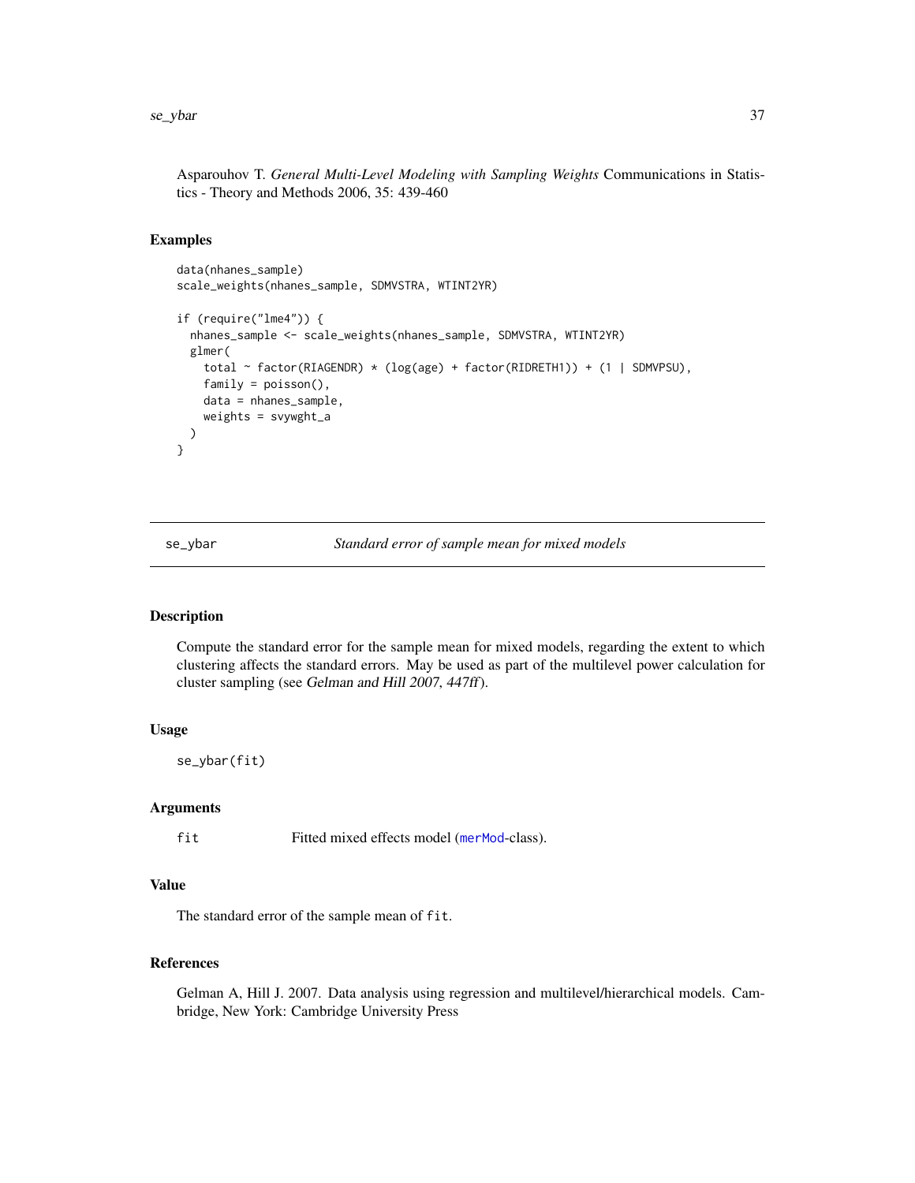Asparouhov T. *General Multi-Level Modeling with Sampling Weights* Communications in Statistics - Theory and Methods 2006, 35: 439-460

### Examples

```
data(nhanes_sample)
scale_weights(nhanes_sample, SDMVSTRA, WTINT2YR)

if (require("lme4")) {
  nhanes_sample <- scale_weights(nhanes_sample, SDMVSTRA, WTINT2YR)
  glmer(
    total ~ factor(RIAGENDR) * (log(age) + factor(RIDRETH1)) + (1 | SDMVPSU),
    family = poisson(),
    data = nhanes_sample,
    weights = svywght_a
  )
}
```

---

## se_ybar — *Standard error of sample mean for mixed models*

### Description

Compute the standard error for the sample mean for mixed models, regarding the extent to which clustering affects the standard errors. May be used as part of the multilevel power calculation for cluster sampling (see *Gelman and Hill 2007, 447ff*).

### Usage

```
se_ybar(fit)
```

### Arguments

| | |
|---|---|
| fit | Fitted mixed effects model (merMod-class). |

### Value

The standard error of the sample mean of fit.

### References

Gelman A, Hill J. 2007. Data analysis using regression and multilevel/hierarchical models. Cambridge, New York: Cambridge University Press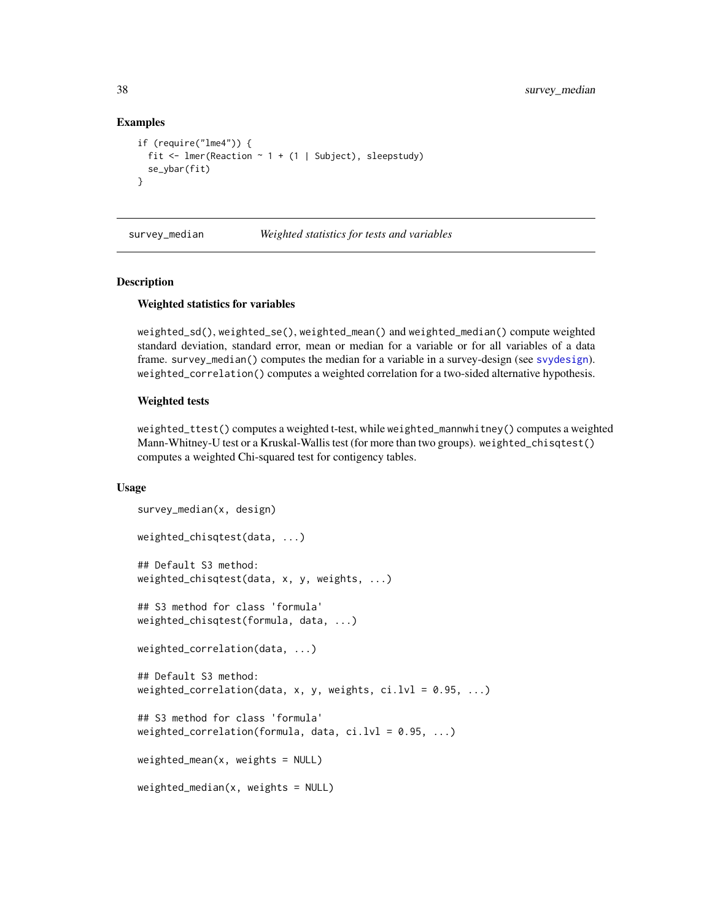### Examples

```
if (require("lme4")) {
  fit <- lmer(Reaction ~ 1 + (1 | Subject), sleepstudy)
  se_ybar(fit)
}
```

---

## survey_median — *Weighted statistics for tests and variables*

---

### Description

**Weighted statistics for variables**

weighted_sd(), weighted_se(), weighted_mean() and weighted_median() compute weighted standard deviation, standard error, mean or median for a variable or for all variables of a data frame. survey_median() computes the median for a variable in a survey-design (see svydesign). weighted_correlation() computes a weighted correlation for a two-sided alternative hypothesis.

**Weighted tests**

weighted_ttest() computes a weighted t-test, while weighted_mannwhitney() computes a weighted Mann-Whitney-U test or a Kruskal-Wallis test (for more than two groups). weighted_chisqtest() computes a weighted Chi-squared test for contigency tables.

### Usage

```
survey_median(x, design)

weighted_chisqtest(data, ...)

## Default S3 method:
weighted_chisqtest(data, x, y, weights, ...)

## S3 method for class 'formula'
weighted_chisqtest(formula, data, ...)

weighted_correlation(data, ...)

## Default S3 method:
weighted_correlation(data, x, y, weights, ci.lvl = 0.95, ...)

## S3 method for class 'formula'
weighted_correlation(formula, data, ci.lvl = 0.95, ...)

weighted_mean(x, weights = NULL)

weighted_median(x, weights = NULL)
```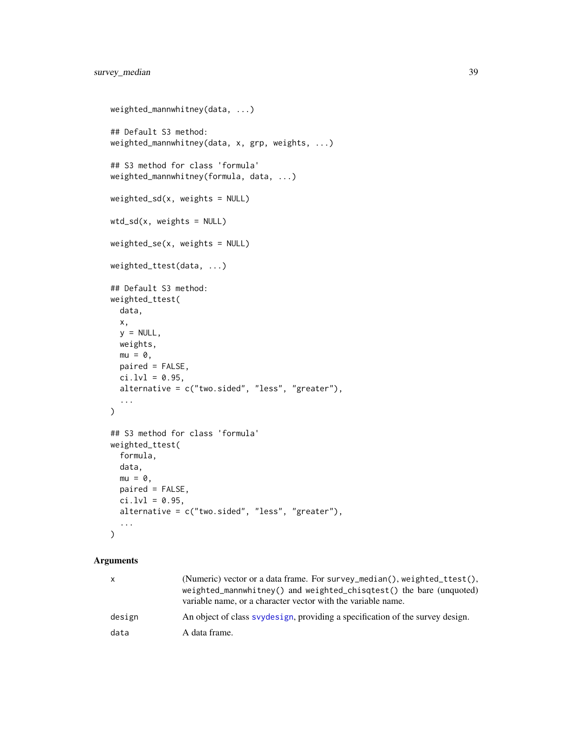```
weighted_mannwhitney(data, ...)

## Default S3 method:
weighted_mannwhitney(data, x, grp, weights, ...)

## S3 method for class 'formula'
weighted_mannwhitney(formula, data, ...)

weighted_sd(x, weights = NULL)

wtd_sd(x, weights = NULL)

weighted_se(x, weights = NULL)

weighted_ttest(data, ...)

## Default S3 method:
weighted_ttest(
  data,
  x,
  y = NULL,
  weights,
  mu = 0,
  paired = FALSE,
  ci.lvl = 0.95,
  alternative = c("two.sided", "less", "greater"),
  ...
)

## S3 method for class 'formula'
weighted_ttest(
  formula,
  data,
  mu = 0,
  paired = FALSE,
  ci.lvl = 0.95,
  alternative = c("two.sided", "less", "greater"),
  ...
)
```

## Arguments

| | |
|---|---|
| x | (Numeric) vector or a data frame. For `survey_median()`, `weighted_ttest()`, `weighted_mannwhitney()` and `weighted_chisqtest()` the bare (unquoted) variable name, or a character vector with the variable name. |
| design | An object of class `svydesign`, providing a specification of the survey design. |
| data | A data frame. |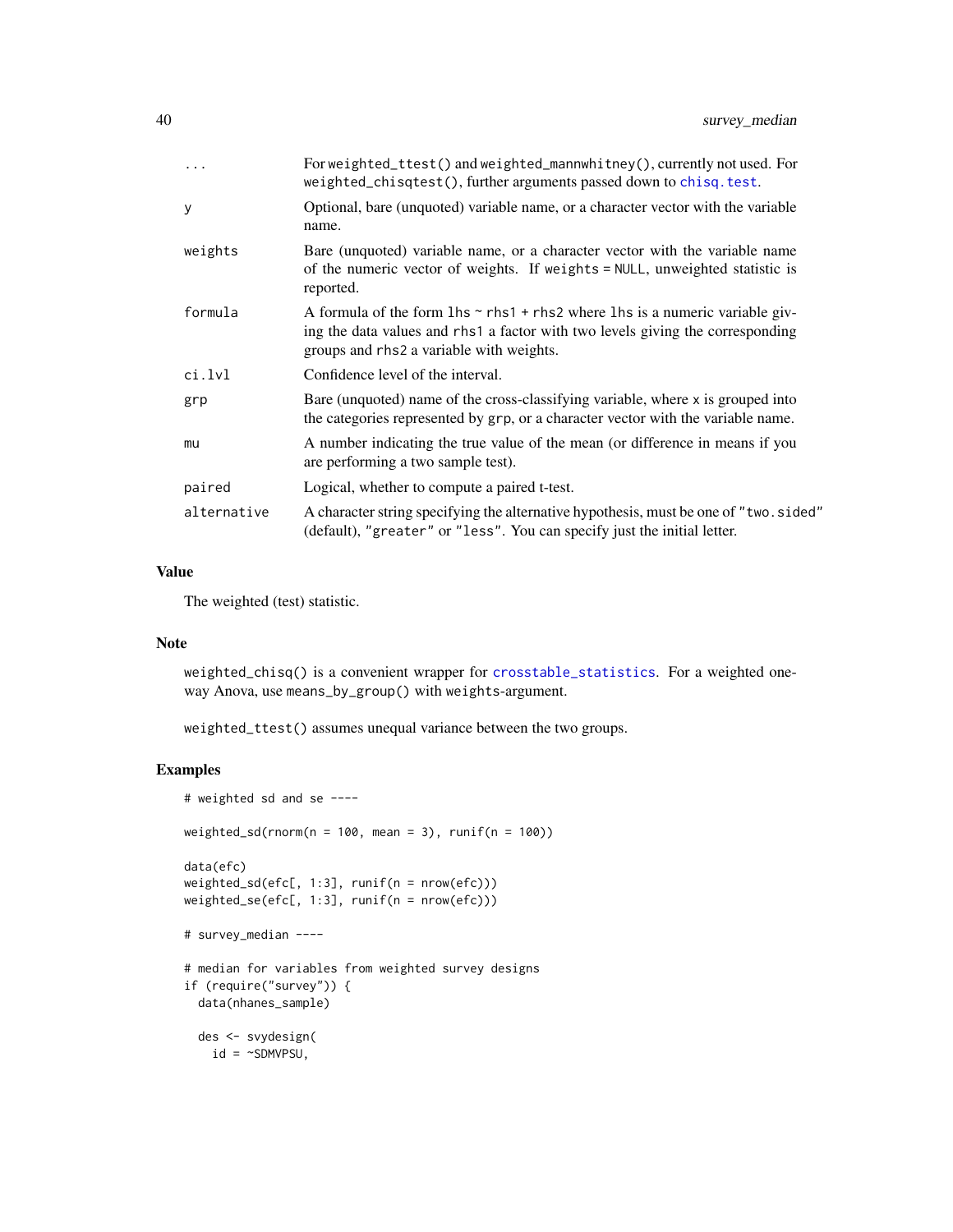| | |
|---|---|
| ... | For weighted_ttest() and weighted_mannwhitney(), currently not used. For weighted_chisqtest(), further arguments passed down to chisq.test. |
| y | Optional, bare (unquoted) variable name, or a character vector with the variable name. |
| weights | Bare (unquoted) variable name, or a character vector with the variable name of the numeric vector of weights. If weights = NULL, unweighted statistic is reported. |
| formula | A formula of the form lhs ~ rhs1 + rhs2 where lhs is a numeric variable giving the data values and rhs1 a factor with two levels giving the corresponding groups and rhs2 a variable with weights. |
| ci.lvl | Confidence level of the interval. |
| grp | Bare (unquoted) name of the cross-classifying variable, where x is grouped into the categories represented by grp, or a character vector with the variable name. |
| mu | A number indicating the true value of the mean (or difference in means if you are performing a two sample test). |
| paired | Logical, whether to compute a paired t-test. |
| alternative | A character string specifying the alternative hypothesis, must be one of "two.sided" (default), "greater" or "less". You can specify just the initial letter. |

### Value

The weighted (test) statistic.

### Note

weighted_chisq() is a convenient wrapper for crosstable_statistics. For a weighted one-way Anova, use means_by_group() with weights-argument.

weighted_ttest() assumes unequal variance between the two groups.

### Examples

```
# weighted sd and se ----

weighted_sd(rnorm(n = 100, mean = 3), runif(n = 100))

data(efc)
weighted_sd(efc[, 1:3], runif(n = nrow(efc)))
weighted_se(efc[, 1:3], runif(n = nrow(efc)))

# survey_median ----

# median for variables from weighted survey designs
if (require("survey")) {
  data(nhanes_sample)

  des <- svydesign(
    id = ~SDMVPSU,
```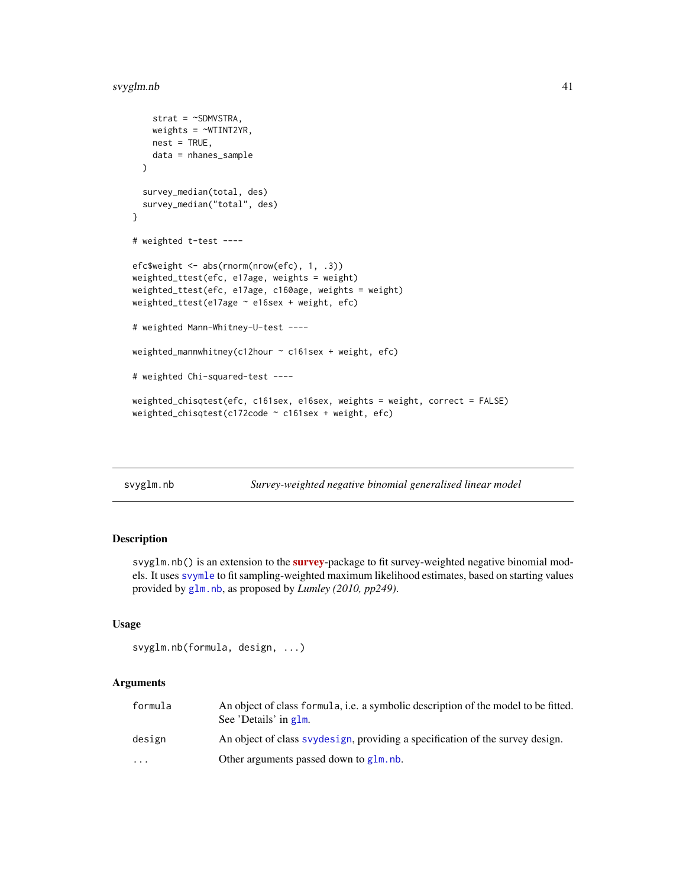```
    strat = ~SDMVSTRA,
    weights = ~WTINT2YR,
    nest = TRUE,
    data = nhanes_sample
  )

  survey_median(total, des)
  survey_median("total", des)
}

# weighted t-test ----

efc$weight <- abs(rnorm(nrow(efc), 1, .3))
weighted_ttest(efc, e17age, weights = weight)
weighted_ttest(efc, e17age, c160age, weights = weight)
weighted_ttest(e17age ~ e16sex + weight, efc)

# weighted Mann-Whitney-U-test ----

weighted_mannwhitney(c12hour ~ c161sex + weight, efc)

# weighted Chi-squared-test ----

weighted_chisqtest(efc, c161sex, e16sex, weights = weight, correct = FALSE)
weighted_chisqtest(c172code ~ c161sex + weight, efc)
```

---

## svyglm.nb — *Survey-weighted negative binomial generalised linear model*

### Description

svyglm.nb() is an extension to the **survey**-package to fit survey-weighted negative binomial models. It uses svymle to fit sampling-weighted maximum likelihood estimates, based on starting values provided by glm.nb, as proposed by *Lumley (2010, pp249)*.

### Usage

```
svyglm.nb(formula, design, ...)
```

### Arguments

| | |
|---|---|
| formula | An object of class formula, i.e. a symbolic description of the model to be fitted. See 'Details' in glm. |
| design | An object of class svydesign, providing a specification of the survey design. |
| ... | Other arguments passed down to glm.nb. |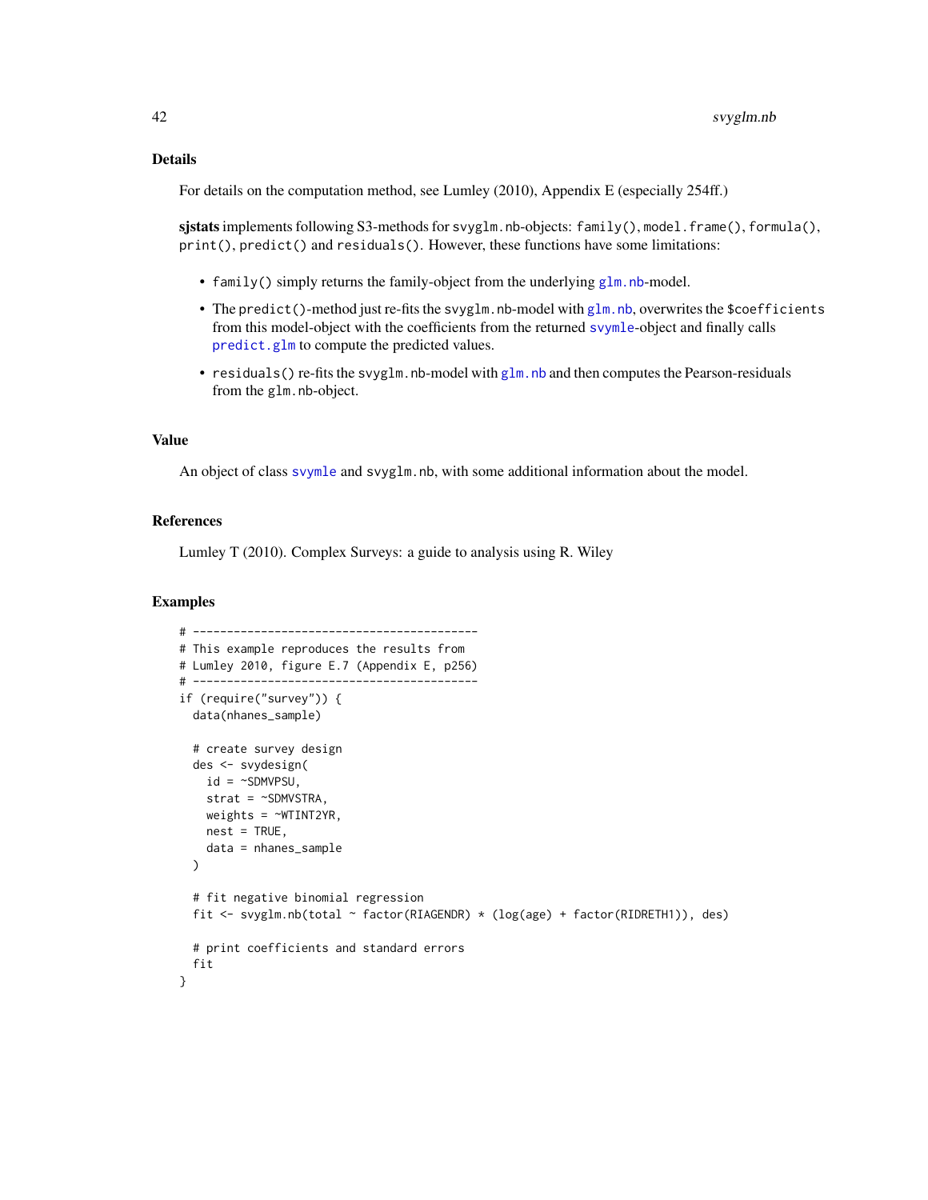## Details

For details on the computation method, see Lumley (2010), Appendix E (especially 254ff.)

**sjstats** implements following S3-methods for `svyglm.nb`-objects: `family()`, `model.frame()`, `formula()`, `print()`, `predict()` and `residuals()`. However, these functions have some limitations:

- `family()` simply returns the family-object from the underlying `glm.nb`-model.
- The `predict()`-method just re-fits the `svyglm.nb`-model with `glm.nb`, overwrites the `$coefficients` from this model-object with the coefficients from the returned `svymle`-object and finally calls `predict.glm` to compute the predicted values.
- `residuals()` re-fits the `svyglm.nb`-model with `glm.nb` and then computes the Pearson-residuals from the `glm.nb`-object.

## Value

An object of class `svymle` and `svyglm.nb`, with some additional information about the model.

## References

Lumley T (2010). Complex Surveys: a guide to analysis using R. Wiley

## Examples

```
# ------------------------------------------
# This example reproduces the results from
# Lumley 2010, figure E.7 (Appendix E, p256)
# ------------------------------------------
if (require("survey")) {
  data(nhanes_sample)

  # create survey design
  des <- svydesign(
    id = ~SDMVPSU,
    strat = ~SDMVSTRA,
    weights = ~WTINT2YR,
    nest = TRUE,
    data = nhanes_sample
  )

  # fit negative binomial regression
  fit <- svyglm.nb(total ~ factor(RIAGENDR) * (log(age) + factor(RIDRETH1)), des)

  # print coefficients and standard errors
  fit
}
```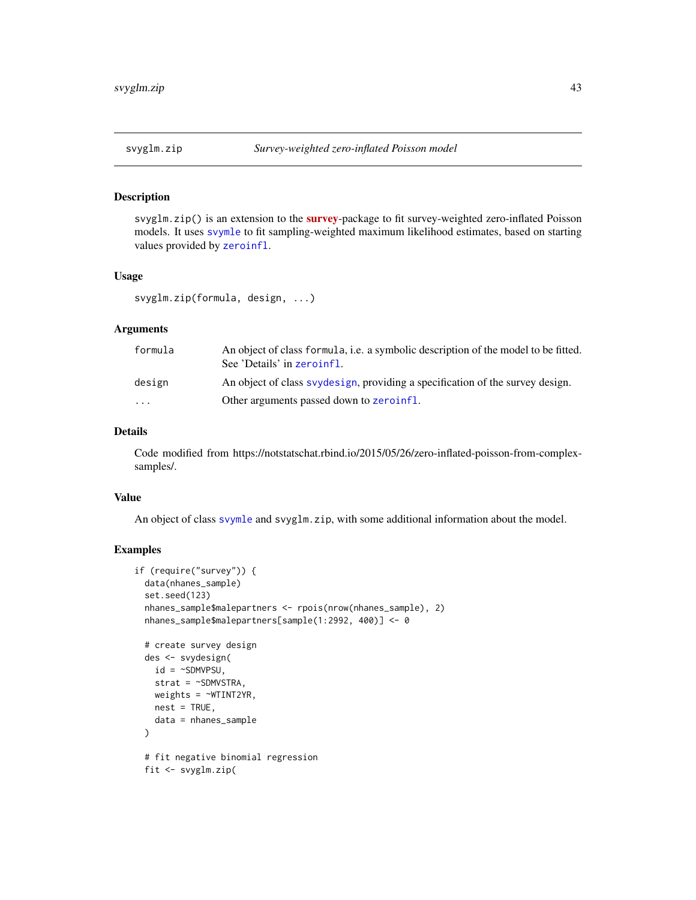## svyglm.zip — *Survey-weighted zero-inflated Poisson model*

### Description

`svyglm.zip()` is an extension to the **survey**-package to fit survey-weighted zero-inflated Poisson models. It uses `svymle` to fit sampling-weighted maximum likelihood estimates, based on starting values provided by `zeroinfl`.

### Usage

```
svyglm.zip(formula, design, ...)
```

### Arguments

| | |
|---|---|
| `formula` | An object of class `formula`, i.e. a symbolic description of the model to be fitted. See 'Details' in `zeroinfl`. |
| `design` | An object of class `svydesign`, providing a specification of the survey design. |
| `...` | Other arguments passed down to `zeroinfl`. |

### Details

Code modified from https://notstatschat.rbind.io/2015/05/26/zero-inflated-poisson-from-complex-samples/.

### Value

An object of class `svymle` and `svyglm.zip`, with some additional information about the model.

### Examples

```
if (require("survey")) {
  data(nhanes_sample)
  set.seed(123)
  nhanes_sample$malepartners <- rpois(nrow(nhanes_sample), 2)
  nhanes_sample$malepartners[sample(1:2992, 400)] <- 0

  # create survey design
  des <- svydesign(
    id = ~SDMVPSU,
    strat = ~SDMVSTRA,
    weights = ~WTINT2YR,
    nest = TRUE,
    data = nhanes_sample
  )

  # fit negative binomial regression
  fit <- svyglm.zip(
```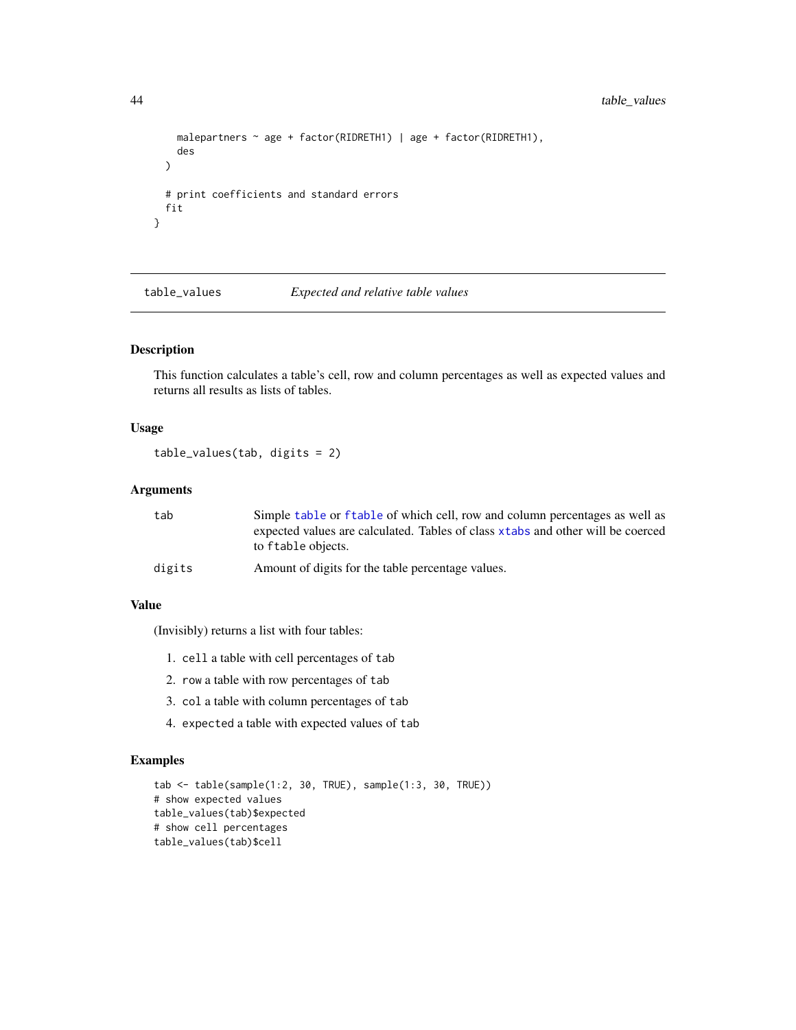```
    malepartners ~ age + factor(RIDRETH1) | age + factor(RIDRETH1),
    des
  )

  # print coefficients and standard errors
  fit
}
```

---

## table_values — *Expected and relative table values*

---

### Description

This function calculates a table's cell, row and column percentages as well as expected values and returns all results as lists of tables.

### Usage

```
table_values(tab, digits = 2)
```

### Arguments

| | |
|---|---|
| `tab` | Simple `table` or `ftable` of which cell, row and column percentages as well as expected values are calculated. Tables of class `xtabs` and other will be coerced to `ftable` objects. |
| `digits` | Amount of digits for the table percentage values. |

### Value

(Invisibly) returns a list with four tables:

1. `cell` a table with cell percentages of `tab`
2. `row` a table with row percentages of `tab`
3. `col` a table with column percentages of `tab`
4. `expected` a table with expected values of `tab`

### Examples

```
tab <- table(sample(1:2, 30, TRUE), sample(1:3, 30, TRUE))
# show expected values
table_values(tab)$expected
# show cell percentages
table_values(tab)$cell
```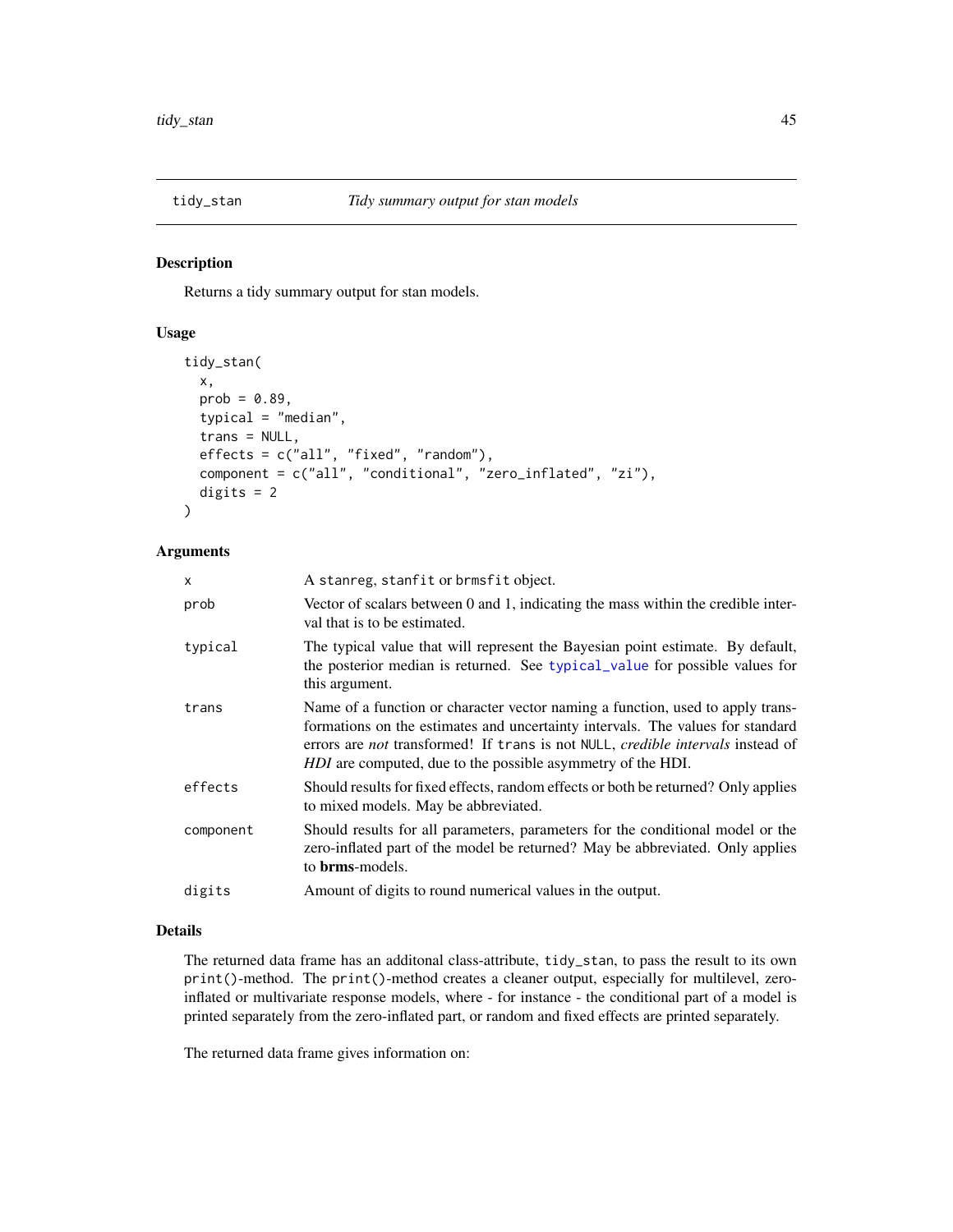## tidy_stan    *Tidy summary output for stan models*

### Description

Returns a tidy summary output for stan models.

### Usage

```
tidy_stan(
  x,
  prob = 0.89,
  typical = "median",
  trans = NULL,
  effects = c("all", "fixed", "random"),
  component = c("all", "conditional", "zero_inflated", "zi"),
  digits = 2
)
```

### Arguments

| | |
|---|---|
| x | A `stanreg`, `stanfit` or `brmsfit` object. |
| prob | Vector of scalars between 0 and 1, indicating the mass within the credible interval that is to be estimated. |
| typical | The typical value that will represent the Bayesian point estimate. By default, the posterior median is returned. See `typical_value` for possible values for this argument. |
| trans | Name of a function or character vector naming a function, used to apply transformations on the estimates and uncertainty intervals. The values for standard errors are *not* transformed! If `trans` is not `NULL`, *credible intervals* instead of *HDI* are computed, due to the possible asymmetry of the HDI. |
| effects | Should results for fixed effects, random effects or both be returned? Only applies to mixed models. May be abbreviated. |
| component | Should results for all parameters, parameters for the conditional model or the zero-inflated part of the model be returned? May be abbreviated. Only applies to **brms**-models. |
| digits | Amount of digits to round numerical values in the output. |

### Details

The returned data frame has an additonal class-attribute, `tidy_stan`, to pass the result to its own `print()`-method. The `print()`-method creates a cleaner output, especially for multilevel, zero-inflated or multivariate response models, where - for instance - the conditional part of a model is printed separately from the zero-inflated part, or random and fixed effects are printed separately.

The returned data frame gives information on: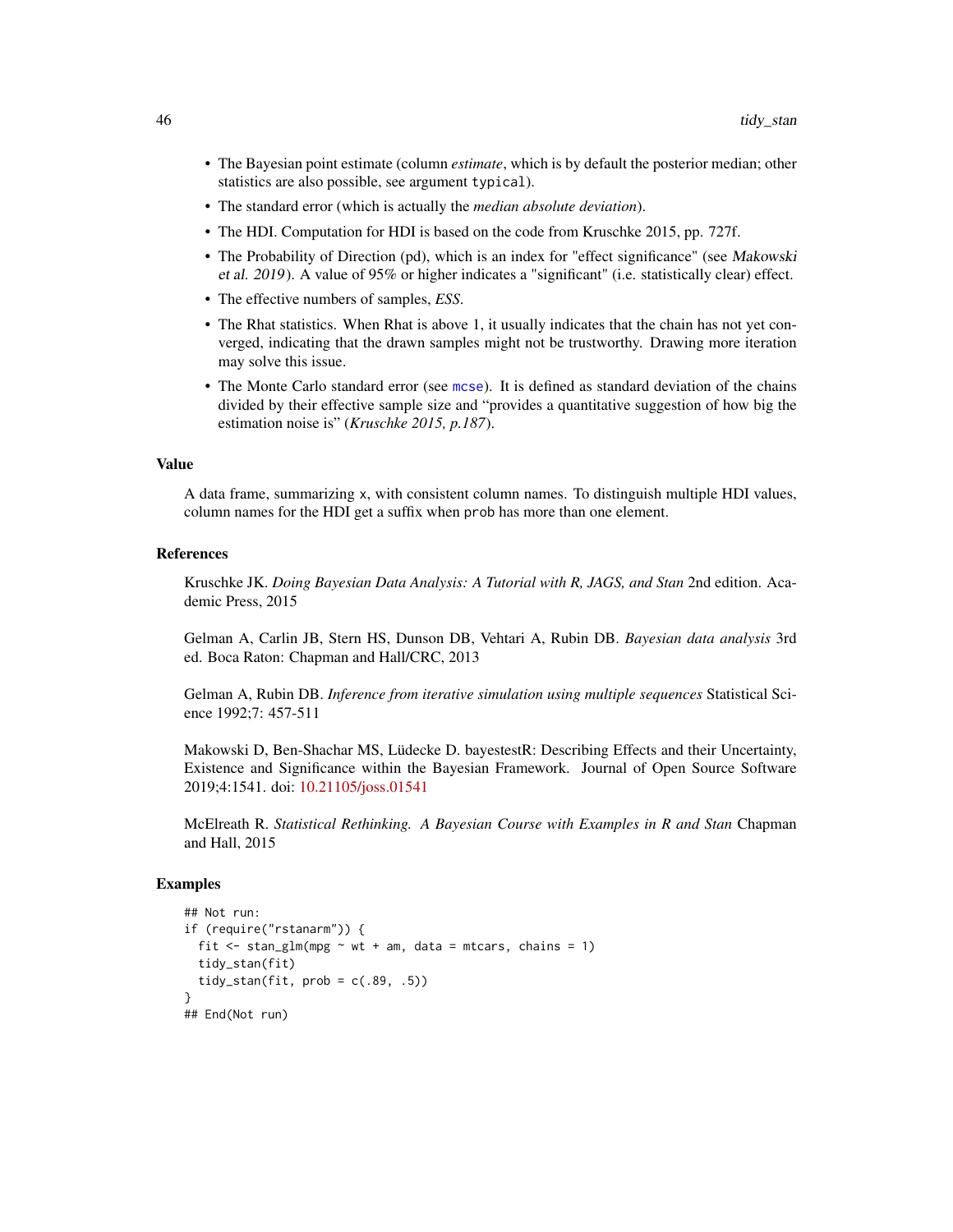- The Bayesian point estimate (column *estimate*, which is by default the posterior median; other statistics are also possible, see argument `typical`).
- The standard error (which is actually the *median absolute deviation*).
- The HDI. Computation for HDI is based on the code from Kruschke 2015, pp. 727f.
- The Probability of Direction (pd), which is an index for "effect significance" (see *Makowski et al. 2019*). A value of 95% or higher indicates a "significant" (i.e. statistically clear) effect.
- The effective numbers of samples, *ESS*.
- The Rhat statistics. When Rhat is above 1, it usually indicates that the chain has not yet converged, indicating that the drawn samples might not be trustworthy. Drawing more iteration may solve this issue.
- The Monte Carlo standard error (see `mcse`). It is defined as standard deviation of the chains divided by their effective sample size and "provides a quantitative suggestion of how big the estimation noise is" (*Kruschke 2015, p.187*).

### Value

A data frame, summarizing `x`, with consistent column names. To distinguish multiple HDI values, column names for the HDI get a suffix when `prob` has more than one element.

### References

Kruschke JK. *Doing Bayesian Data Analysis: A Tutorial with R, JAGS, and Stan* 2nd edition. Academic Press, 2015

Gelman A, Carlin JB, Stern HS, Dunson DB, Vehtari A, Rubin DB. *Bayesian data analysis* 3rd ed. Boca Raton: Chapman and Hall/CRC, 2013

Gelman A, Rubin DB. *Inference from iterative simulation using multiple sequences* Statistical Science 1992;7: 457-511

Makowski D, Ben-Shachar MS, Lüdecke D. bayestestR: Describing Effects and their Uncertainty, Existence and Significance within the Bayesian Framework. Journal of Open Source Software 2019;4:1541. doi: 10.21105/joss.01541

McElreath R. *Statistical Rethinking. A Bayesian Course with Examples in R and Stan* Chapman and Hall, 2015

### Examples

```
## Not run:
if (require("rstanarm")) {
  fit <- stan_glm(mpg ~ wt + am, data = mtcars, chains = 1)
  tidy_stan(fit)
  tidy_stan(fit, prob = c(.89, .5))
}
## End(Not run)
```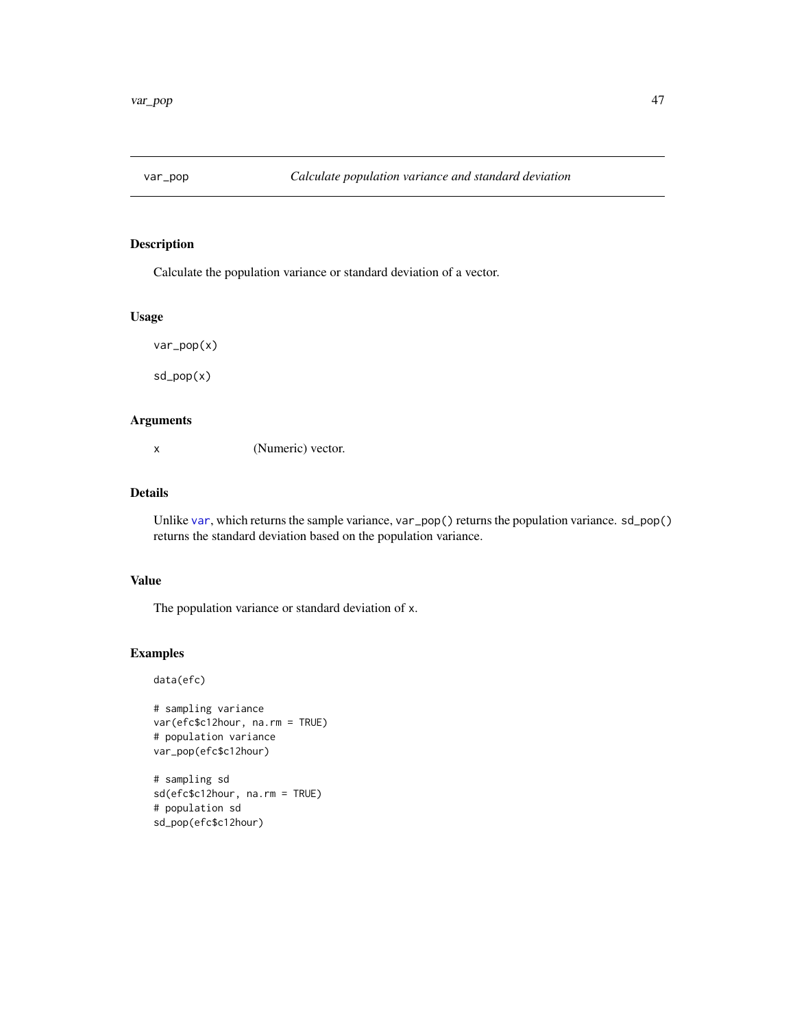# var_pop — *Calculate population variance and standard deviation*

## Description

Calculate the population variance or standard deviation of a vector.

## Usage

```
var_pop(x)

sd_pop(x)
```

## Arguments

| | |
|---|---|
| `x` | (Numeric) vector. |

## Details

Unlike `var`, which returns the sample variance, `var_pop()` returns the population variance. `sd_pop()` returns the standard deviation based on the population variance.

## Value

The population variance or standard deviation of `x`.

## Examples

```
data(efc)

# sampling variance
var(efc$c12hour, na.rm = TRUE)
# population variance
var_pop(efc$c12hour)

# sampling sd
sd(efc$c12hour, na.rm = TRUE)
# population sd
sd_pop(efc$c12hour)
```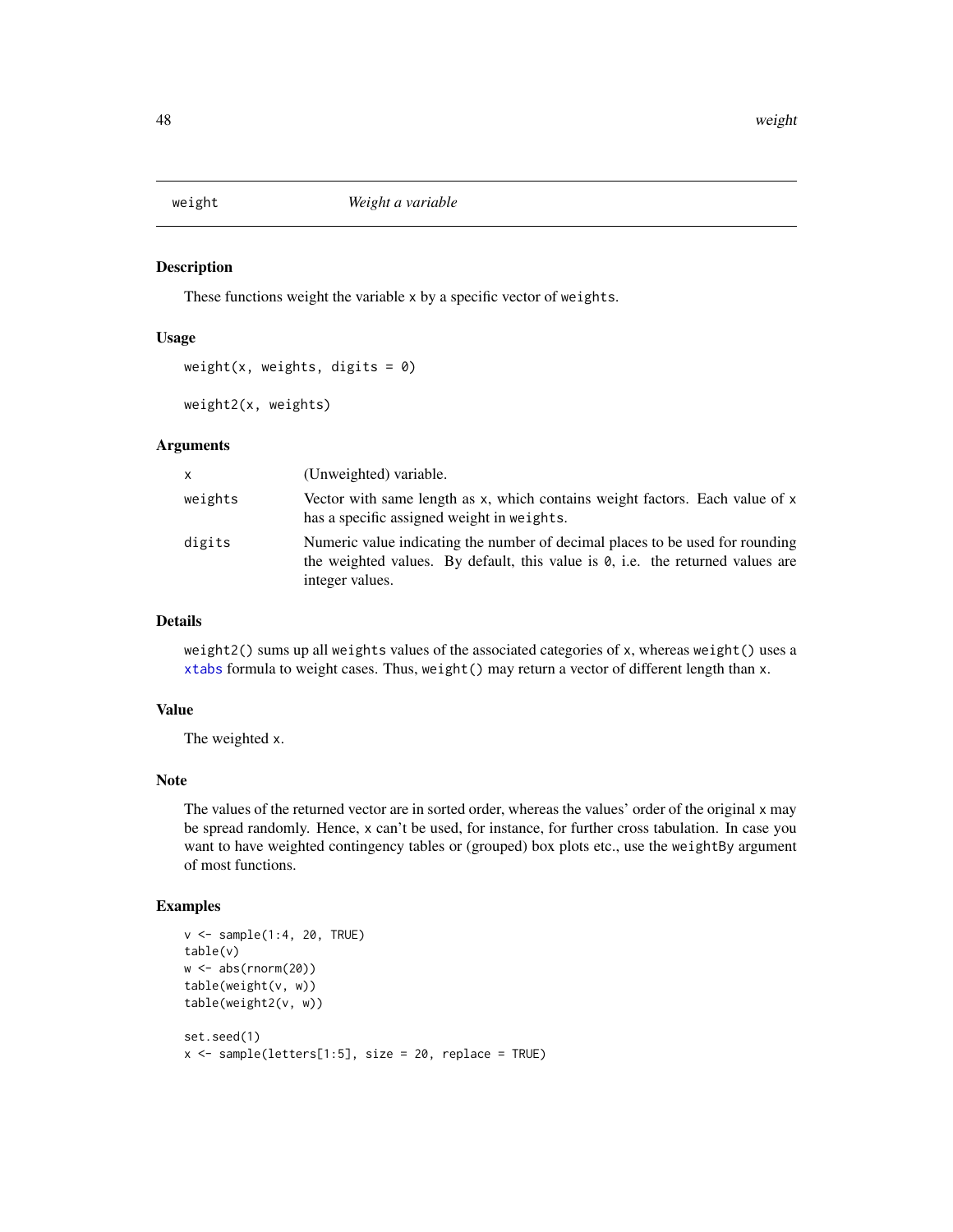## weight — *Weight a variable*

### Description

These functions weight the variable `x` by a specific vector of `weights`.

### Usage

```
weight(x, weights, digits = 0)

weight2(x, weights)
```

### Arguments

| | |
|---|---|
| `x` | (Unweighted) variable. |
| `weights` | Vector with same length as `x`, which contains weight factors. Each value of `x` has a specific assigned weight in `weights`. |
| `digits` | Numeric value indicating the number of decimal places to be used for rounding the weighted values. By default, this value is `0`, i.e. the returned values are integer values. |

### Details

`weight2()` sums up all `weights` values of the associated categories of `x`, whereas `weight()` uses a `xtabs` formula to weight cases. Thus, `weight()` may return a vector of different length than `x`.

### Value

The weighted `x`.

### Note

The values of the returned vector are in sorted order, whereas the values' order of the original `x` may be spread randomly. Hence, `x` can't be used, for instance, for further cross tabulation. In case you want to have weighted contingency tables or (grouped) box plots etc., use the `weightBy` argument of most functions.

### Examples

```
v <- sample(1:4, 20, TRUE)
table(v)
w <- abs(rnorm(20))
table(weight(v, w))
table(weight2(v, w))

set.seed(1)
x <- sample(letters[1:5], size = 20, replace = TRUE)
```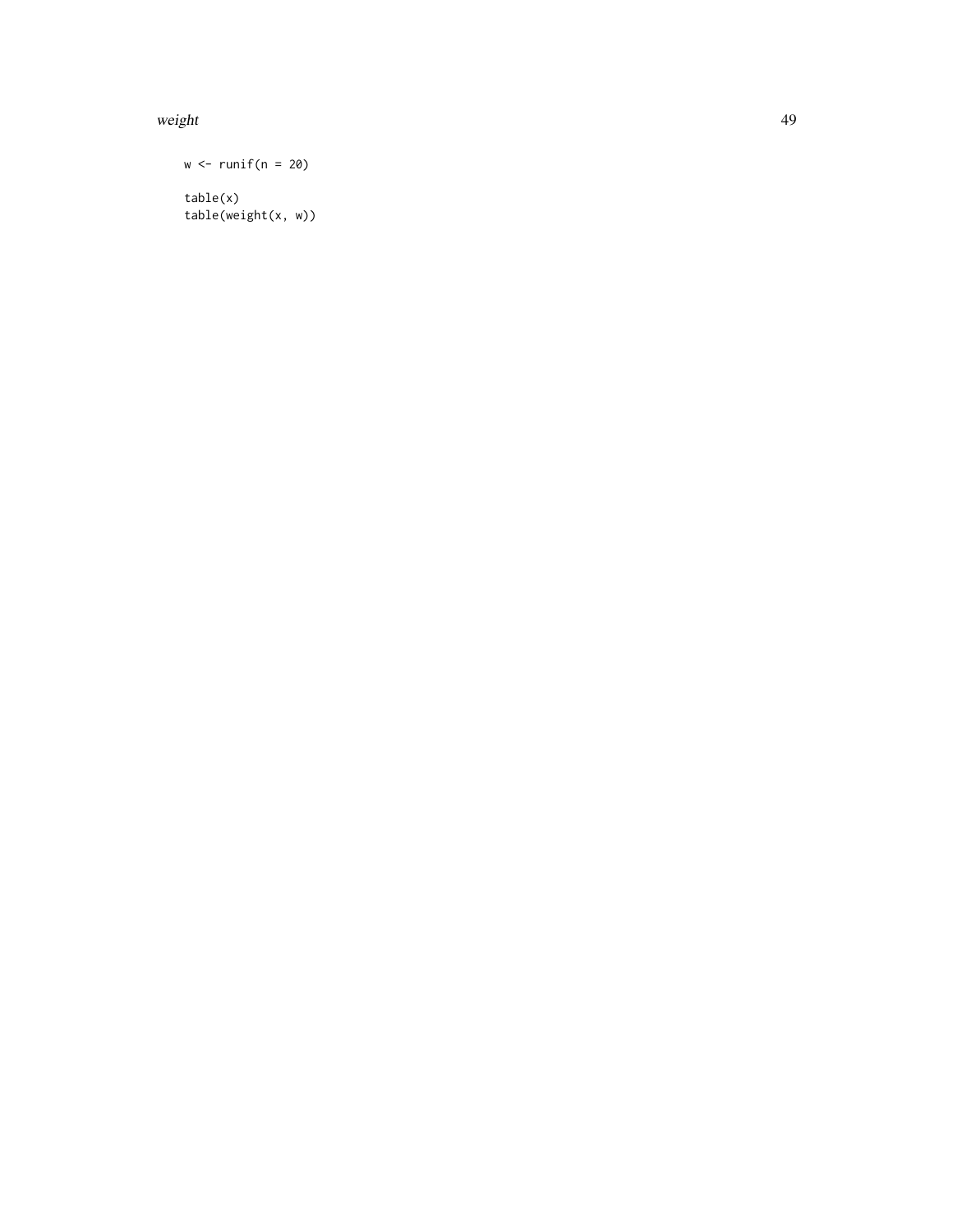```
w <- runif(n = 20)

table(x)
table(weight(x, w))
```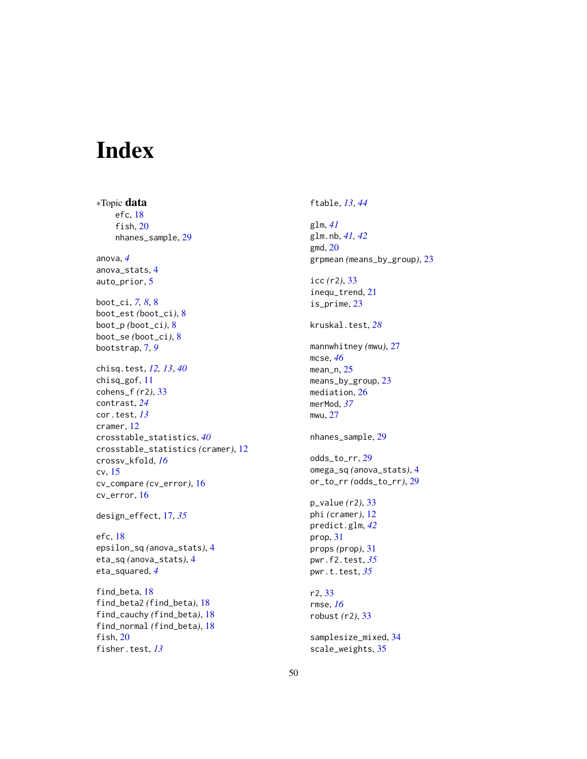# Index

∗Topic **data**

- efc, 18
- fish, 20
- nhanes_sample, 29

anova, *4*
anova_stats, 4
auto_prior, 5

boot_ci, *7, 8*, 8
boot_est (boot_ci), 8
boot_p (boot_ci), 8
boot_se (boot_ci), 8
bootstrap, 7, *9*

chisq.test, *12, 13*, *40*
chisq_gof, 11
cohens_f (r2), 33
contrast, *24*
cor.test, *13*
cramer, 12
crosstable_statistics, *40*
crosstable_statistics (cramer), 12
crossv_kfold, *16*
cv, 15
cv_compare (cv_error), 16
cv_error, 16

design_effect, 17, *35*

efc, 18
epsilon_sq (anova_stats), 4
eta_sq (anova_stats), 4
eta_squared, *4*

find_beta, 18
find_beta2 (find_beta), 18
find_cauchy (find_beta), 18
find_normal (find_beta), 18
fish, 20
fisher.test, *13*

ftable, *13*, *44*

glm, *41*
glm.nb, *41, 42*
gmd, 20
grpmean (means_by_group), 23

icc (r2), 33
inequ_trend, 21
is_prime, 23

kruskal.test, *28*

mannwhitney (mwu), 27
mcse, *46*
mean_n, 25
means_by_group, 23
mediation, 26
merMod, *37*
mwu, 27

nhanes_sample, 29

odds_to_rr, 29
omega_sq (anova_stats), 4
or_to_rr (odds_to_rr), 29

p_value (r2), 33
phi (cramer), 12
predict.glm, *42*
prop, 31
props (prop), 31
pwr.f2.test, *35*
pwr.t.test, *35*

r2, 33
rmse, *16*
robust (r2), 33

samplesize_mixed, 34
scale_weights, 35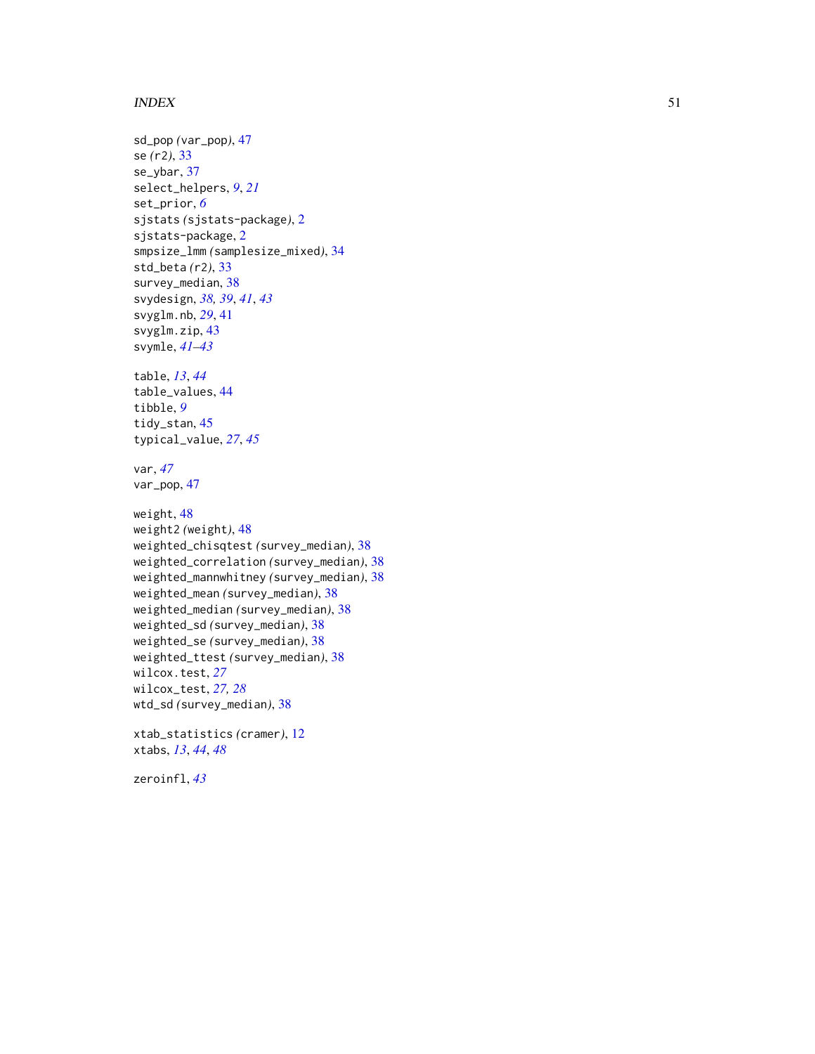sd_pop *(*var_pop*)*, 47
se *(*r2*)*, 33
se_ybar, 37
select_helpers, *9*, *21*
set_prior, *6*
sjstats *(*sjstats-package*)*, 2
sjstats-package, 2
smpsize_lmm *(*samplesize_mixed*)*, 34
std_beta *(*r2*)*, 33
survey_median, 38
svydesign, *38, 39*, *41*, *43*
svyglm.nb, *29*, 41
svyglm.zip, 43
svymle, *41–43*

table, *13*, *44*
table_values, 44
tibble, *9*
tidy_stan, 45
typical_value, *27*, *45*

var, *47*
var_pop, 47

weight, 48
weight2 *(*weight*)*, 48
weighted_chisqtest *(*survey_median*)*, 38
weighted_correlation *(*survey_median*)*, 38
weighted_mannwhitney *(*survey_median*)*, 38
weighted_mean *(*survey_median*)*, 38
weighted_median *(*survey_median*)*, 38
weighted_sd *(*survey_median*)*, 38
weighted_se *(*survey_median*)*, 38
weighted_ttest *(*survey_median*)*, 38
wilcox.test, *27*
wilcox_test, *27, 28*
wtd_sd *(*survey_median*)*, 38

xtab_statistics *(*cramer*)*, 12
xtabs, *13*, *44*, *48*

zeroinfl, *43*